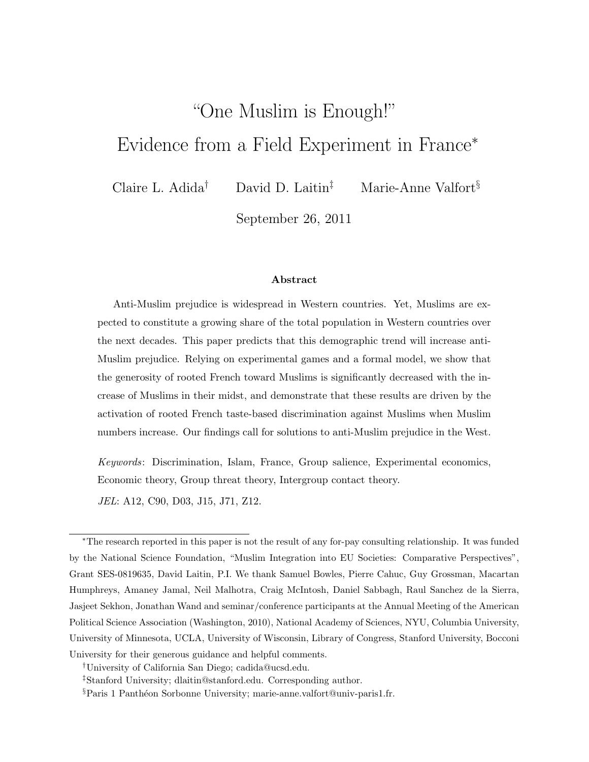# "One Muslim is Enough!" Evidence from a Field Experiment in France*

Claire L. Adida[†] David D. Laitin[‡] Marie-Anne Valfort[§]

September 26, 2011

## Abstract

Anti-Muslim prejudice is widespread in Western countries. Yet, Muslims are expected to constitute a growing share of the total population in Western countries over the next decades. This paper predicts that this demographic trend will increase anti-Muslim prejudice. Relying on experimental games and a formal model, we show that the generosity of rooted French toward Muslims is significantly decreased with the increase of Muslims in their midst, and demonstrate that these results are driven by the activation of rooted French taste-based discrimination against Muslims when Muslim numbers increase. Our findings call for solutions to anti-Muslim prejudice in the West.

*Keywords*: Discrimination, Islam, France, Group salience, Experimental economics, Economic theory, Group threat theory, Intergroup contact theory.

*JEL*: A12, C90, D03, J15, J71, Z12.

---

*The research reported in this paper is not the result of any for-pay consulting relationship. It was funded by the National Science Foundation, "Muslim Integration into EU Societies: Comparative Perspectives", Grant SES-0819635, David Laitin, P.I. We thank Samuel Bowles, Pierre Cahuc, Guy Grossman, Macartan Humphreys, Amaney Jamal, Neil Malhotra, Craig McIntosh, Daniel Sabbagh, Raul Sanchez de la Sierra, Jasjeet Sekhon, Jonathan Wand and seminar/conference participants at the Annual Meeting of the American Political Science Association (Washington, 2010), National Academy of Sciences, NYU, Columbia University, University of Minnesota, UCLA, University of Wisconsin, Library of Congress, Stanford University, Bocconi University for their generous guidance and helpful comments.

†University of California San Diego; cadida@ucsd.edu.

‡Stanford University; dlaitin@stanford.edu. Corresponding author.

§Paris 1 Panthéon Sorbonne University; marie-anne.valfort@univ-paris1.fr.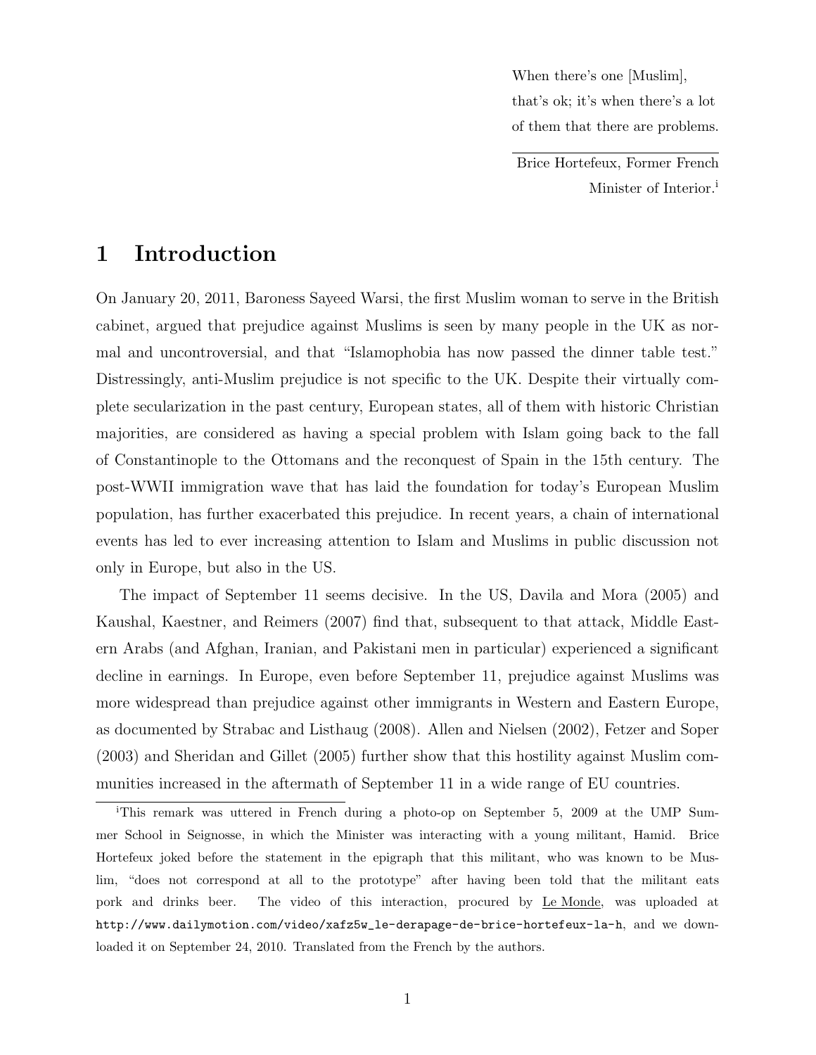> When there's one [Muslim], that's ok; it's when there's a lot of them that there are problems.
>
> Brice Hortefeux, Former French Minister of Interior.[i]

# 1 Introduction

On January 20, 2011, Baroness Sayeed Warsi, the first Muslim woman to serve in the British cabinet, argued that prejudice against Muslims is seen by many people in the UK as normal and uncontroversial, and that "Islamophobia has now passed the dinner table test." Distressingly, anti-Muslim prejudice is not specific to the UK. Despite their virtually complete secularization in the past century, European states, all of them with historic Christian majorities, are considered as having a special problem with Islam going back to the fall of Constantinople to the Ottomans and the reconquest of Spain in the 15th century. The post-WWII immigration wave that has laid the foundation for today's European Muslim population, has further exacerbated this prejudice. In recent years, a chain of international events has led to ever increasing attention to Islam and Muslims in public discussion not only in Europe, but also in the US.

The impact of September 11 seems decisive. In the US, Davila and Mora (2005) and Kaushal, Kaestner, and Reimers (2007) find that, subsequent to that attack, Middle Eastern Arabs (and Afghan, Iranian, and Pakistani men in particular) experienced a significant decline in earnings. In Europe, even before September 11, prejudice against Muslims was more widespread than prejudice against other immigrants in Western and Eastern Europe, as documented by Strabac and Listhaug (2008). Allen and Nielsen (2002), Fetzer and Soper (2003) and Sheridan and Gillet (2005) further show that this hostility against Muslim communities increased in the aftermath of September 11 in a wide range of EU countries.

[i]This remark was uttered in French during a photo-op on September 5, 2009 at the UMP Summer School in Seignosse, in which the Minister was interacting with a young militant, Hamid. Brice Hortefeux joked before the statement in the epigraph that this militant, who was known to be Muslim, "does not correspond at all to the prototype" after having been told that the militant eats pork and drinks beer. The video of this interaction, procured by Le Monde, was uploaded at http://www.dailymotion.com/video/xafz5w_le-derapage-de-brice-hortefeux-la-h, and we downloaded it on September 24, 2010. Translated from the French by the authors.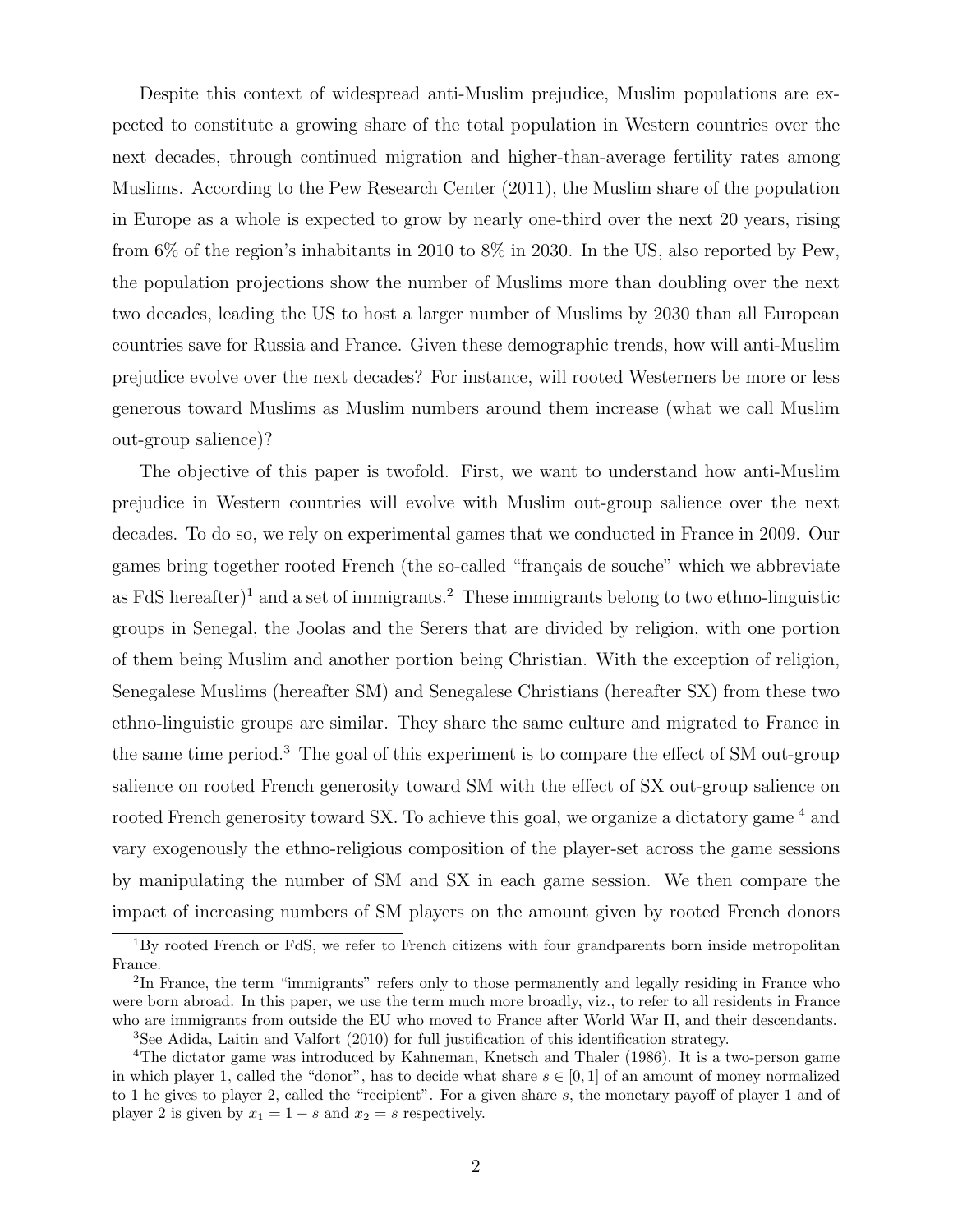Despite this context of widespread anti-Muslim prejudice, Muslim populations are expected to constitute a growing share of the total population in Western countries over the next decades, through continued migration and higher-than-average fertility rates among Muslims. According to the Pew Research Center (2011), the Muslim share of the population in Europe as a whole is expected to grow by nearly one-third over the next 20 years, rising from 6% of the region's inhabitants in 2010 to 8% in 2030. In the US, also reported by Pew, the population projections show the number of Muslims more than doubling over the next two decades, leading the US to host a larger number of Muslims by 2030 than all European countries save for Russia and France. Given these demographic trends, how will anti-Muslim prejudice evolve over the next decades? For instance, will rooted Westerners be more or less generous toward Muslims as Muslim numbers around them increase (what we call Muslim out-group salience)?

The objective of this paper is twofold. First, we want to understand how anti-Muslim prejudice in Western countries will evolve with Muslim out-group salience over the next decades. To do so, we rely on experimental games that we conducted in France in 2009. Our games bring together rooted French (the so-called "français de souche" which we abbreviate as FdS hereafter)[1] and a set of immigrants.[2] These immigrants belong to two ethno-linguistic groups in Senegal, the Joolas and the Serers that are divided by religion, with one portion of them being Muslim and another portion being Christian. With the exception of religion, Senegalese Muslims (hereafter SM) and Senegalese Christians (hereafter SX) from these two ethno-linguistic groups are similar. They share the same culture and migrated to France in the same time period.[3] The goal of this experiment is to compare the effect of SM out-group salience on rooted French generosity toward SM with the effect of SX out-group salience on rooted French generosity toward SX. To achieve this goal, we organize a dictatory game [4] and vary exogenously the ethno-religious composition of the player-set across the game sessions by manipulating the number of SM and SX in each game session. We then compare the impact of increasing numbers of SM players on the amount given by rooted French donors

[1] By rooted French or FdS, we refer to French citizens with four grandparents born inside metropolitan France.

[2] In France, the term "immigrants" refers only to those permanently and legally residing in France who were born abroad. In this paper, we use the term much more broadly, viz., to refer to all residents in France who are immigrants from outside the EU who moved to France after World War II, and their descendants.

[3] See Adida, Laitin and Valfort (2010) for full justification of this identification strategy.

[4] The dictator game was introduced by Kahneman, Knetsch and Thaler (1986). It is a two-person game in which player 1, called the "donor", has to decide what share $s \in [0, 1]$ of an amount of money normalized to 1 he gives to player 2, called the "recipient". For a given share $s$, the monetary payoff of player 1 and of player 2 is given by $x_1 = 1 - s$ and $x_2 = s$ respectively.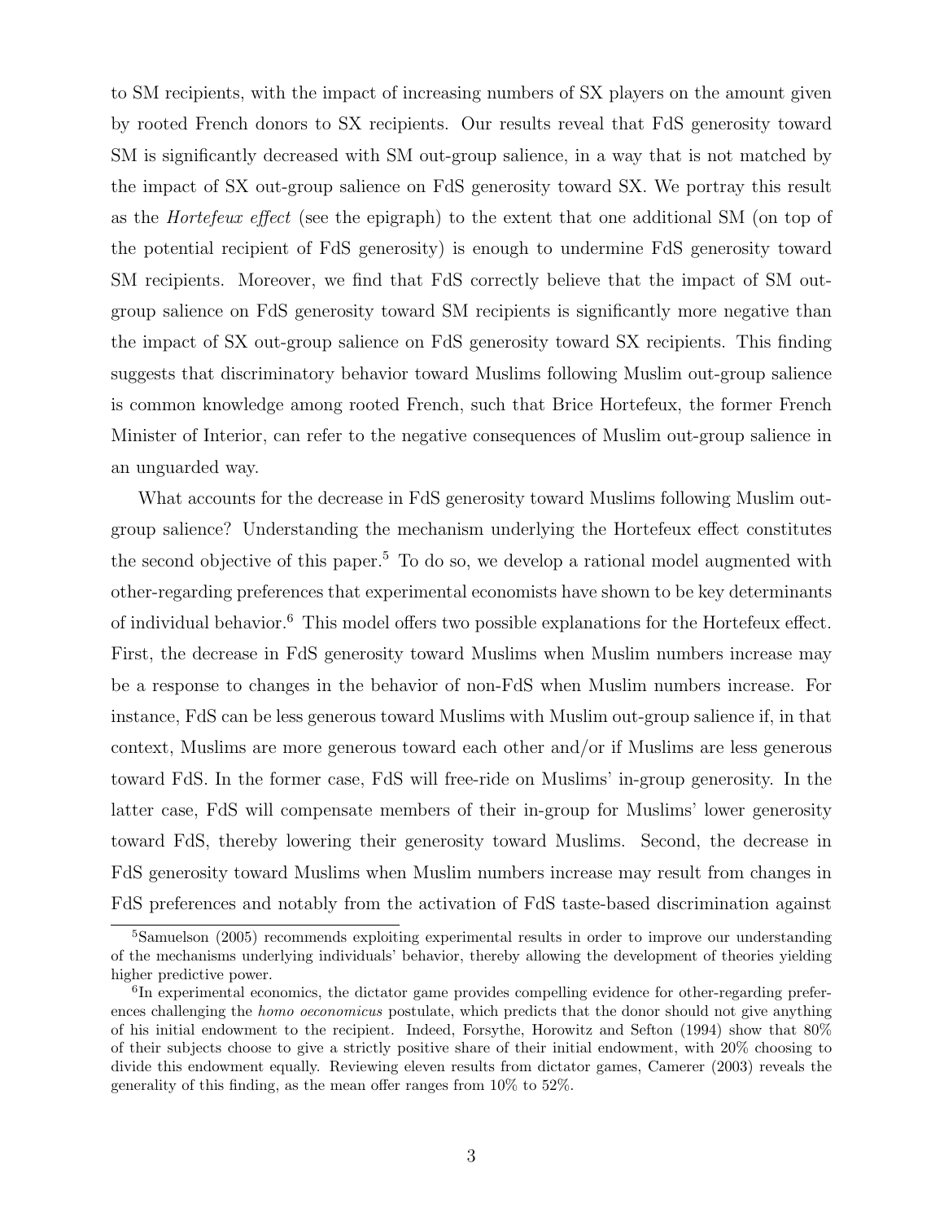to SM recipients, with the impact of increasing numbers of SX players on the amount given by rooted French donors to SX recipients. Our results reveal that FdS generosity toward SM is significantly decreased with SM out-group salience, in a way that is not matched by the impact of SX out-group salience on FdS generosity toward SX. We portray this result as the *Hortefeux effect* (see the epigraph) to the extent that one additional SM (on top of the potential recipient of FdS generosity) is enough to undermine FdS generosity toward SM recipients. Moreover, we find that FdS correctly believe that the impact of SM out-group salience on FdS generosity toward SM recipients is significantly more negative than the impact of SX out-group salience on FdS generosity toward SX recipients. This finding suggests that discriminatory behavior toward Muslims following Muslim out-group salience is common knowledge among rooted French, such that Brice Hortefeux, the former French Minister of Interior, can refer to the negative consequences of Muslim out-group salience in an unguarded way.

What accounts for the decrease in FdS generosity toward Muslims following Muslim out-group salience? Understanding the mechanism underlying the Hortefeux effect constitutes the second objective of this paper.[5] To do so, we develop a rational model augmented with other-regarding preferences that experimental economists have shown to be key determinants of individual behavior.[6] This model offers two possible explanations for the Hortefeux effect. First, the decrease in FdS generosity toward Muslims when Muslim numbers increase may be a response to changes in the behavior of non-FdS when Muslim numbers increase. For instance, FdS can be less generous toward Muslims with Muslim out-group salience if, in that context, Muslims are more generous toward each other and/or if Muslims are less generous toward FdS. In the former case, FdS will free-ride on Muslims' in-group generosity. In the latter case, FdS will compensate members of their in-group for Muslims' lower generosity toward FdS, thereby lowering their generosity toward Muslims. Second, the decrease in FdS generosity toward Muslims when Muslim numbers increase may result from changes in FdS preferences and notably from the activation of FdS taste-based discrimination against

[5] Samuelson (2005) recommends exploiting experimental results in order to improve our understanding of the mechanisms underlying individuals' behavior, thereby allowing the development of theories yielding higher predictive power.

[6] In experimental economics, the dictator game provides compelling evidence for other-regarding preferences challenging the *homo oeconomicus* postulate, which predicts that the donor should not give anything of his initial endowment to the recipient. Indeed, Forsythe, Horowitz and Sefton (1994) show that 80% of their subjects choose to give a strictly positive share of their initial endowment, with 20% choosing to divide this endowment equally. Reviewing eleven results from dictator games, Camerer (2003) reveals the generality of this finding, as the mean offer ranges from 10% to 52%.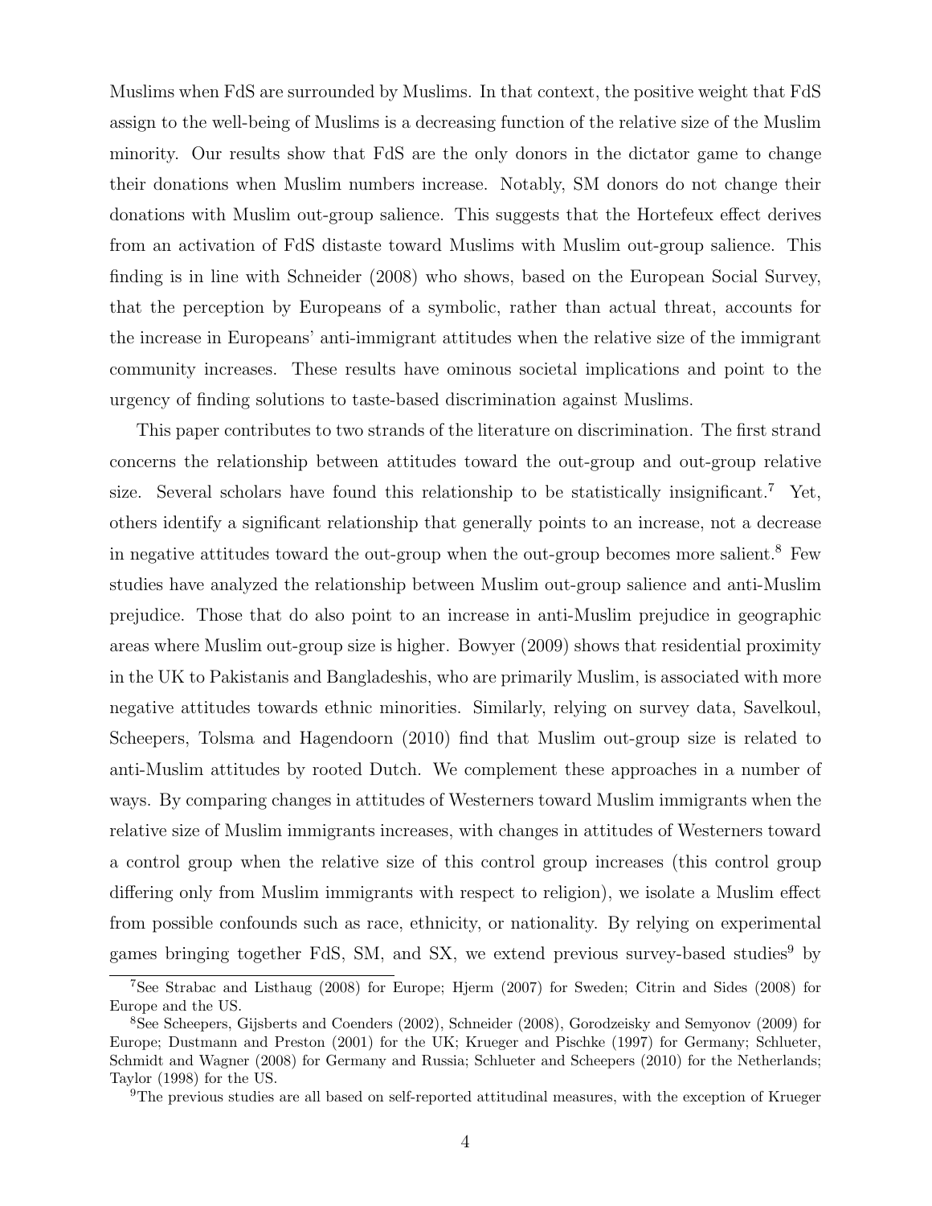Muslims when FdS are surrounded by Muslims. In that context, the positive weight that FdS assign to the well-being of Muslims is a decreasing function of the relative size of the Muslim minority. Our results show that FdS are the only donors in the dictator game to change their donations when Muslim numbers increase. Notably, SM donors do not change their donations with Muslim out-group salience. This suggests that the Hortefeux effect derives from an activation of FdS distaste toward Muslims with Muslim out-group salience. This finding is in line with Schneider (2008) who shows, based on the European Social Survey, that the perception by Europeans of a symbolic, rather than actual threat, accounts for the increase in Europeans' anti-immigrant attitudes when the relative size of the immigrant community increases. These results have ominous societal implications and point to the urgency of finding solutions to taste-based discrimination against Muslims.

This paper contributes to two strands of the literature on discrimination. The first strand concerns the relationship between attitudes toward the out-group and out-group relative size. Several scholars have found this relationship to be statistically insignificant.[7] Yet, others identify a significant relationship that generally points to an increase, not a decrease in negative attitudes toward the out-group when the out-group becomes more salient.[8] Few studies have analyzed the relationship between Muslim out-group salience and anti-Muslim prejudice. Those that do also point to an increase in anti-Muslim prejudice in geographic areas where Muslim out-group size is higher. Bowyer (2009) shows that residential proximity in the UK to Pakistanis and Bangladeshis, who are primarily Muslim, is associated with more negative attitudes towards ethnic minorities. Similarly, relying on survey data, Savelkoul, Scheepers, Tolsma and Hagendoorn (2010) find that Muslim out-group size is related to anti-Muslim attitudes by rooted Dutch. We complement these approaches in a number of ways. By comparing changes in attitudes of Westerners toward Muslim immigrants when the relative size of Muslim immigrants increases, with changes in attitudes of Westerners toward a control group when the relative size of this control group increases (this control group differing only from Muslim immigrants with respect to religion), we isolate a Muslim effect from possible confounds such as race, ethnicity, or nationality. By relying on experimental games bringing together FdS, SM, and SX, we extend previous survey-based studies[9] by

[7] See Strabac and Listhaug (2008) for Europe; Hjerm (2007) for Sweden; Citrin and Sides (2008) for Europe and the US.

[8] See Scheepers, Gijsberts and Coenders (2002), Schneider (2008), Gorodzeisky and Semyonov (2009) for Europe; Dustmann and Preston (2001) for the UK; Krueger and Pischke (1997) for Germany; Schlueter, Schmidt and Wagner (2008) for Germany and Russia; Schlueter and Scheepers (2010) for the Netherlands; Taylor (1998) for the US.

[9] The previous studies are all based on self-reported attitudinal measures, with the exception of Krueger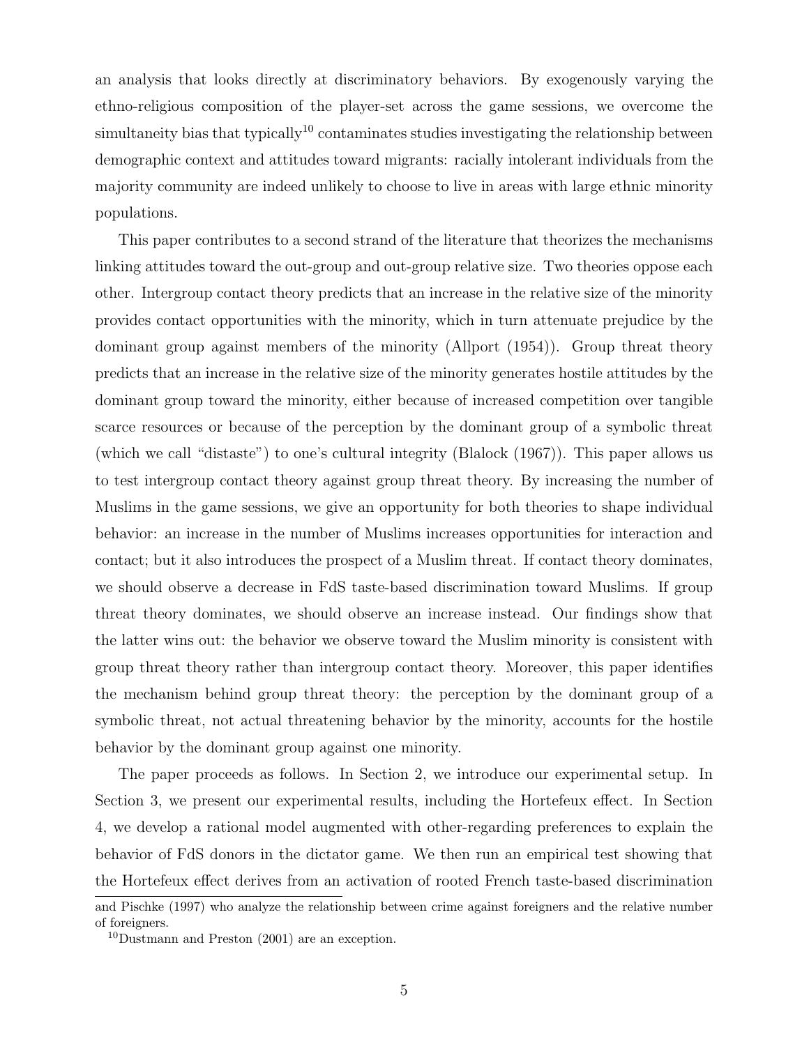an analysis that looks directly at discriminatory behaviors. By exogenously varying the ethno-religious composition of the player-set across the game sessions, we overcome the simultaneity bias that typically[10] contaminates studies investigating the relationship between demographic context and attitudes toward migrants: racially intolerant individuals from the majority community are indeed unlikely to choose to live in areas with large ethnic minority populations.

This paper contributes to a second strand of the literature that theorizes the mechanisms linking attitudes toward the out-group and out-group relative size. Two theories oppose each other. Intergroup contact theory predicts that an increase in the relative size of the minority provides contact opportunities with the minority, which in turn attenuate prejudice by the dominant group against members of the minority (Allport (1954)). Group threat theory predicts that an increase in the relative size of the minority generates hostile attitudes by the dominant group toward the minority, either because of increased competition over tangible scarce resources or because of the perception by the dominant group of a symbolic threat (which we call "distaste") to one's cultural integrity (Blalock (1967)). This paper allows us to test intergroup contact theory against group threat theory. By increasing the number of Muslims in the game sessions, we give an opportunity for both theories to shape individual behavior: an increase in the number of Muslims increases opportunities for interaction and contact; but it also introduces the prospect of a Muslim threat. If contact theory dominates, we should observe a decrease in FdS taste-based discrimination toward Muslims. If group threat theory dominates, we should observe an increase instead. Our findings show that the latter wins out: the behavior we observe toward the Muslim minority is consistent with group threat theory rather than intergroup contact theory. Moreover, this paper identifies the mechanism behind group threat theory: the perception by the dominant group of a symbolic threat, not actual threatening behavior by the minority, accounts for the hostile behavior by the dominant group against one minority.

The paper proceeds as follows. In Section 2, we introduce our experimental setup. In Section 3, we present our experimental results, including the Hortefeux effect. In Section 4, we develop a rational model augmented with other-regarding preferences to explain the behavior of FdS donors in the dictator game. We then run an empirical test showing that the Hortefeux effect derives from an activation of rooted French taste-based discrimination

and Pischke (1997) who analyze the relationship between crime against foreigners and the relative number of foreigners.

[10] Dustmann and Preston (2001) are an exception.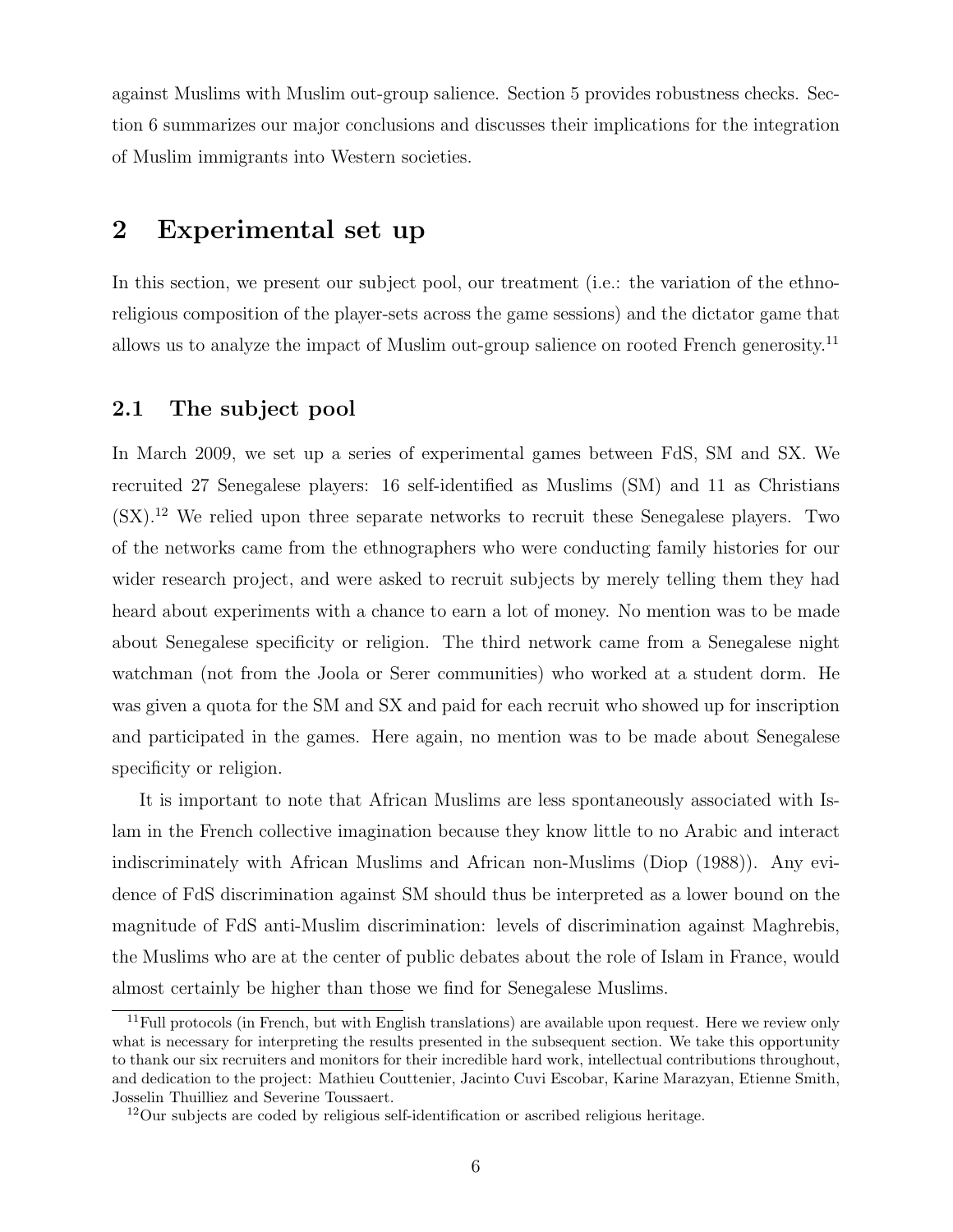against Muslims with Muslim out-group salience. Section 5 provides robustness checks. Section 6 summarizes our major conclusions and discusses their implications for the integration of Muslim immigrants into Western societies.

# 2 Experimental set up

In this section, we present our subject pool, our treatment (i.e.: the variation of the ethno-religious composition of the player-sets across the game sessions) and the dictator game that allows us to analyze the impact of Muslim out-group salience on rooted French generosity.[11]

## 2.1 The subject pool

In March 2009, we set up a series of experimental games between FdS, SM and SX. We recruited 27 Senegalese players: 16 self-identified as Muslims (SM) and 11 as Christians (SX).[12] We relied upon three separate networks to recruit these Senegalese players. Two of the networks came from the ethnographers who were conducting family histories for our wider research project, and were asked to recruit subjects by merely telling them they had heard about experiments with a chance to earn a lot of money. No mention was to be made about Senegalese specificity or religion. The third network came from a Senegalese night watchman (not from the Joola or Serer communities) who worked at a student dorm. He was given a quota for the SM and SX and paid for each recruit who showed up for inscription and participated in the games. Here again, no mention was to be made about Senegalese specificity or religion.

It is important to note that African Muslims are less spontaneously associated with Islam in the French collective imagination because they know little to no Arabic and interact indiscriminately with African Muslims and African non-Muslims (Diop (1988)). Any evidence of FdS discrimination against SM should thus be interpreted as a lower bound on the magnitude of FdS anti-Muslim discrimination: levels of discrimination against Maghrebis, the Muslims who are at the center of public debates about the role of Islam in France, would almost certainly be higher than those we find for Senegalese Muslims.

[11] Full protocols (in French, but with English translations) are available upon request. Here we review only what is necessary for interpreting the results presented in the subsequent section. We take this opportunity to thank our six recruiters and monitors for their incredible hard work, intellectual contributions throughout, and dedication to the project: Mathieu Couttenier, Jacinto Cuvi Escobar, Karine Marazyan, Etienne Smith, Josselin Thuilliez and Severine Toussaert.

[12] Our subjects are coded by religious self-identification or ascribed religious heritage.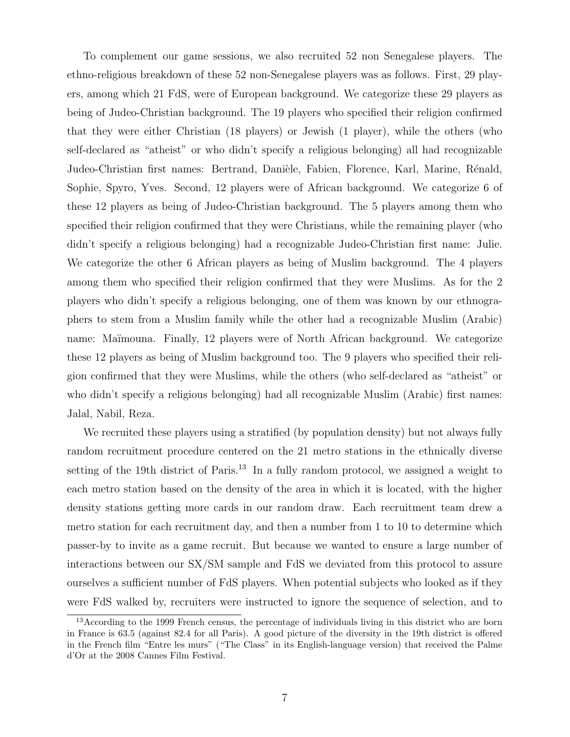To complement our game sessions, we also recruited 52 non Senegalese players. The ethno-religious breakdown of these 52 non-Senegalese players was as follows. First, 29 players, among which 21 FdS, were of European background. We categorize these 29 players as being of Judeo-Christian background. The 19 players who specified their religion confirmed that they were either Christian (18 players) or Jewish (1 player), while the others (who self-declared as "atheist" or who didn't specify a religious belonging) all had recognizable Judeo-Christian first names: Bertrand, Danièle, Fabien, Florence, Karl, Marine, Rénald, Sophie, Spyro, Yves. Second, 12 players were of African background. We categorize 6 of these 12 players as being of Judeo-Christian background. The 5 players among them who specified their religion confirmed that they were Christians, while the remaining player (who didn't specify a religious belonging) had a recognizable Judeo-Christian first name: Julie. We categorize the other 6 African players as being of Muslim background. The 4 players among them who specified their religion confirmed that they were Muslims. As for the 2 players who didn't specify a religious belonging, one of them was known by our ethnographers to stem from a Muslim family while the other had a recognizable Muslim (Arabic) name: Maïmouna. Finally, 12 players were of North African background. We categorize these 12 players as being of Muslim background too. The 9 players who specified their religion confirmed that they were Muslims, while the others (who self-declared as "atheist" or who didn't specify a religious belonging) had all recognizable Muslim (Arabic) first names: Jalal, Nabil, Reza.

We recruited these players using a stratified (by population density) but not always fully random recruitment procedure centered on the 21 metro stations in the ethnically diverse setting of the 19th district of Paris.[13] In a fully random protocol, we assigned a weight to each metro station based on the density of the area in which it is located, with the higher density stations getting more cards in our random draw. Each recruitment team drew a metro station for each recruitment day, and then a number from 1 to 10 to determine which passer-by to invite as a game recruit. But because we wanted to ensure a large number of interactions between our SX/SM sample and FdS we deviated from this protocol to assure ourselves a sufficient number of FdS players. When potential subjects who looked as if they were FdS walked by, recruiters were instructed to ignore the sequence of selection, and to

[13] According to the 1999 French census, the percentage of individuals living in this district who are born in France is 63.5 (against 82.4 for all Paris). A good picture of the diversity in the 19th district is offered in the French film "Entre les murs" ("The Class" in its English-language version) that received the Palme d'Or at the 2008 Cannes Film Festival.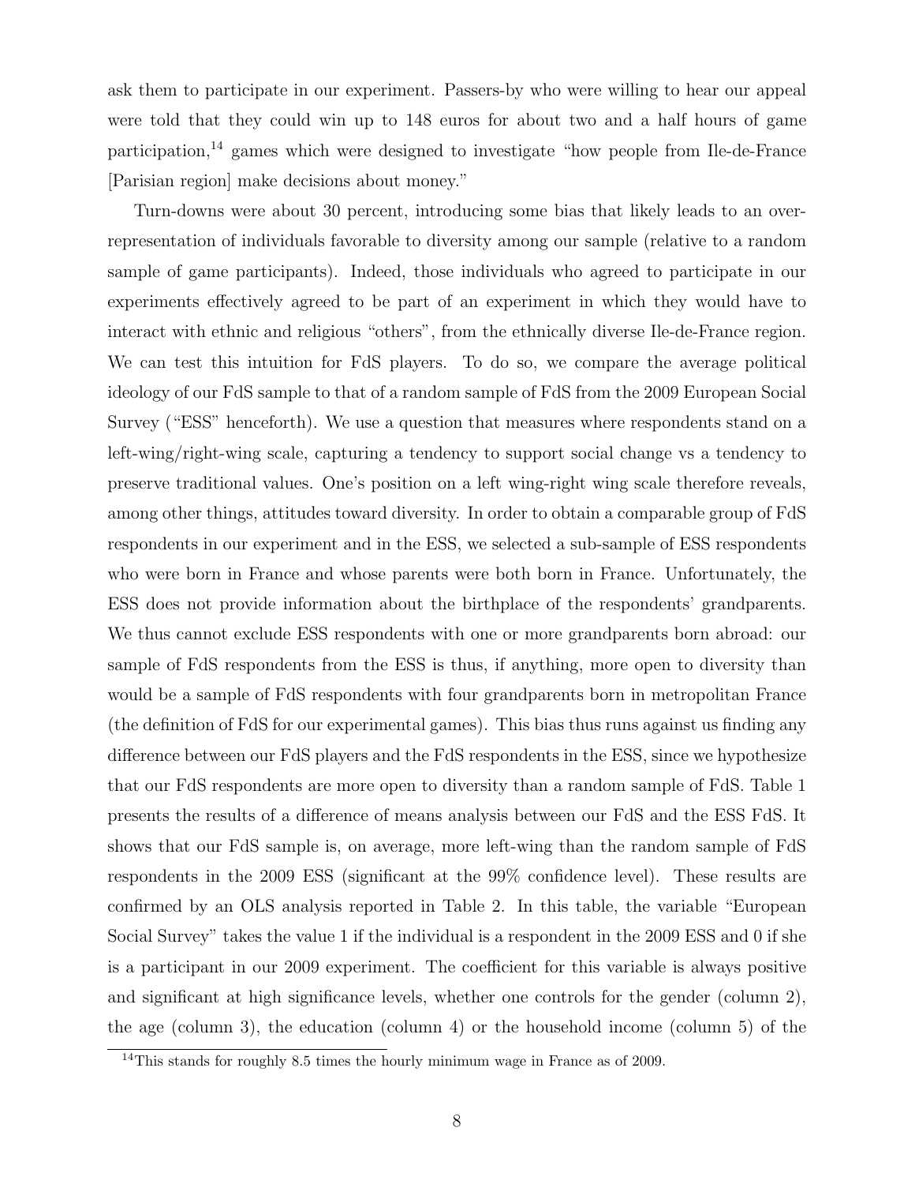ask them to participate in our experiment. Passers-by who were willing to hear our appeal were told that they could win up to 148 euros for about two and a half hours of game participation,[14] games which were designed to investigate "how people from Ile-de-France [Parisian region] make decisions about money."

Turn-downs were about 30 percent, introducing some bias that likely leads to an over-representation of individuals favorable to diversity among our sample (relative to a random sample of game participants). Indeed, those individuals who agreed to participate in our experiments effectively agreed to be part of an experiment in which they would have to interact with ethnic and religious "others", from the ethnically diverse Ile-de-France region. We can test this intuition for FdS players. To do so, we compare the average political ideology of our FdS sample to that of a random sample of FdS from the 2009 European Social Survey ("ESS" henceforth). We use a question that measures where respondents stand on a left-wing/right-wing scale, capturing a tendency to support social change vs a tendency to preserve traditional values. One's position on a left wing-right wing scale therefore reveals, among other things, attitudes toward diversity. In order to obtain a comparable group of FdS respondents in our experiment and in the ESS, we selected a sub-sample of ESS respondents who were born in France and whose parents were both born in France. Unfortunately, the ESS does not provide information about the birthplace of the respondents' grandparents. We thus cannot exclude ESS respondents with one or more grandparents born abroad: our sample of FdS respondents from the ESS is thus, if anything, more open to diversity than would be a sample of FdS respondents with four grandparents born in metropolitan France (the definition of FdS for our experimental games). This bias thus runs against us finding any difference between our FdS players and the FdS respondents in the ESS, since we hypothesize that our FdS respondents are more open to diversity than a random sample of FdS. Table 1 presents the results of a difference of means analysis between our FdS and the ESS FdS. It shows that our FdS sample is, on average, more left-wing than the random sample of FdS respondents in the 2009 ESS (significant at the 99% confidence level). These results are confirmed by an OLS analysis reported in Table 2. In this table, the variable "European Social Survey" takes the value 1 if the individual is a respondent in the 2009 ESS and 0 if she is a participant in our 2009 experiment. The coefficient for this variable is always positive and significant at high significance levels, whether one controls for the gender (column 2), the age (column 3), the education (column 4) or the household income (column 5) of the

[14] This stands for roughly 8.5 times the hourly minimum wage in France as of 2009.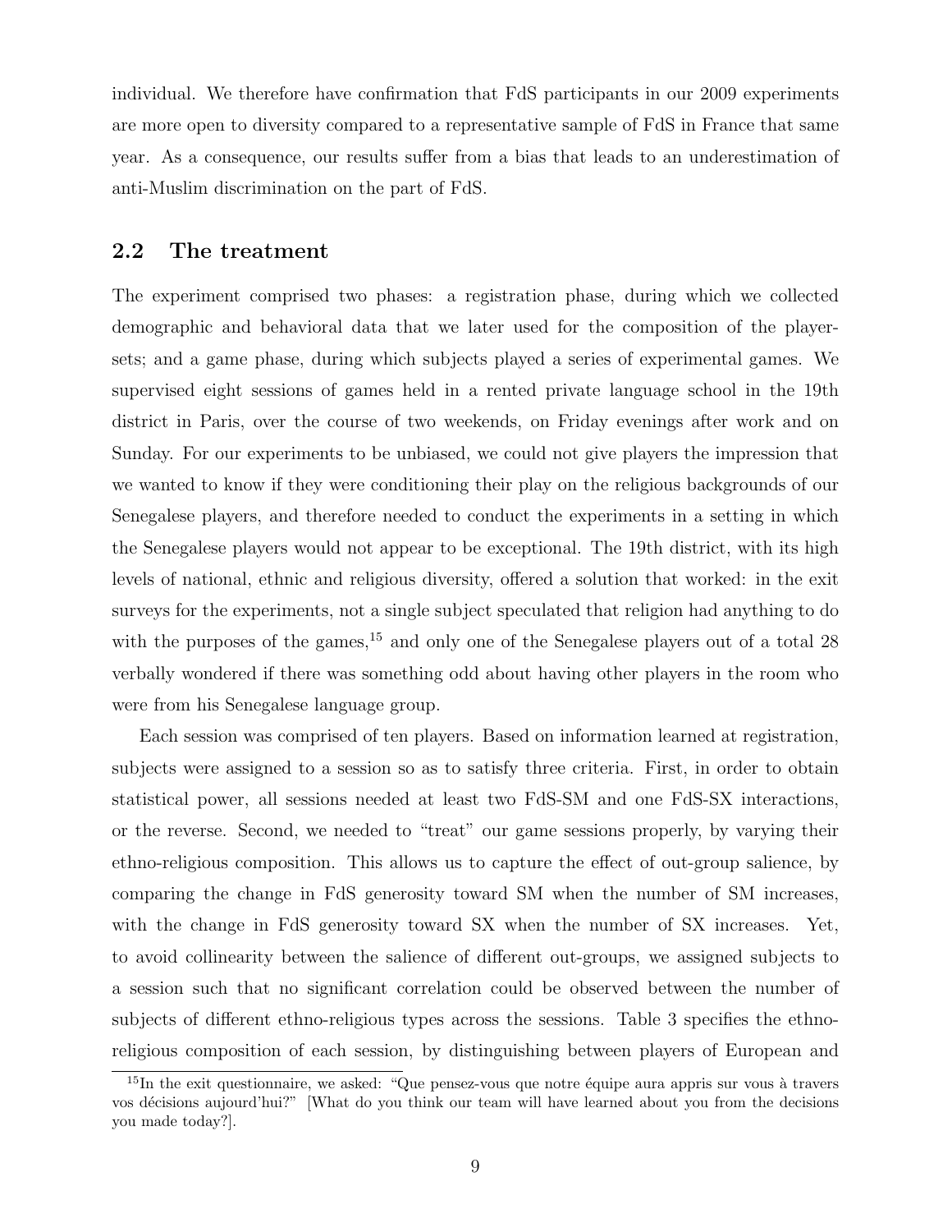individual. We therefore have confirmation that FdS participants in our 2009 experiments are more open to diversity compared to a representative sample of FdS in France that same year. As a consequence, our results suffer from a bias that leads to an underestimation of anti-Muslim discrimination on the part of FdS.

## 2.2 The treatment

The experiment comprised two phases: a registration phase, during which we collected demographic and behavioral data that we later used for the composition of the player-sets; and a game phase, during which subjects played a series of experimental games. We supervised eight sessions of games held in a rented private language school in the 19th district in Paris, over the course of two weekends, on Friday evenings after work and on Sunday. For our experiments to be unbiased, we could not give players the impression that we wanted to know if they were conditioning their play on the religious backgrounds of our Senegalese players, and therefore needed to conduct the experiments in a setting in which the Senegalese players would not appear to be exceptional. The 19th district, with its high levels of national, ethnic and religious diversity, offered a solution that worked: in the exit surveys for the experiments, not a single subject speculated that religion had anything to do with the purposes of the games,[15] and only one of the Senegalese players out of a total 28 verbally wondered if there was something odd about having other players in the room who were from his Senegalese language group.

Each session was comprised of ten players. Based on information learned at registration, subjects were assigned to a session so as to satisfy three criteria. First, in order to obtain statistical power, all sessions needed at least two FdS-SM and one FdS-SX interactions, or the reverse. Second, we needed to "treat" our game sessions properly, by varying their ethno-religious composition. This allows us to capture the effect of out-group salience, by comparing the change in FdS generosity toward SM when the number of SM increases, with the change in FdS generosity toward SX when the number of SX increases. Yet, to avoid collinearity between the salience of different out-groups, we assigned subjects to a session such that no significant correlation could be observed between the number of subjects of different ethno-religious types across the sessions. Table 3 specifies the ethno-religious composition of each session, by distinguishing between players of European and

[15] In the exit questionnaire, we asked: "Que pensez-vous que notre équipe aura appris sur vous à travers vos décisions aujourd'hui?" [What do you think our team will have learned about you from the decisions you made today?].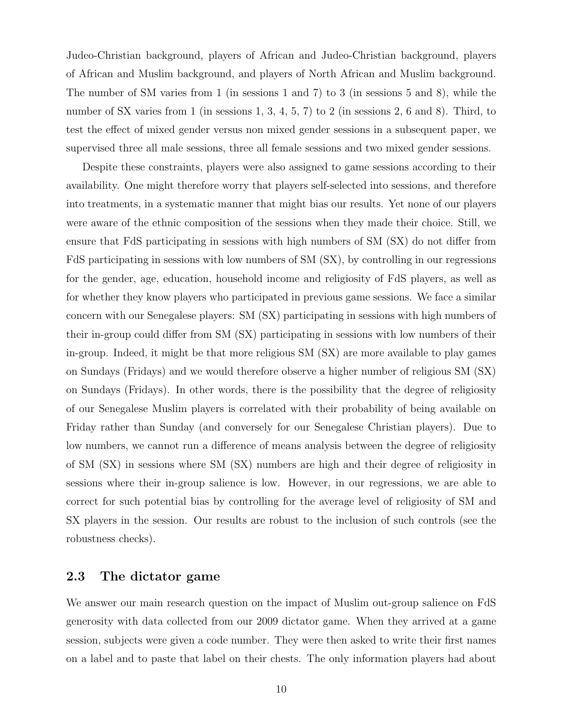Judeo-Christian background, players of African and Judeo-Christian background, players of African and Muslim background, and players of North African and Muslim background. The number of SM varies from 1 (in sessions 1 and 7) to 3 (in sessions 5 and 8), while the number of SX varies from 1 (in sessions 1, 3, 4, 5, 7) to 2 (in sessions 2, 6 and 8). Third, to test the effect of mixed gender versus non mixed gender sessions in a subsequent paper, we supervised three all male sessions, three all female sessions and two mixed gender sessions.

Despite these constraints, players were also assigned to game sessions according to their availability. One might therefore worry that players self-selected into sessions, and therefore into treatments, in a systematic manner that might bias our results. Yet none of our players were aware of the ethnic composition of the sessions when they made their choice. Still, we ensure that FdS participating in sessions with high numbers of SM (SX) do not differ from FdS participating in sessions with low numbers of SM (SX), by controlling in our regressions for the gender, age, education, household income and religiosity of FdS players, as well as for whether they know players who participated in previous game sessions. We face a similar concern with our Senegalese players: SM (SX) participating in sessions with high numbers of their in-group could differ from SM (SX) participating in sessions with low numbers of their in-group. Indeed, it might be that more religious SM (SX) are more available to play games on Sundays (Fridays) and we would therefore observe a higher number of religious SM (SX) on Sundays (Fridays). In other words, there is the possibility that the degree of religiosity of our Senegalese Muslim players is correlated with their probability of being available on Friday rather than Sunday (and conversely for our Senegalese Christian players). Due to low numbers, we cannot run a difference of means analysis between the degree of religiosity of SM (SX) in sessions where SM (SX) numbers are high and their degree of religiosity in sessions where their in-group salience is low. However, in our regressions, we are able to correct for such potential bias by controlling for the average level of religiosity of SM and SX players in the session. Our results are robust to the inclusion of such controls (see the robustness checks).

### 2.3 The dictator game

We answer our main research question on the impact of Muslim out-group salience on FdS generosity with data collected from our 2009 dictator game. When they arrived at a game session, subjects were given a code number. They were then asked to write their first names on a label and to paste that label on their chests. The only information players had about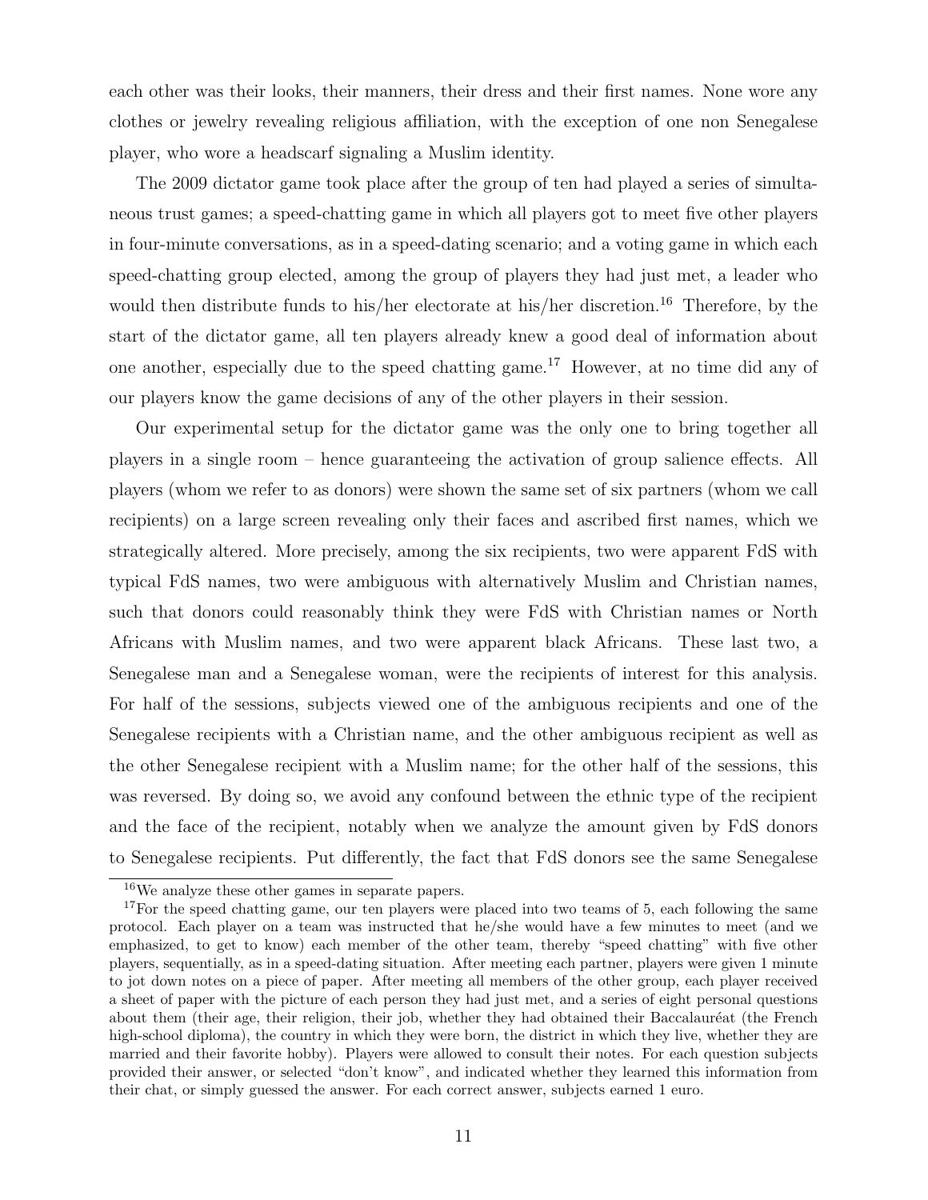each other was their looks, their manners, their dress and their first names. None wore any clothes or jewelry revealing religious affiliation, with the exception of one non Senegalese player, who wore a headscarf signaling a Muslim identity.

The 2009 dictator game took place after the group of ten had played a series of simultaneous trust games; a speed-chatting game in which all players got to meet five other players in four-minute conversations, as in a speed-dating scenario; and a voting game in which each speed-chatting group elected, among the group of players they had just met, a leader who would then distribute funds to his/her electorate at his/her discretion.[16] Therefore, by the start of the dictator game, all ten players already knew a good deal of information about one another, especially due to the speed chatting game.[17] However, at no time did any of our players know the game decisions of any of the other players in their session.

Our experimental setup for the dictator game was the only one to bring together all players in a single room – hence guaranteeing the activation of group salience effects. All players (whom we refer to as donors) were shown the same set of six partners (whom we call recipients) on a large screen revealing only their faces and ascribed first names, which we strategically altered. More precisely, among the six recipients, two were apparent FdS with typical FdS names, two were ambiguous with alternatively Muslim and Christian names, such that donors could reasonably think they were FdS with Christian names or North Africans with Muslim names, and two were apparent black Africans. These last two, a Senegalese man and a Senegalese woman, were the recipients of interest for this analysis. For half of the sessions, subjects viewed one of the ambiguous recipients and one of the Senegalese recipients with a Christian name, and the other ambiguous recipient as well as the other Senegalese recipient with a Muslim name; for the other half of the sessions, this was reversed. By doing so, we avoid any confound between the ethnic type of the recipient and the face of the recipient, notably when we analyze the amount given by FdS donors to Senegalese recipients. Put differently, the fact that FdS donors see the same Senegalese

[16] We analyze these other games in separate papers.

[17] For the speed chatting game, our ten players were placed into two teams of 5, each following the same protocol. Each player on a team was instructed that he/she would have a few minutes to meet (and we emphasized, to get to know) each member of the other team, thereby "speed chatting" with five other players, sequentially, as in a speed-dating situation. After meeting each partner, players were given 1 minute to jot down notes on a piece of paper. After meeting all members of the other group, each player received a sheet of paper with the picture of each person they had just met, and a series of eight personal questions about them (their age, their religion, their job, whether they had obtained their Baccalauréat (the French high-school diploma), the country in which they were born, the district in which they live, whether they are married and their favorite hobby). Players were allowed to consult their notes. For each question subjects provided their answer, or selected "don't know", and indicated whether they learned this information from their chat, or simply guessed the answer. For each correct answer, subjects earned 1 euro.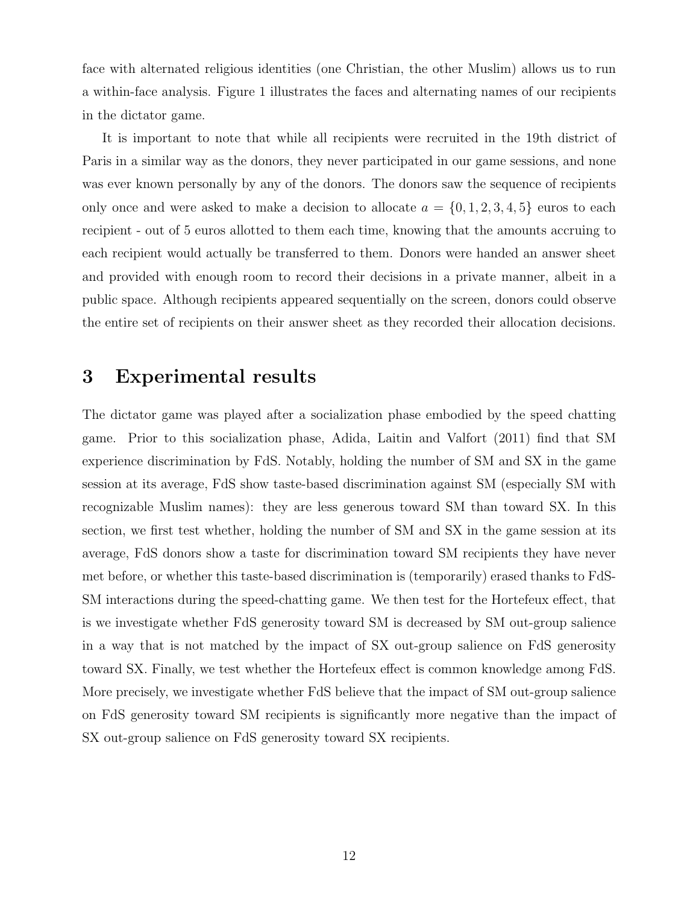face with alternated religious identities (one Christian, the other Muslim) allows us to run a within-face analysis. Figure 1 illustrates the faces and alternating names of our recipients in the dictator game.

It is important to note that while all recipients were recruited in the 19th district of Paris in a similar way as the donors, they never participated in our game sessions, and none was ever known personally by any of the donors. The donors saw the sequence of recipients only once and were asked to make a decision to allocate $a = \{0, 1, 2, 3, 4, 5\}$ euros to each recipient - out of 5 euros allotted to them each time, knowing that the amounts accruing to each recipient would actually be transferred to them. Donors were handed an answer sheet and provided with enough room to record their decisions in a private manner, albeit in a public space. Although recipients appeared sequentially on the screen, donors could observe the entire set of recipients on their answer sheet as they recorded their allocation decisions.

## 3 Experimental results

The dictator game was played after a socialization phase embodied by the speed chatting game. Prior to this socialization phase, Adida, Laitin and Valfort (2011) find that SM experience discrimination by FdS. Notably, holding the number of SM and SX in the game session at its average, FdS show taste-based discrimination against SM (especially SM with recognizable Muslim names): they are less generous toward SM than toward SX. In this section, we first test whether, holding the number of SM and SX in the game session at its average, FdS donors show a taste for discrimination toward SM recipients they have never met before, or whether this taste-based discrimination is (temporarily) erased thanks to FdS-SM interactions during the speed-chatting game. We then test for the Hortefeux effect, that is we investigate whether FdS generosity toward SM is decreased by SM out-group salience in a way that is not matched by the impact of SX out-group salience on FdS generosity toward SX. Finally, we test whether the Hortefeux effect is common knowledge among FdS. More precisely, we investigate whether FdS believe that the impact of SM out-group salience on FdS generosity toward SM recipients is significantly more negative than the impact of SX out-group salience on FdS generosity toward SX recipients.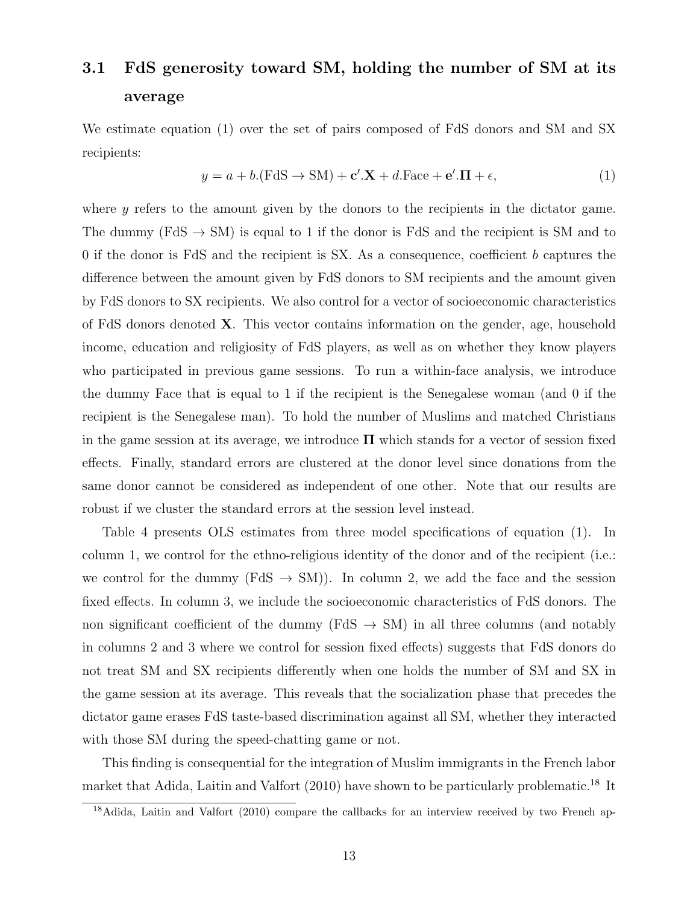### 3.1 FdS generosity toward SM, holding the number of SM at its average

We estimate equation (1) over the set of pairs composed of FdS donors and SM and SX recipients:

$$y = a + b.(\text{FdS} \rightarrow \text{SM}) + \mathbf{c}'.\mathbf{X} + d.\text{Face} + \mathbf{e}'.\mathbf{\Pi} + \epsilon, \tag{1}$$

where $y$ refers to the amount given by the donors to the recipients in the dictator game. The dummy (FdS $\rightarrow$ SM) is equal to 1 if the donor is FdS and the recipient is SM and to 0 if the donor is FdS and the recipient is SX. As a consequence, coefficient $b$ captures the difference between the amount given by FdS donors to SM recipients and the amount given by FdS donors to SX recipients. We also control for a vector of socioeconomic characteristics of FdS donors denoted $\mathbf{X}$. This vector contains information on the gender, age, household income, education and religiosity of FdS players, as well as on whether they know players who participated in previous game sessions. To run a within-face analysis, we introduce the dummy Face that is equal to 1 if the recipient is the Senegalese woman (and 0 if the recipient is the Senegalese man). To hold the number of Muslims and matched Christians in the game session at its average, we introduce $\mathbf{\Pi}$ which stands for a vector of session fixed effects. Finally, standard errors are clustered at the donor level since donations from the same donor cannot be considered as independent of one other. Note that our results are robust if we cluster the standard errors at the session level instead.

Table 4 presents OLS estimates from three model specifications of equation (1). In column 1, we control for the ethno-religious identity of the donor and of the recipient (i.e.: we control for the dummy (FdS $\rightarrow$ SM)). In column 2, we add the face and the session fixed effects. In column 3, we include the socioeconomic characteristics of FdS donors. The non significant coefficient of the dummy (FdS $\rightarrow$ SM) in all three columns (and notably in columns 2 and 3 where we control for session fixed effects) suggests that FdS donors do not treat SM and SX recipients differently when one holds the number of SM and SX in the game session at its average. This reveals that the socialization phase that precedes the dictator game erases FdS taste-based discrimination against all SM, whether they interacted with those SM during the speed-chatting game or not.

This finding is consequential for the integration of Muslim immigrants in the French labor market that Adida, Laitin and Valfort (2010) have shown to be particularly problematic.[18] It

[18] Adida, Laitin and Valfort (2010) compare the callbacks for an interview received by two French ap-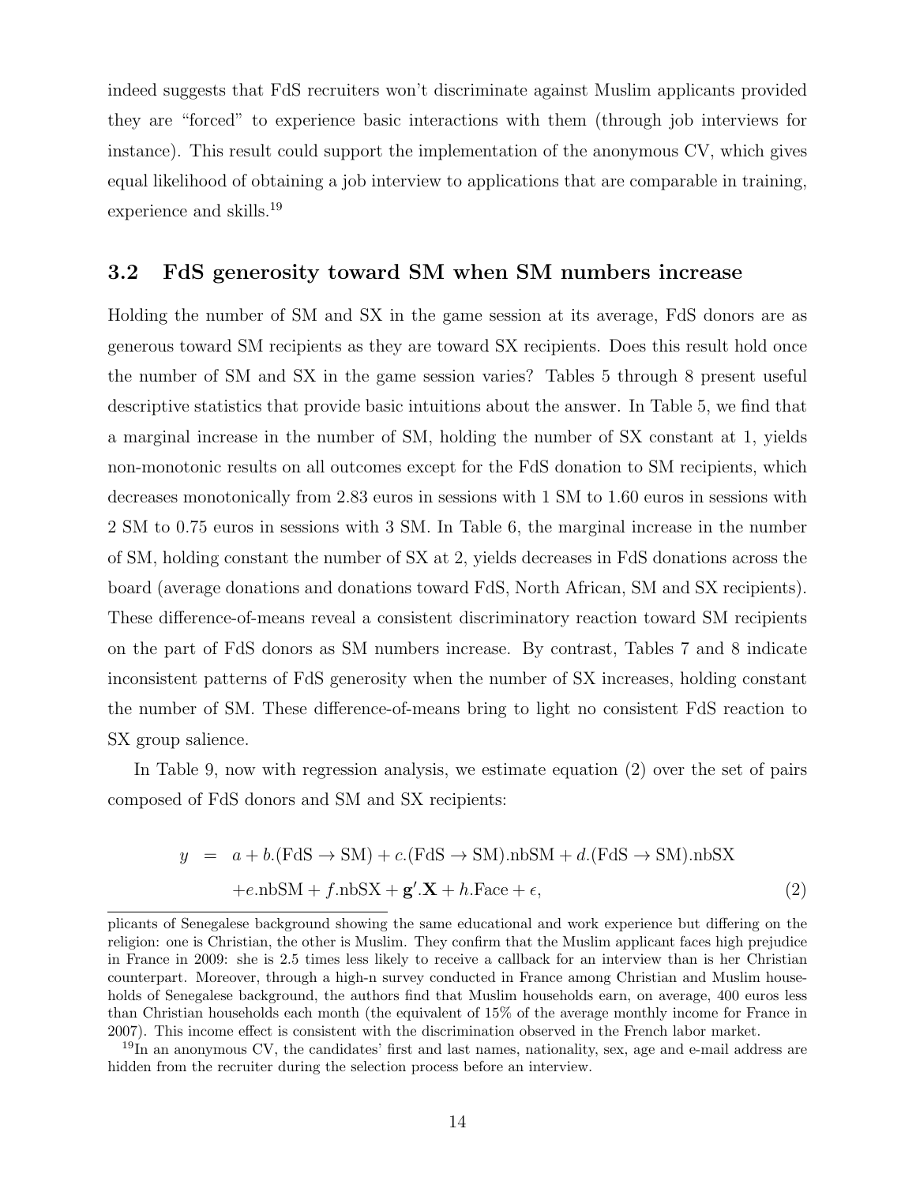indeed suggests that FdS recruiters won't discriminate against Muslim applicants provided they are "forced" to experience basic interactions with them (through job interviews for instance). This result could support the implementation of the anonymous CV, which gives equal likelihood of obtaining a job interview to applications that are comparable in training, experience and skills.[19]

## 3.2 FdS generosity toward SM when SM numbers increase

Holding the number of SM and SX in the game session at its average, FdS donors are as generous toward SM recipients as they are toward SX recipients. Does this result hold once the number of SM and SX in the game session varies? Tables 5 through 8 present useful descriptive statistics that provide basic intuitions about the answer. In Table 5, we find that a marginal increase in the number of SM, holding the number of SX constant at 1, yields non-monotonic results on all outcomes except for the FdS donation to SM recipients, which decreases monotonically from 2.83 euros in sessions with 1 SM to 1.60 euros in sessions with 2 SM to 0.75 euros in sessions with 3 SM. In Table 6, the marginal increase in the number of SM, holding constant the number of SX at 2, yields decreases in FdS donations across the board (average donations and donations toward FdS, North African, SM and SX recipients). These difference-of-means reveal a consistent discriminatory reaction toward SM recipients on the part of FdS donors as SM numbers increase. By contrast, Tables 7 and 8 indicate inconsistent patterns of FdS generosity when the number of SX increases, holding constant the number of SM. These difference-of-means bring to light no consistent FdS reaction to SX group salience.

In Table 9, now with regression analysis, we estimate equation (2) over the set of pairs composed of FdS donors and SM and SX recipients:

$$
\begin{aligned}
y &= a + b.(\text{FdS} \rightarrow \text{SM}) + c.(\text{FdS} \rightarrow \text{SM}).\text{nbSM} + d.(\text{FdS} \rightarrow \text{SM}).\text{nbSX} \\
&\quad + e.\text{nbSM} + f.\text{nbSX} + \mathbf{g'}.\mathbf{X} + h.\text{Face} + \epsilon, \qquad (2)
\end{aligned}
$$

plicants of Senegalese background showing the same educational and work experience but differing on the religion: one is Christian, the other is Muslim. They confirm that the Muslim applicant faces high prejudice in France in 2009: she is 2.5 times less likely to receive a callback for an interview than is her Christian counterpart. Moreover, through a high-n survey conducted in France among Christian and Muslim households of Senegalese background, the authors find that Muslim households earn, on average, 400 euros less than Christian households each month (the equivalent of 15% of the average monthly income for France in 2007). This income effect is consistent with the discrimination observed in the French labor market.

[19] In an anonymous CV, the candidates' first and last names, nationality, sex, age and e-mail address are hidden from the recruiter during the selection process before an interview.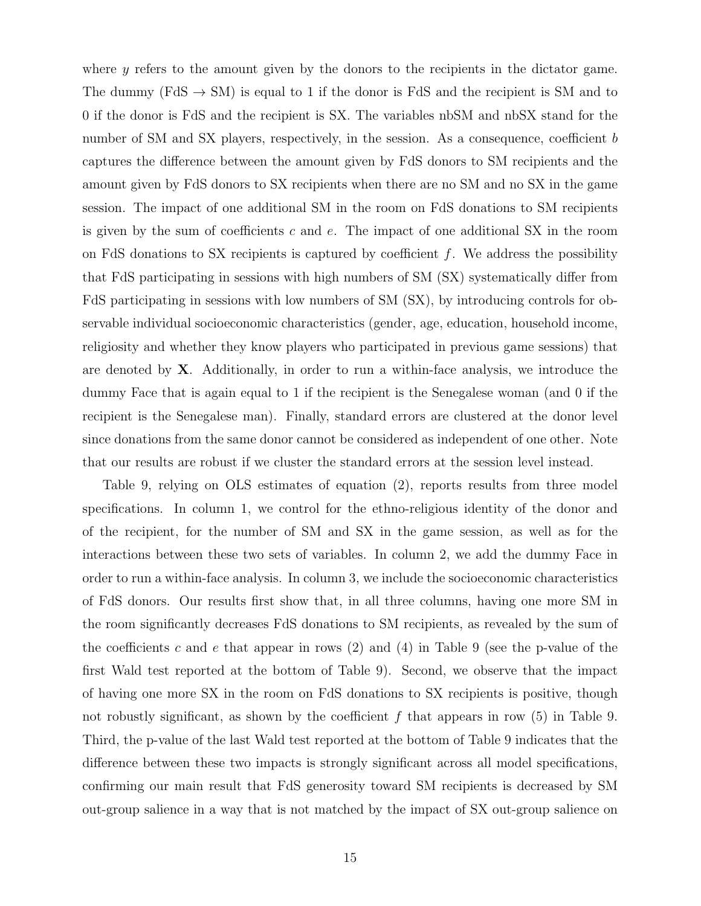where $y$ refers to the amount given by the donors to the recipients in the dictator game. The dummy (FdS $\rightarrow$ SM) is equal to 1 if the donor is FdS and the recipient is SM and to 0 if the donor is FdS and the recipient is SX. The variables nbSM and nbSX stand for the number of SM and SX players, respectively, in the session. As a consequence, coefficient $b$ captures the difference between the amount given by FdS donors to SM recipients and the amount given by FdS donors to SX recipients when there are no SM and no SX in the game session. The impact of one additional SM in the room on FdS donations to SM recipients is given by the sum of coefficients $c$ and $e$. The impact of one additional SX in the room on FdS donations to SX recipients is captured by coefficient $f$. We address the possibility that FdS participating in sessions with high numbers of SM (SX) systematically differ from FdS participating in sessions with low numbers of SM (SX), by introducing controls for observable individual socioeconomic characteristics (gender, age, education, household income, religiosity and whether they know players who participated in previous game sessions) that are denoted by $\mathbf{X}$. Additionally, in order to run a within-face analysis, we introduce the dummy Face that is again equal to 1 if the recipient is the Senegalese woman (and 0 if the recipient is the Senegalese man). Finally, standard errors are clustered at the donor level since donations from the same donor cannot be considered as independent of one other. Note that our results are robust if we cluster the standard errors at the session level instead.

Table 9, relying on OLS estimates of equation (2), reports results from three model specifications. In column 1, we control for the ethno-religious identity of the donor and of the recipient, for the number of SM and SX in the game session, as well as for the interactions between these two sets of variables. In column 2, we add the dummy Face in order to run a within-face analysis. In column 3, we include the socioeconomic characteristics of FdS donors. Our results first show that, in all three columns, having one more SM in the room significantly decreases FdS donations to SM recipients, as revealed by the sum of the coefficients $c$ and $e$ that appear in rows (2) and (4) in Table 9 (see the p-value of the first Wald test reported at the bottom of Table 9). Second, we observe that the impact of having one more SX in the room on FdS donations to SX recipients is positive, though not robustly significant, as shown by the coefficient $f$ that appears in row (5) in Table 9. Third, the p-value of the last Wald test reported at the bottom of Table 9 indicates that the difference between these two impacts is strongly significant across all model specifications, confirming our main result that FdS generosity toward SM recipients is decreased by SM out-group salience in a way that is not matched by the impact of SX out-group salience on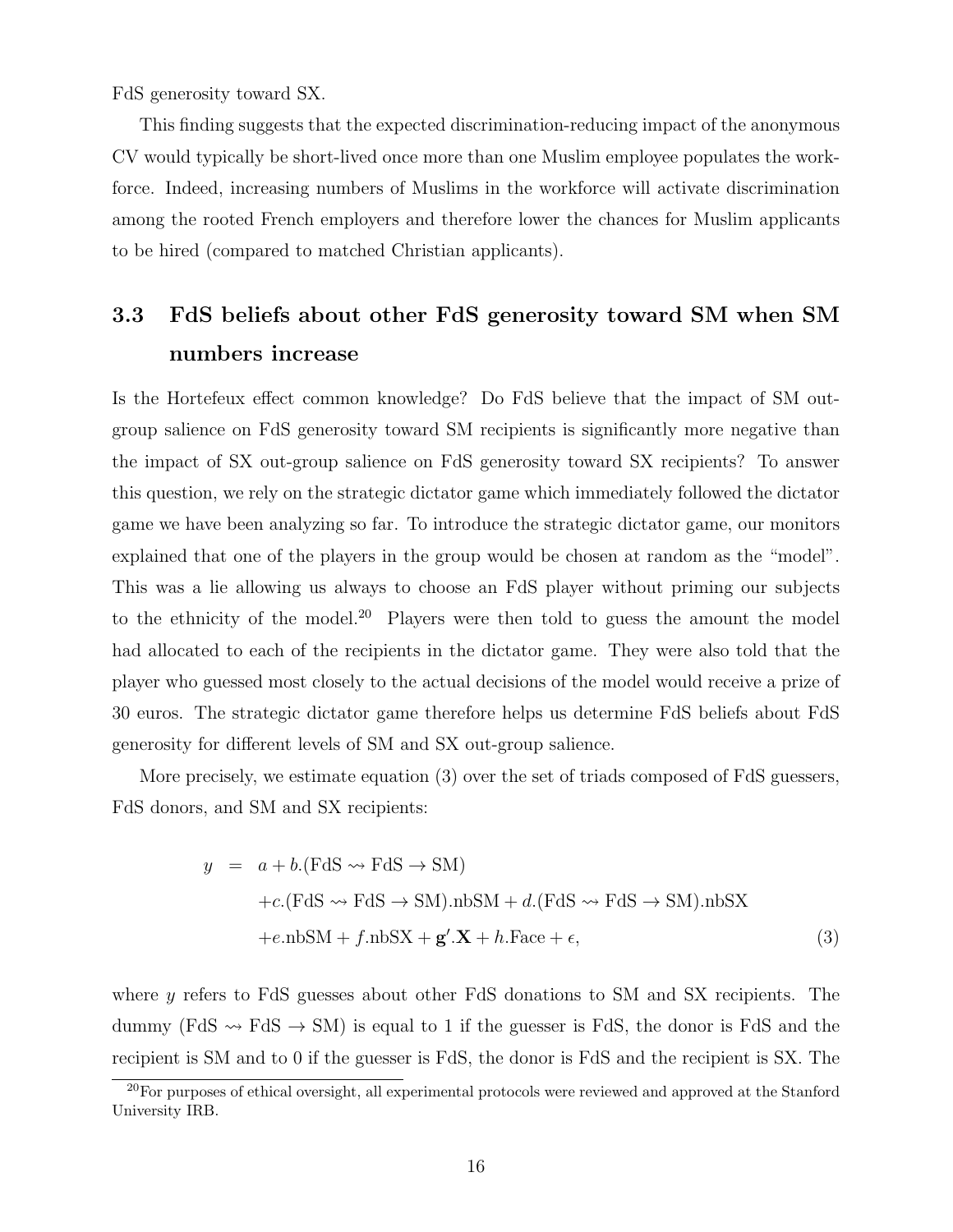FdS generosity toward SX.

This finding suggests that the expected discrimination-reducing impact of the anonymous CV would typically be short-lived once more than one Muslim employee populates the workforce. Indeed, increasing numbers of Muslims in the workforce will activate discrimination among the rooted French employers and therefore lower the chances for Muslim applicants to be hired (compared to matched Christian applicants).

### 3.3 FdS beliefs about other FdS generosity toward SM when SM numbers increase

Is the Hortefeux effect common knowledge? Do FdS believe that the impact of SM out-group salience on FdS generosity toward SM recipients is significantly more negative than the impact of SX out-group salience on FdS generosity toward SX recipients? To answer this question, we rely on the strategic dictator game which immediately followed the dictator game we have been analyzing so far. To introduce the strategic dictator game, our monitors explained that one of the players in the group would be chosen at random as the "model". This was a lie allowing us always to choose an FdS player without priming our subjects to the ethnicity of the model.[20] Players were then told to guess the amount the model had allocated to each of the recipients in the dictator game. They were also told that the player who guessed most closely to the actual decisions of the model would receive a prize of 30 euros. The strategic dictator game therefore helps us determine FdS beliefs about FdS generosity for different levels of SM and SX out-group salience.

More precisely, we estimate equation (3) over the set of triads composed of FdS guessers, FdS donors, and SM and SX recipients:

$$
\begin{aligned}
y \;=\; & a + b.(\text{FdS} \rightsquigarrow \text{FdS} \rightarrow \text{SM}) \\
& + c.(\text{FdS} \rightsquigarrow \text{FdS} \rightarrow \text{SM}).\text{nbSM} + d.(\text{FdS} \rightsquigarrow \text{FdS} \rightarrow \text{SM}).\text{nbSX} \\
& + e.\text{nbSM} + f.\text{nbSX} + \mathbf{g}'.\mathbf{X} + h.\text{Face} + \epsilon, \qquad (3)
\end{aligned}
$$

where $y$ refers to FdS guesses about other FdS donations to SM and SX recipients. The dummy $(\text{FdS} \rightsquigarrow \text{FdS} \rightarrow \text{SM})$ is equal to 1 if the guesser is FdS, the donor is FdS and the recipient is SM and to 0 if the guesser is FdS, the donor is FdS and the recipient is SX. The

[20] For purposes of ethical oversight, all experimental protocols were reviewed and approved at the Stanford University IRB.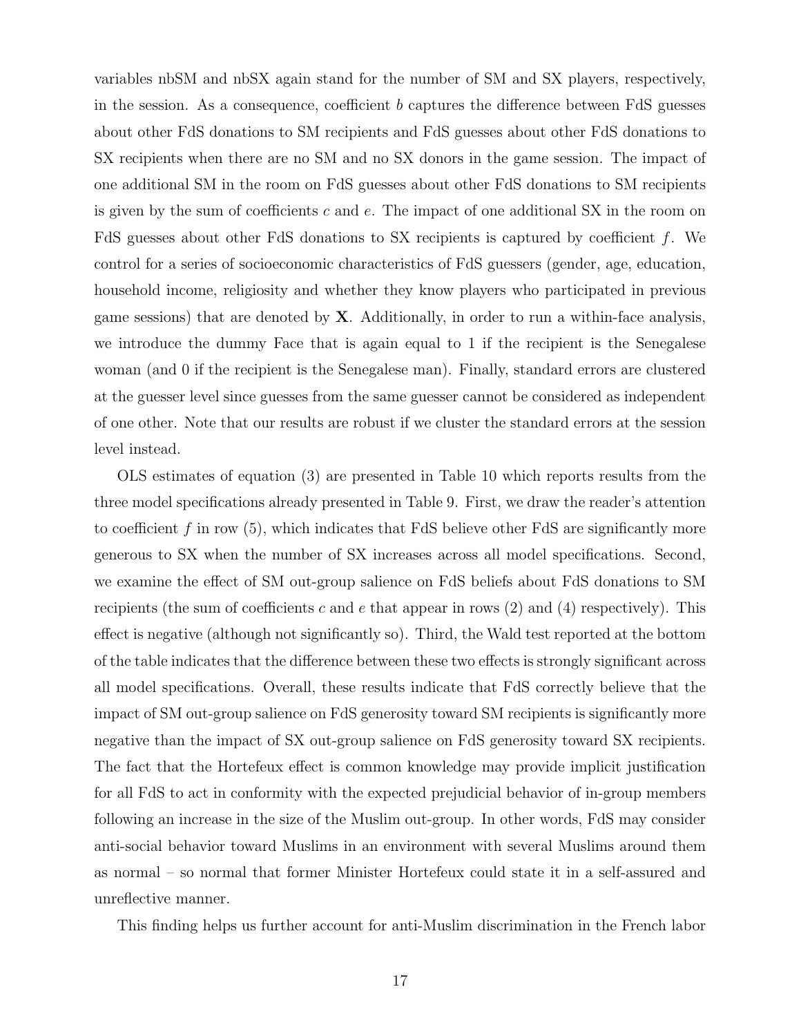variables nbSM and nbSX again stand for the number of SM and SX players, respectively, in the session. As a consequence, coefficient $b$ captures the difference between FdS guesses about other FdS donations to SM recipients and FdS guesses about other FdS donations to SX recipients when there are no SM and no SX donors in the game session. The impact of one additional SM in the room on FdS guesses about other FdS donations to SM recipients is given by the sum of coefficients $c$ and $e$. The impact of one additional SX in the room on FdS guesses about other FdS donations to SX recipients is captured by coefficient $f$. We control for a series of socioeconomic characteristics of FdS guessers (gender, age, education, household income, religiosity and whether they know players who participated in previous game sessions) that are denoted by $\mathbf{X}$. Additionally, in order to run a within-face analysis, we introduce the dummy Face that is again equal to 1 if the recipient is the Senegalese woman (and 0 if the recipient is the Senegalese man). Finally, standard errors are clustered at the guesser level since guesses from the same guesser cannot be considered as independent of one other. Note that our results are robust if we cluster the standard errors at the session level instead.

OLS estimates of equation (3) are presented in Table 10 which reports results from the three model specifications already presented in Table 9. First, we draw the reader's attention to coefficient $f$ in row (5), which indicates that FdS believe other FdS are significantly more generous to SX when the number of SX increases across all model specifications. Second, we examine the effect of SM out-group salience on FdS beliefs about FdS donations to SM recipients (the sum of coefficients $c$ and $e$ that appear in rows (2) and (4) respectively). This effect is negative (although not significantly so). Third, the Wald test reported at the bottom of the table indicates that the difference between these two effects is strongly significant across all model specifications. Overall, these results indicate that FdS correctly believe that the impact of SM out-group salience on FdS generosity toward SM recipients is significantly more negative than the impact of SX out-group salience on FdS generosity toward SX recipients. The fact that the Hortefeux effect is common knowledge may provide implicit justification for all FdS to act in conformity with the expected prejudicial behavior of in-group members following an increase in the size of the Muslim out-group. In other words, FdS may consider anti-social behavior toward Muslims in an environment with several Muslims around them as normal – so normal that former Minister Hortefeux could state it in a self-assured and unreflective manner.

This finding helps us further account for anti-Muslim discrimination in the French labor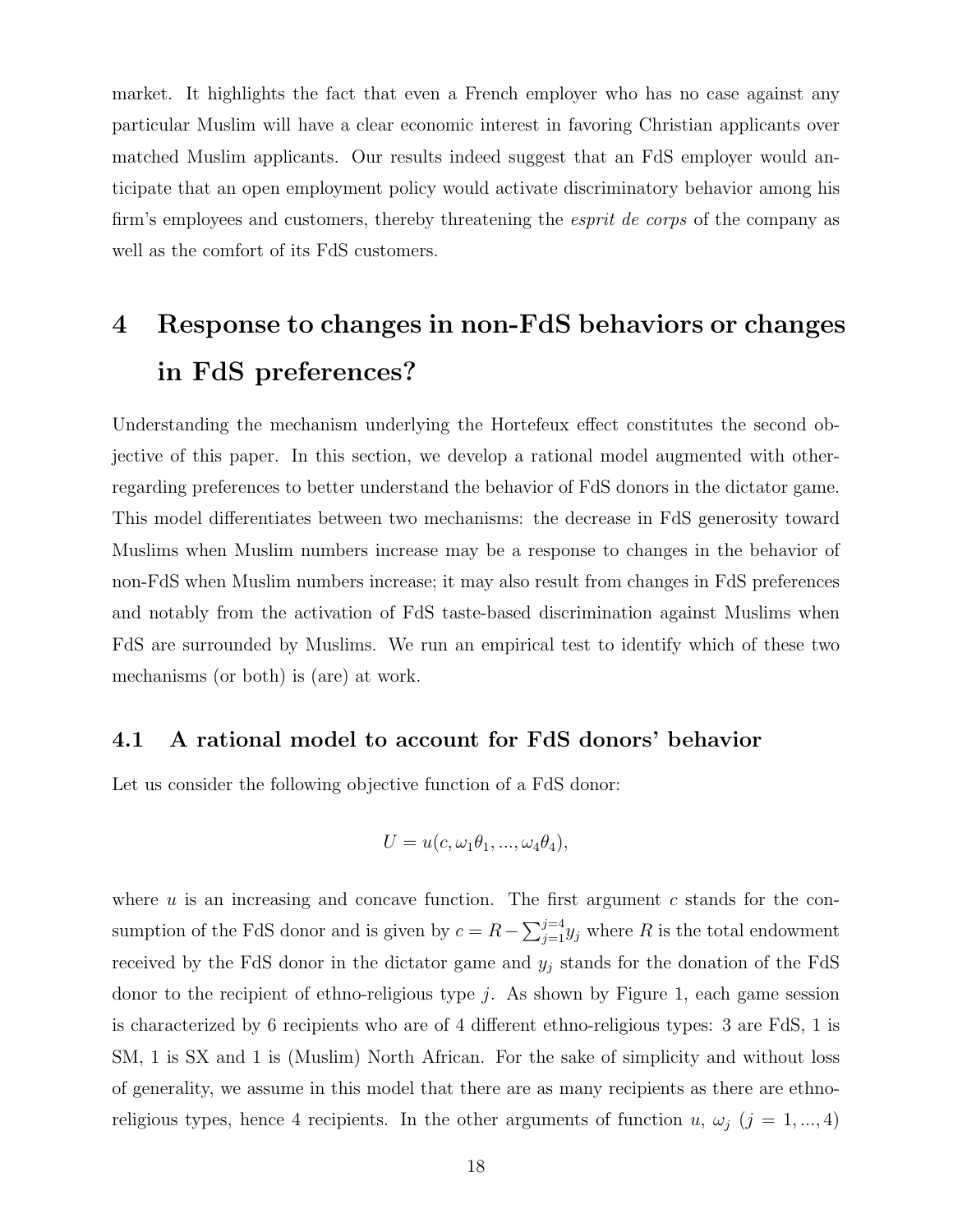market. It highlights the fact that even a French employer who has no case against any particular Muslim will have a clear economic interest in favoring Christian applicants over matched Muslim applicants. Our results indeed suggest that an FdS employer would anticipate that an open employment policy would activate discriminatory behavior among his firm's employees and customers, thereby threatening the *esprit de corps* of the company as well as the comfort of its FdS customers.

# 4 Response to changes in non-FdS behaviors or changes in FdS preferences?

Understanding the mechanism underlying the Hortefeux effect constitutes the second objective of this paper. In this section, we develop a rational model augmented with other-regarding preferences to better understand the behavior of FdS donors in the dictator game. This model differentiates between two mechanisms: the decrease in FdS generosity toward Muslims when Muslim numbers increase may be a response to changes in the behavior of non-FdS when Muslim numbers increase; it may also result from changes in FdS preferences and notably from the activation of FdS taste-based discrimination against Muslims when FdS are surrounded by Muslims. We run an empirical test to identify which of these two mechanisms (or both) is (are) at work.

## 4.1 A rational model to account for FdS donors' behavior

Let us consider the following objective function of a FdS donor:

$$U = u(c, \omega_1\theta_1, ..., \omega_4\theta_4),$$

where $u$ is an increasing and concave function. The first argument $c$ stands for the consumption of the FdS donor and is given by $c = R - \sum_{j=1}^{j=4} y_j$ where $R$ is the total endowment received by the FdS donor in the dictator game and $y_j$ stands for the donation of the FdS donor to the recipient of ethno-religious type $j$. As shown by Figure 1, each game session is characterized by 6 recipients who are of 4 different ethno-religious types: 3 are FdS, 1 is SM, 1 is SX and 1 is (Muslim) North African. For the sake of simplicity and without loss of generality, we assume in this model that there are as many recipients as there are ethno-religious types, hence 4 recipients. In the other arguments of function $u$, $\omega_j$ ($j = 1, ..., 4$)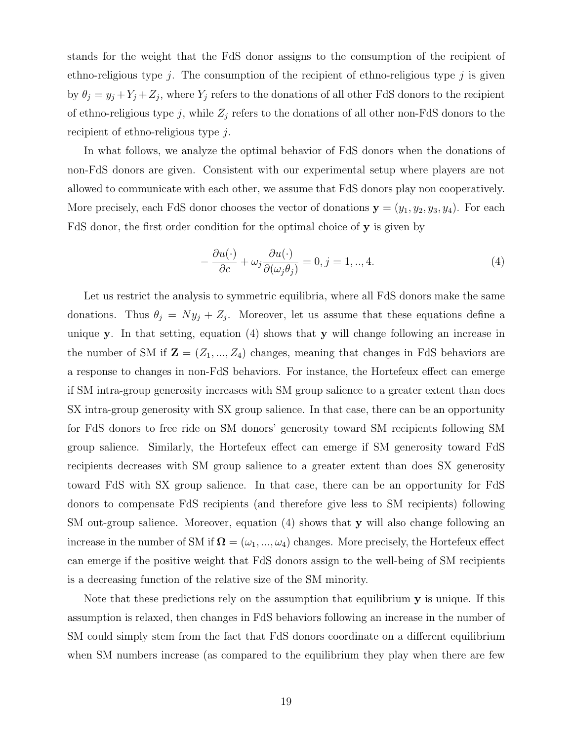stands for the weight that the FdS donor assigns to the consumption of the recipient of ethno-religious type $j$. The consumption of the recipient of ethno-religious type $j$ is given by $\theta_j = y_j + Y_j + Z_j$, where $Y_j$ refers to the donations of all other FdS donors to the recipient of ethno-religious type $j$, while $Z_j$ refers to the donations of all other non-FdS donors to the recipient of ethno-religious type $j$.

In what follows, we analyze the optimal behavior of FdS donors when the donations of non-FdS donors are given. Consistent with our experimental setup where players are not allowed to communicate with each other, we assume that FdS donors play non cooperatively. More precisely, each FdS donor chooses the vector of donations $\mathbf{y} = (y_1, y_2, y_3, y_4)$. For each FdS donor, the first order condition for the optimal choice of $\mathbf{y}$ is given by

$$-\frac{\partial u(\cdot)}{\partial c} + \omega_j \frac{\partial u(\cdot)}{\partial(\omega_j \theta_j)} = 0, j = 1, .., 4. \tag{4}$$

Let us restrict the analysis to symmetric equilibria, where all FdS donors make the same donations. Thus $\theta_j = Ny_j + Z_j$. Moreover, let us assume that these equations define a unique $\mathbf{y}$. In that setting, equation (4) shows that $\mathbf{y}$ will change following an increase in the number of SM if $\mathbf{Z} = (Z_1, ..., Z_4)$ changes, meaning that changes in FdS behaviors are a response to changes in non-FdS behaviors. For instance, the Hortefeux effect can emerge if SM intra-group generosity increases with SM group salience to a greater extent than does SX intra-group generosity with SX group salience. In that case, there can be an opportunity for FdS donors to free ride on SM donors' generosity toward SM recipients following SM group salience. Similarly, the Hortefeux effect can emerge if SM generosity toward FdS recipients decreases with SM group salience to a greater extent than does SX generosity toward FdS with SX group salience. In that case, there can be an opportunity for FdS donors to compensate FdS recipients (and therefore give less to SM recipients) following SM out-group salience. Moreover, equation (4) shows that $\mathbf{y}$ will also change following an increase in the number of SM if $\mathbf{\Omega} = (\omega_1, ..., \omega_4)$ changes. More precisely, the Hortefeux effect can emerge if the positive weight that FdS donors assign to the well-being of SM recipients is a decreasing function of the relative size of the SM minority.

Note that these predictions rely on the assumption that equilibrium $\mathbf{y}$ is unique. If this assumption is relaxed, then changes in FdS behaviors following an increase in the number of SM could simply stem from the fact that FdS donors coordinate on a different equilibrium when SM numbers increase (as compared to the equilibrium they play when there are few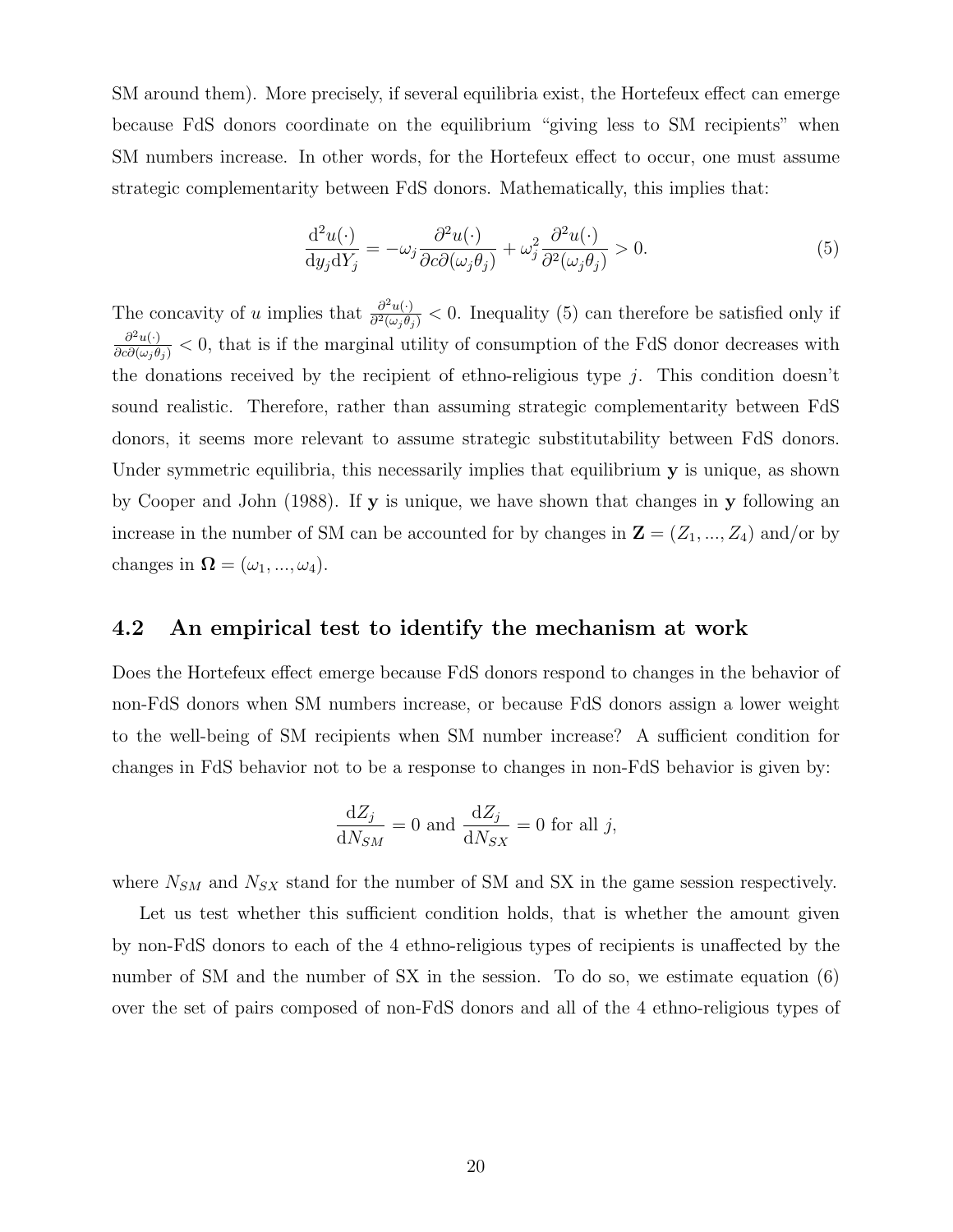SM around them). More precisely, if several equilibria exist, the Hortefeux effect can emerge because FdS donors coordinate on the equilibrium "giving less to SM recipients" when SM numbers increase. In other words, for the Hortefeux effect to occur, one must assume strategic complementarity between FdS donors. Mathematically, this implies that:

$$\frac{\mathrm{d}^2 u(\cdot)}{\mathrm{d}y_j \mathrm{d}Y_j} = -\omega_j \frac{\partial^2 u(\cdot)}{\partial c \partial(\omega_j \theta_j)} + \omega_j^2 \frac{\partial^2 u(\cdot)}{\partial^2(\omega_j \theta_j)} > 0. \tag{5}$$

The concavity of $u$ implies that $\frac{\partial^2 u(\cdot)}{\partial^2(\omega_j \theta_j)} < 0$. Inequality (5) can therefore be satisfied only if $\frac{\partial^2 u(\cdot)}{\partial c \partial(\omega_j \theta_j)} < 0$, that is if the marginal utility of consumption of the FdS donor decreases with the donations received by the recipient of ethno-religious type $j$. This condition doesn't sound realistic. Therefore, rather than assuming strategic complementarity between FdS donors, it seems more relevant to assume strategic substitutability between FdS donors. Under symmetric equilibria, this necessarily implies that equilibrium $\mathbf{y}$ is unique, as shown by Cooper and John (1988). If $\mathbf{y}$ is unique, we have shown that changes in $\mathbf{y}$ following an increase in the number of SM can be accounted for by changes in $\mathbf{Z} = (Z_1, ..., Z_4)$ and/or by changes in $\mathbf{\Omega} = (\omega_1, ..., \omega_4)$.

## 4.2 An empirical test to identify the mechanism at work

Does the Hortefeux effect emerge because FdS donors respond to changes in the behavior of non-FdS donors when SM numbers increase, or because FdS donors assign a lower weight to the well-being of SM recipients when SM number increase? A sufficient condition for changes in FdS behavior not to be a response to changes in non-FdS behavior is given by:

$$\frac{\mathrm{d}Z_j}{\mathrm{d}N_{SM}} = 0 \text{ and } \frac{\mathrm{d}Z_j}{\mathrm{d}N_{SX}} = 0 \text{ for all } j,$$

where $N_{SM}$ and $N_{SX}$ stand for the number of SM and SX in the game session respectively.

Let us test whether this sufficient condition holds, that is whether the amount given by non-FdS donors to each of the 4 ethno-religious types of recipients is unaffected by the number of SM and the number of SX in the session. To do so, we estimate equation (6) over the set of pairs composed of non-FdS donors and all of the 4 ethno-religious types of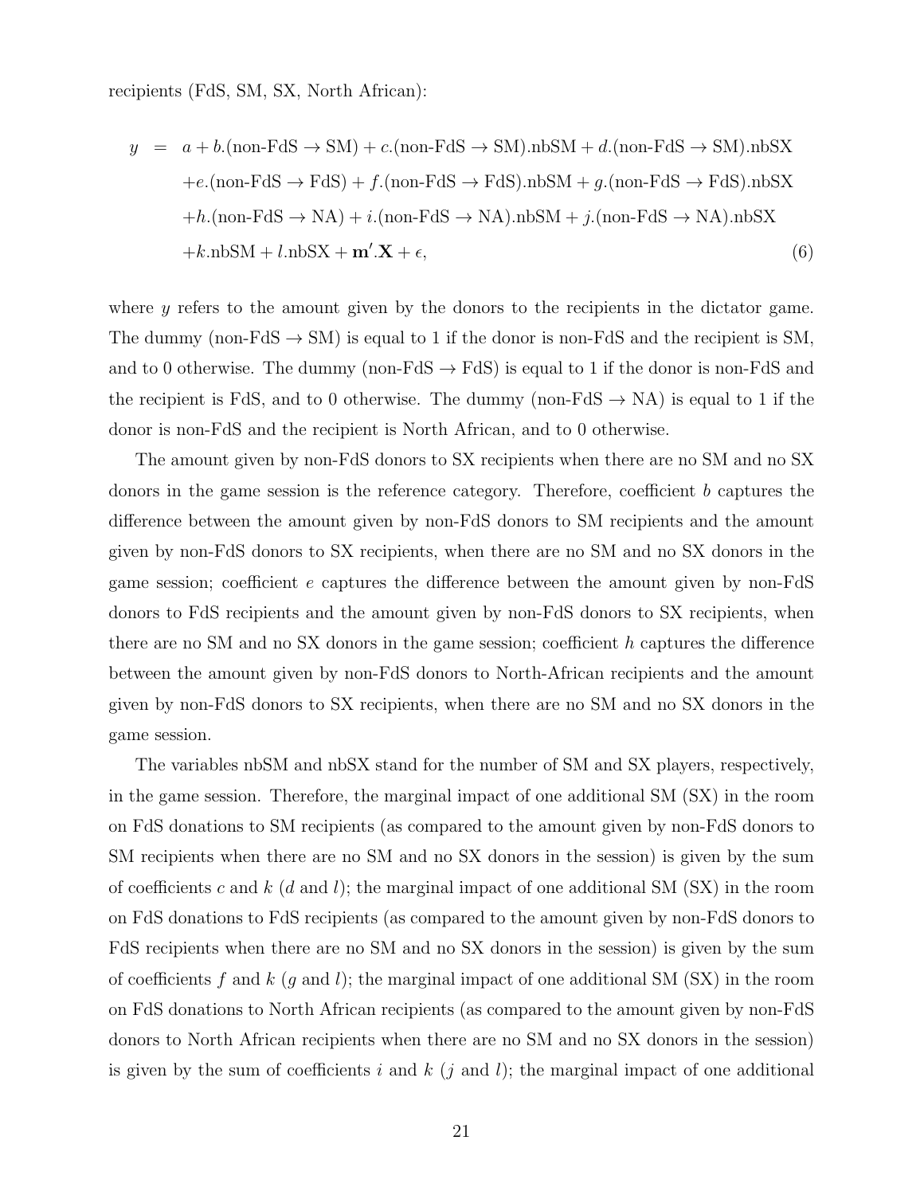recipients (FdS, SM, SX, North African):

$$
\begin{aligned}
y \;=\; & a + b.(\text{non-FdS} \rightarrow \text{SM}) + c.(\text{non-FdS} \rightarrow \text{SM}).\text{nbSM} + d.(\text{non-FdS} \rightarrow \text{SM}).\text{nbSX} \\
& + e.(\text{non-FdS} \rightarrow \text{FdS}) + f.(\text{non-FdS} \rightarrow \text{FdS}).\text{nbSM} + g.(\text{non-FdS} \rightarrow \text{FdS}).\text{nbSX} \\
& + h.(\text{non-FdS} \rightarrow \text{NA}) + i.(\text{non-FdS} \rightarrow \text{NA}).\text{nbSM} + j.(\text{non-FdS} \rightarrow \text{NA}).\text{nbSX} \\
& + k.\text{nbSM} + l.\text{nbSX} + \mathbf{m}'.\mathbf{X} + \epsilon, \qquad (6)
\end{aligned}
$$

where $y$ refers to the amount given by the donors to the recipients in the dictator game. The dummy (non-FdS $\rightarrow$ SM) is equal to 1 if the donor is non-FdS and the recipient is SM, and to 0 otherwise. The dummy (non-FdS $\rightarrow$ FdS) is equal to 1 if the donor is non-FdS and the recipient is FdS, and to 0 otherwise. The dummy (non-FdS $\rightarrow$ NA) is equal to 1 if the donor is non-FdS and the recipient is North African, and to 0 otherwise.

The amount given by non-FdS donors to SX recipients when there are no SM and no SX donors in the game session is the reference category. Therefore, coefficient $b$ captures the difference between the amount given by non-FdS donors to SM recipients and the amount given by non-FdS donors to SX recipients, when there are no SM and no SX donors in the game session; coefficient $e$ captures the difference between the amount given by non-FdS donors to FdS recipients and the amount given by non-FdS donors to SX recipients, when there are no SM and no SX donors in the game session; coefficient $h$ captures the difference between the amount given by non-FdS donors to North-African recipients and the amount given by non-FdS donors to SX recipients, when there are no SM and no SX donors in the game session.

The variables nbSM and nbSX stand for the number of SM and SX players, respectively, in the game session. Therefore, the marginal impact of one additional SM (SX) in the room on FdS donations to SM recipients (as compared to the amount given by non-FdS donors to SM recipients when there are no SM and no SX donors in the session) is given by the sum of coefficients $c$ and $k$ ($d$ and $l$); the marginal impact of one additional SM (SX) in the room on FdS donations to FdS recipients (as compared to the amount given by non-FdS donors to FdS recipients when there are no SM and no SX donors in the session) is given by the sum of coefficients $f$ and $k$ ($g$ and $l$); the marginal impact of one additional SM (SX) in the room on FdS donations to North African recipients (as compared to the amount given by non-FdS donors to North African recipients when there are no SM and no SX donors in the session) is given by the sum of coefficients $i$ and $k$ ($j$ and $l$); the marginal impact of one additional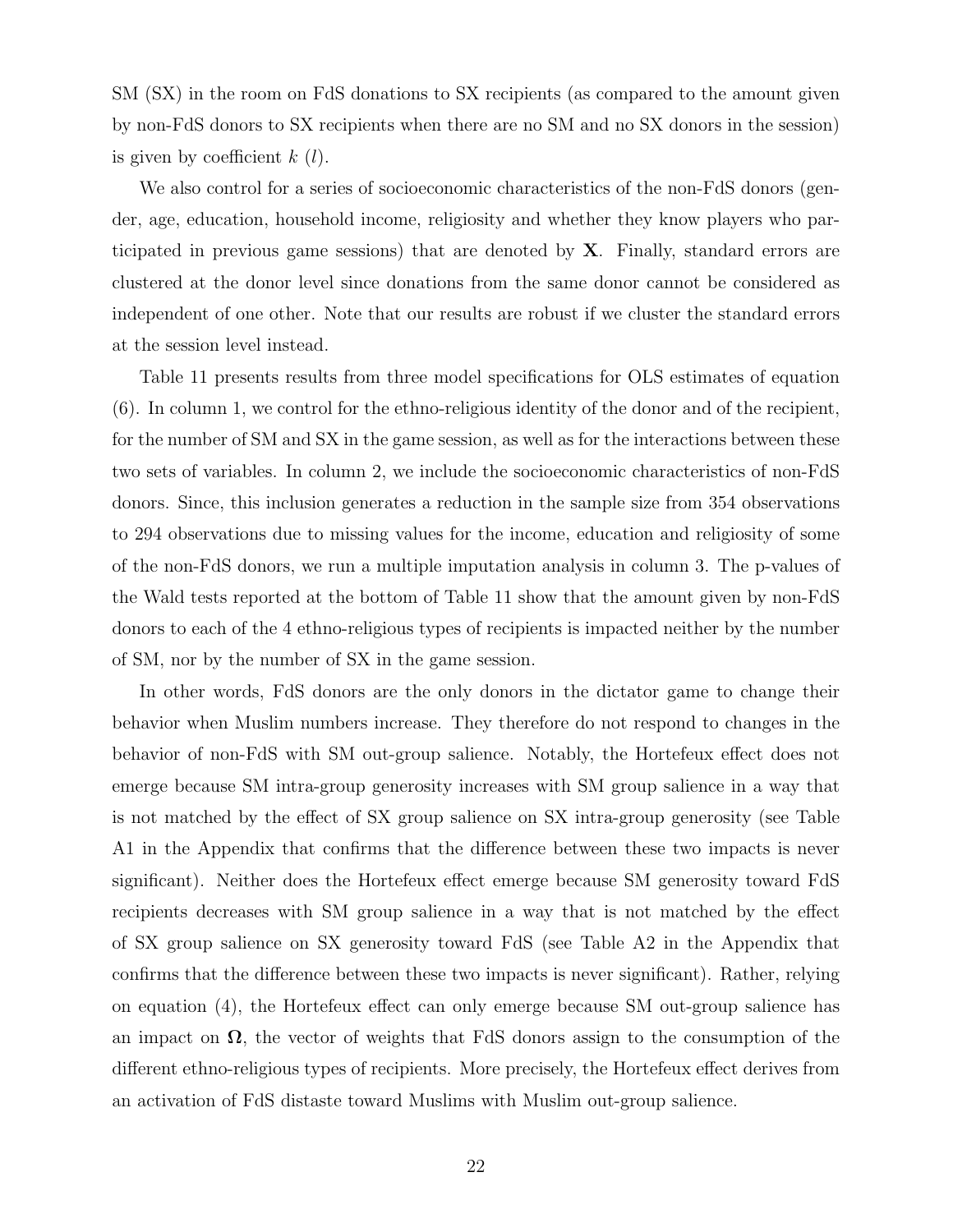SM (SX) in the room on FdS donations to SX recipients (as compared to the amount given by non-FdS donors to SX recipients when there are no SM and no SX donors in the session) is given by coefficient $k$ ($l$).

We also control for a series of socioeconomic characteristics of the non-FdS donors (gender, age, education, household income, religiosity and whether they know players who participated in previous game sessions) that are denoted by $\mathbf{X}$. Finally, standard errors are clustered at the donor level since donations from the same donor cannot be considered as independent of one other. Note that our results are robust if we cluster the standard errors at the session level instead.

Table 11 presents results from three model specifications for OLS estimates of equation (6). In column 1, we control for the ethno-religious identity of the donor and of the recipient, for the number of SM and SX in the game session, as well as for the interactions between these two sets of variables. In column 2, we include the socioeconomic characteristics of non-FdS donors. Since, this inclusion generates a reduction in the sample size from 354 observations to 294 observations due to missing values for the income, education and religiosity of some of the non-FdS donors, we run a multiple imputation analysis in column 3. The p-values of the Wald tests reported at the bottom of Table 11 show that the amount given by non-FdS donors to each of the 4 ethno-religious types of recipients is impacted neither by the number of SM, nor by the number of SX in the game session.

In other words, FdS donors are the only donors in the dictator game to change their behavior when Muslim numbers increase. They therefore do not respond to changes in the behavior of non-FdS with SM out-group salience. Notably, the Hortefeux effect does not emerge because SM intra-group generosity increases with SM group salience in a way that is not matched by the effect of SX group salience on SX intra-group generosity (see Table A1 in the Appendix that confirms that the difference between these two impacts is never significant). Neither does the Hortefeux effect emerge because SM generosity toward FdS recipients decreases with SM group salience in a way that is not matched by the effect of SX group salience on SX generosity toward FdS (see Table A2 in the Appendix that confirms that the difference between these two impacts is never significant). Rather, relying on equation (4), the Hortefeux effect can only emerge because SM out-group salience has an impact on $\mathbf{\Omega}$, the vector of weights that FdS donors assign to the consumption of the different ethno-religious types of recipients. More precisely, the Hortefeux effect derives from an activation of FdS distaste toward Muslims with Muslim out-group salience.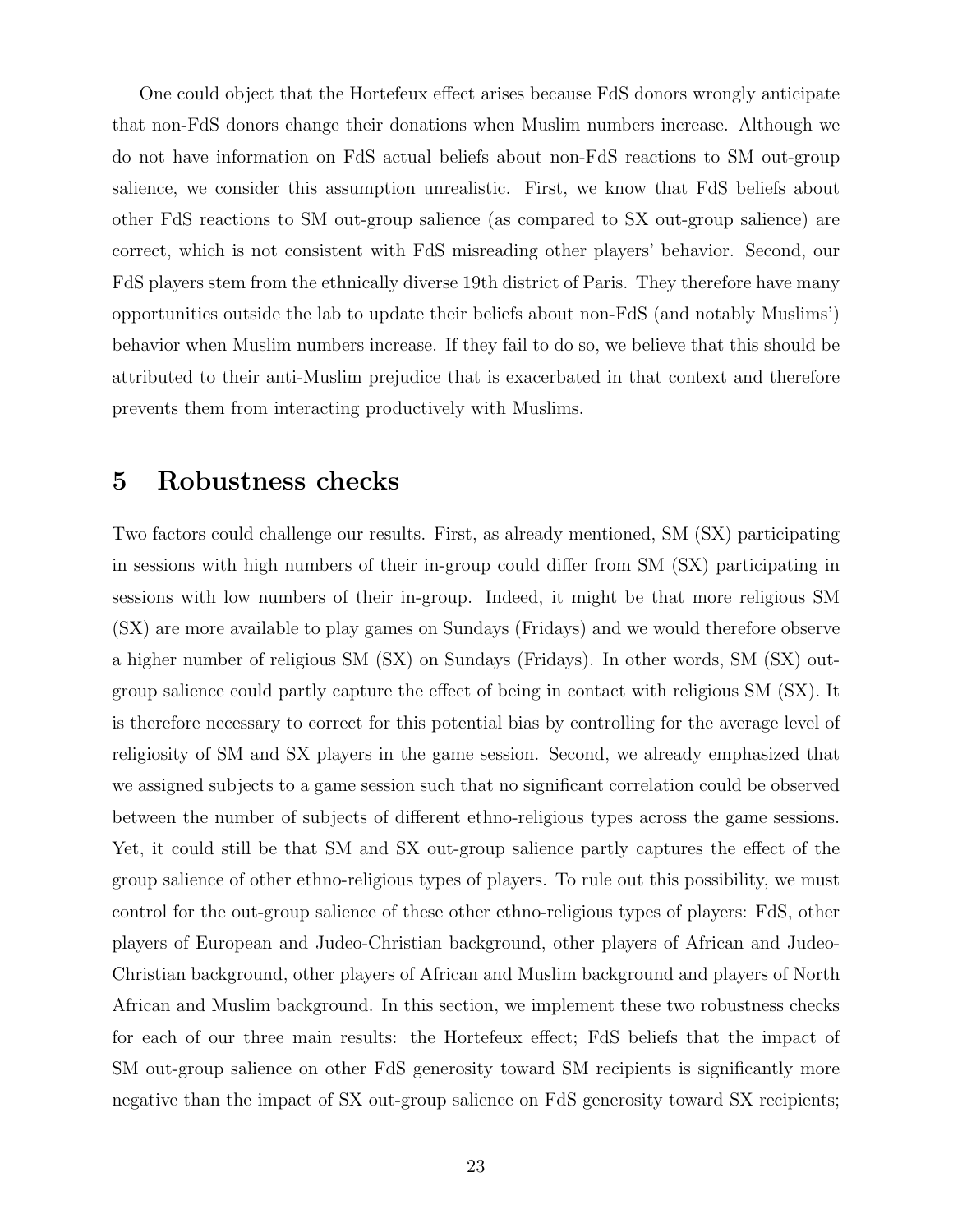One could object that the Hortefeux effect arises because FdS donors wrongly anticipate that non-FdS donors change their donations when Muslim numbers increase. Although we do not have information on FdS actual beliefs about non-FdS reactions to SM out-group salience, we consider this assumption unrealistic. First, we know that FdS beliefs about other FdS reactions to SM out-group salience (as compared to SX out-group salience) are correct, which is not consistent with FdS misreading other players' behavior. Second, our FdS players stem from the ethnically diverse 19th district of Paris. They therefore have many opportunities outside the lab to update their beliefs about non-FdS (and notably Muslims') behavior when Muslim numbers increase. If they fail to do so, we believe that this should be attributed to their anti-Muslim prejudice that is exacerbated in that context and therefore prevents them from interacting productively with Muslims.

# 5 Robustness checks

Two factors could challenge our results. First, as already mentioned, SM (SX) participating in sessions with high numbers of their in-group could differ from SM (SX) participating in sessions with low numbers of their in-group. Indeed, it might be that more religious SM (SX) are more available to play games on Sundays (Fridays) and we would therefore observe a higher number of religious SM (SX) on Sundays (Fridays). In other words, SM (SX) out-group salience could partly capture the effect of being in contact with religious SM (SX). It is therefore necessary to correct for this potential bias by controlling for the average level of religiosity of SM and SX players in the game session. Second, we already emphasized that we assigned subjects to a game session such that no significant correlation could be observed between the number of subjects of different ethno-religious types across the game sessions. Yet, it could still be that SM and SX out-group salience partly captures the effect of the group salience of other ethno-religious types of players. To rule out this possibility, we must control for the out-group salience of these other ethno-religious types of players: FdS, other players of European and Judeo-Christian background, other players of African and Judeo-Christian background, other players of African and Muslim background and players of North African and Muslim background. In this section, we implement these two robustness checks for each of our three main results: the Hortefeux effect; FdS beliefs that the impact of SM out-group salience on other FdS generosity toward SM recipients is significantly more negative than the impact of SX out-group salience on FdS generosity toward SX recipients;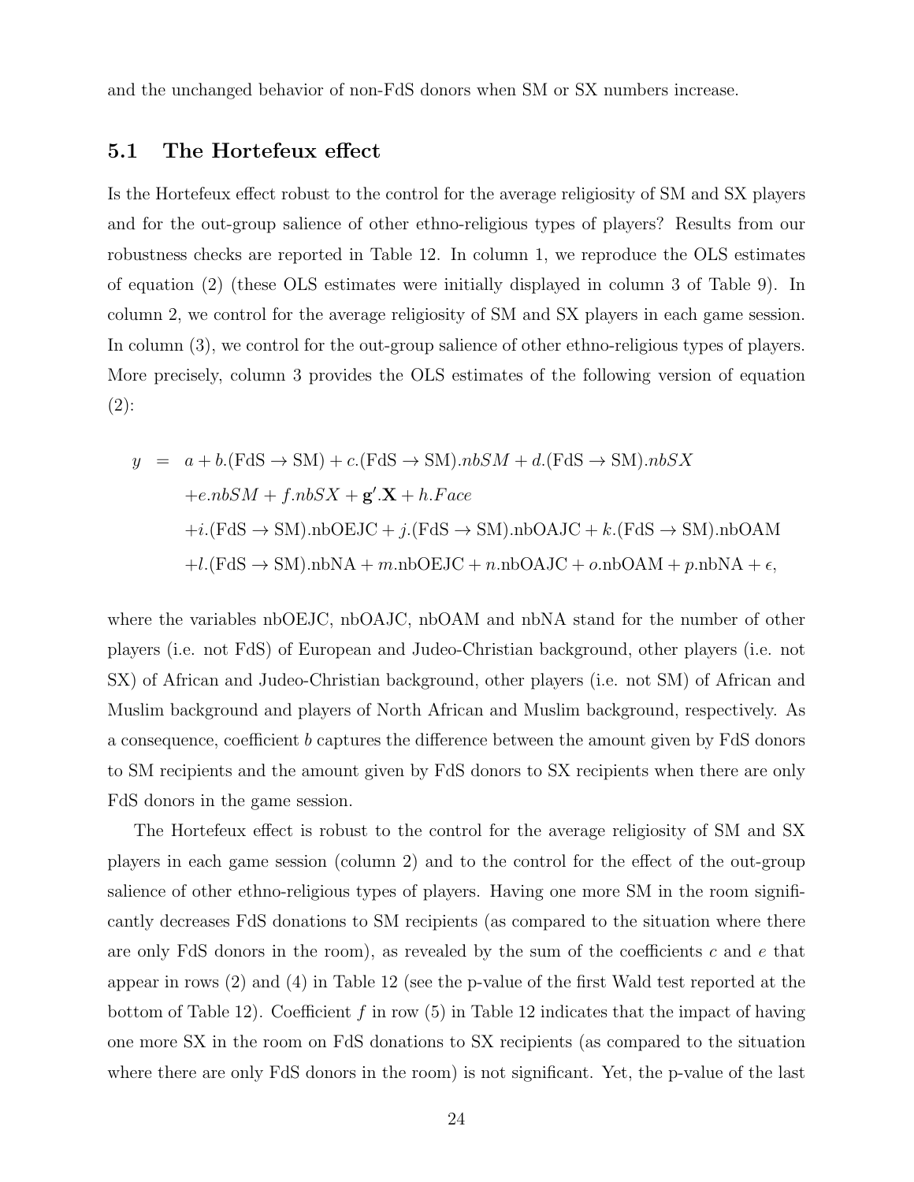and the unchanged behavior of non-FdS donors when SM or SX numbers increase.

## 5.1 The Hortefeux effect

Is the Hortefeux effect robust to the control for the average religiosity of SM and SX players and for the out-group salience of other ethno-religious types of players? Results from our robustness checks are reported in Table 12. In column 1, we reproduce the OLS estimates of equation (2) (these OLS estimates were initially displayed in column 3 of Table 9). In column 2, we control for the average religiosity of SM and SX players in each game session. In column (3), we control for the out-group salience of other ethno-religious types of players. More precisely, column 3 provides the OLS estimates of the following version of equation (2):

$$
\begin{aligned}
y &= a + b.(\text{FdS} \rightarrow \text{SM}) + c.(\text{FdS} \rightarrow \text{SM}).nbSM + d.(\text{FdS} \rightarrow \text{SM}).nbSX \\
&\quad + e.nbSM + f.nbSX + \mathbf{g}'.\mathbf{X} + h.Face \\
&\quad + i.(\text{FdS} \rightarrow \text{SM}).\text{nbOEJC} + j.(\text{FdS} \rightarrow \text{SM}).\text{nbOAJC} + k.(\text{FdS} \rightarrow \text{SM}).\text{nbOAM} \\
&\quad + l.(\text{FdS} \rightarrow \text{SM}).\text{nbNA} + m.\text{nbOEJC} + n.\text{nbOAJC} + o.\text{nbOAM} + p.\text{nbNA} + \epsilon,
\end{aligned}
$$

where the variables nbOEJC, nbOAJC, nbOAM and nbNA stand for the number of other players (i.e. not FdS) of European and Judeo-Christian background, other players (i.e. not SX) of African and Judeo-Christian background, other players (i.e. not SM) of African and Muslim background and players of North African and Muslim background, respectively. As a consequence, coefficient $b$ captures the difference between the amount given by FdS donors to SM recipients and the amount given by FdS donors to SX recipients when there are only FdS donors in the game session.

The Hortefeux effect is robust to the control for the average religiosity of SM and SX players in each game session (column 2) and to the control for the effect of the out-group salience of other ethno-religious types of players. Having one more SM in the room significantly decreases FdS donations to SM recipients (as compared to the situation where there are only FdS donors in the room), as revealed by the sum of the coefficients $c$ and $e$ that appear in rows (2) and (4) in Table 12 (see the p-value of the first Wald test reported at the bottom of Table 12). Coefficient $f$ in row (5) in Table 12 indicates that the impact of having one more SX in the room on FdS donations to SX recipients (as compared to the situation where there are only FdS donors in the room) is not significant. Yet, the p-value of the last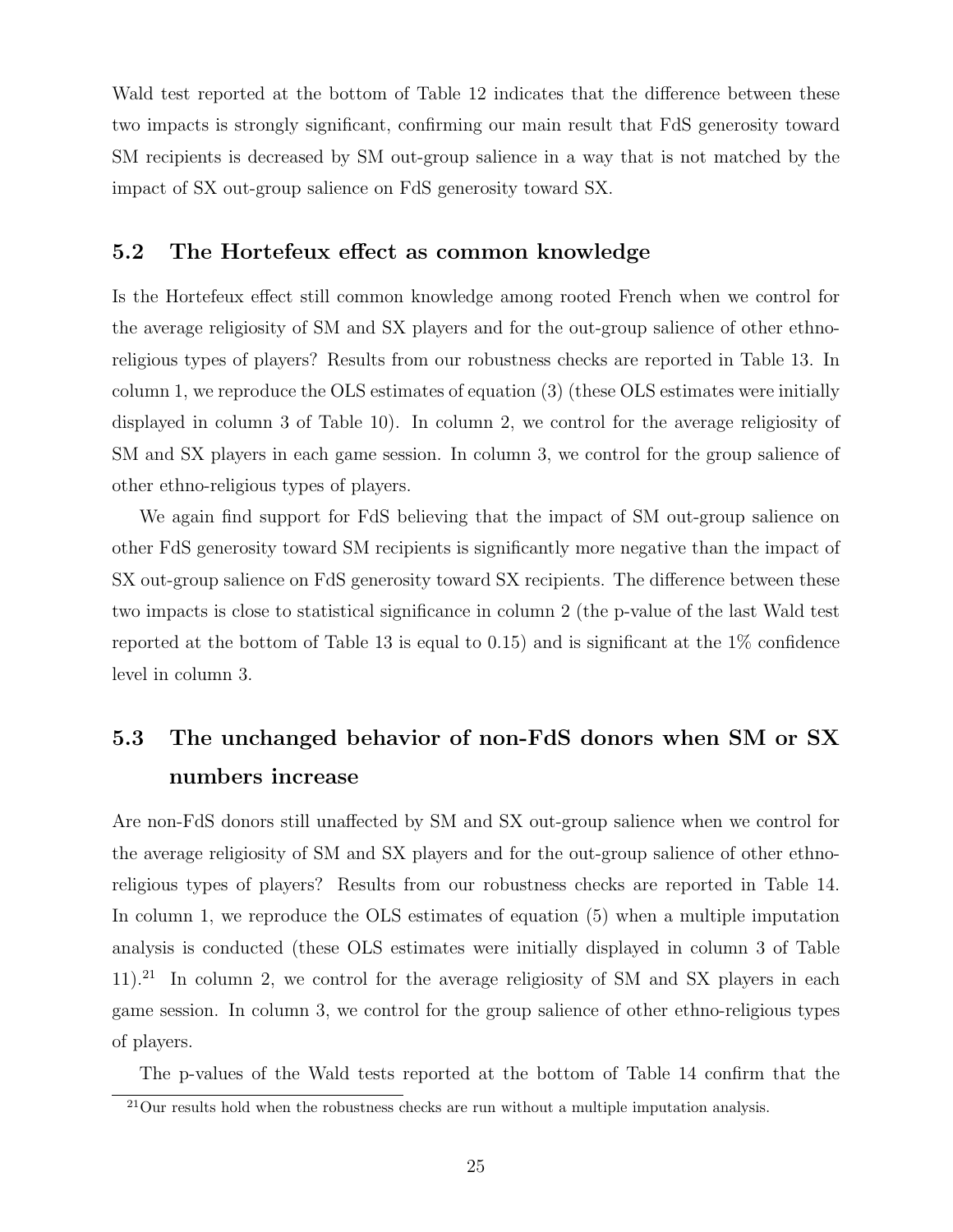Wald test reported at the bottom of Table 12 indicates that the difference between these two impacts is strongly significant, confirming our main result that FdS generosity toward SM recipients is decreased by SM out-group salience in a way that is not matched by the impact of SX out-group salience on FdS generosity toward SX.

## 5.2 The Hortefeux effect as common knowledge

Is the Hortefeux effect still common knowledge among rooted French when we control for the average religiosity of SM and SX players and for the out-group salience of other ethno-religious types of players? Results from our robustness checks are reported in Table 13. In column 1, we reproduce the OLS estimates of equation (3) (these OLS estimates were initially displayed in column 3 of Table 10). In column 2, we control for the average religiosity of SM and SX players in each game session. In column 3, we control for the group salience of other ethno-religious types of players.

We again find support for FdS believing that the impact of SM out-group salience on other FdS generosity toward SM recipients is significantly more negative than the impact of SX out-group salience on FdS generosity toward SX recipients. The difference between these two impacts is close to statistical significance in column 2 (the p-value of the last Wald test reported at the bottom of Table 13 is equal to 0.15) and is significant at the 1% confidence level in column 3.

## 5.3 The unchanged behavior of non-FdS donors when SM or SX numbers increase

Are non-FdS donors still unaffected by SM and SX out-group salience when we control for the average religiosity of SM and SX players and for the out-group salience of other ethno-religious types of players? Results from our robustness checks are reported in Table 14. In column 1, we reproduce the OLS estimates of equation (5) when a multiple imputation analysis is conducted (these OLS estimates were initially displayed in column 3 of Table 11).[21] In column 2, we control for the average religiosity of SM and SX players in each game session. In column 3, we control for the group salience of other ethno-religious types of players.

The p-values of the Wald tests reported at the bottom of Table 14 confirm that the

[21] Our results hold when the robustness checks are run without a multiple imputation analysis.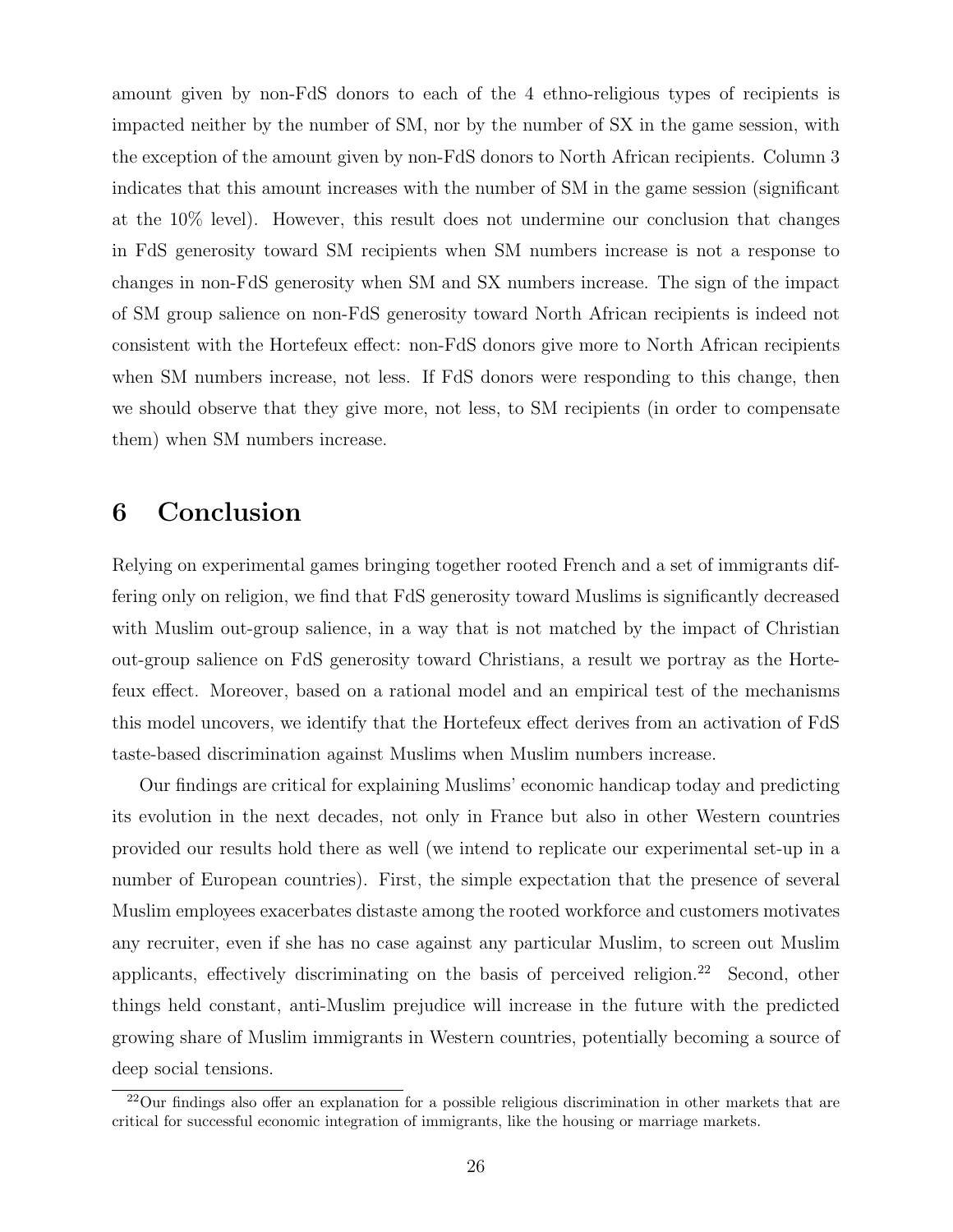amount given by non-FdS donors to each of the 4 ethno-religious types of recipients is impacted neither by the number of SM, nor by the number of SX in the game session, with the exception of the amount given by non-FdS donors to North African recipients. Column 3 indicates that this amount increases with the number of SM in the game session (significant at the 10% level). However, this result does not undermine our conclusion that changes in FdS generosity toward SM recipients when SM numbers increase is not a response to changes in non-FdS generosity when SM and SX numbers increase. The sign of the impact of SM group salience on non-FdS generosity toward North African recipients is indeed not consistent with the Hortefeux effect: non-FdS donors give more to North African recipients when SM numbers increase, not less. If FdS donors were responding to this change, then we should observe that they give more, not less, to SM recipients (in order to compensate them) when SM numbers increase.

# 6 Conclusion

Relying on experimental games bringing together rooted French and a set of immigrants differing only on religion, we find that FdS generosity toward Muslims is significantly decreased with Muslim out-group salience, in a way that is not matched by the impact of Christian out-group salience on FdS generosity toward Christians, a result we portray as the Hortefeux effect. Moreover, based on a rational model and an empirical test of the mechanisms this model uncovers, we identify that the Hortefeux effect derives from an activation of FdS taste-based discrimination against Muslims when Muslim numbers increase.

Our findings are critical for explaining Muslims' economic handicap today and predicting its evolution in the next decades, not only in France but also in other Western countries provided our results hold there as well (we intend to replicate our experimental set-up in a number of European countries). First, the simple expectation that the presence of several Muslim employees exacerbates distaste among the rooted workforce and customers motivates any recruiter, even if she has no case against any particular Muslim, to screen out Muslim applicants, effectively discriminating on the basis of perceived religion.[22] Second, other things held constant, anti-Muslim prejudice will increase in the future with the predicted growing share of Muslim immigrants in Western countries, potentially becoming a source of deep social tensions.

[22] Our findings also offer an explanation for a possible religious discrimination in other markets that are critical for successful economic integration of immigrants, like the housing or marriage markets.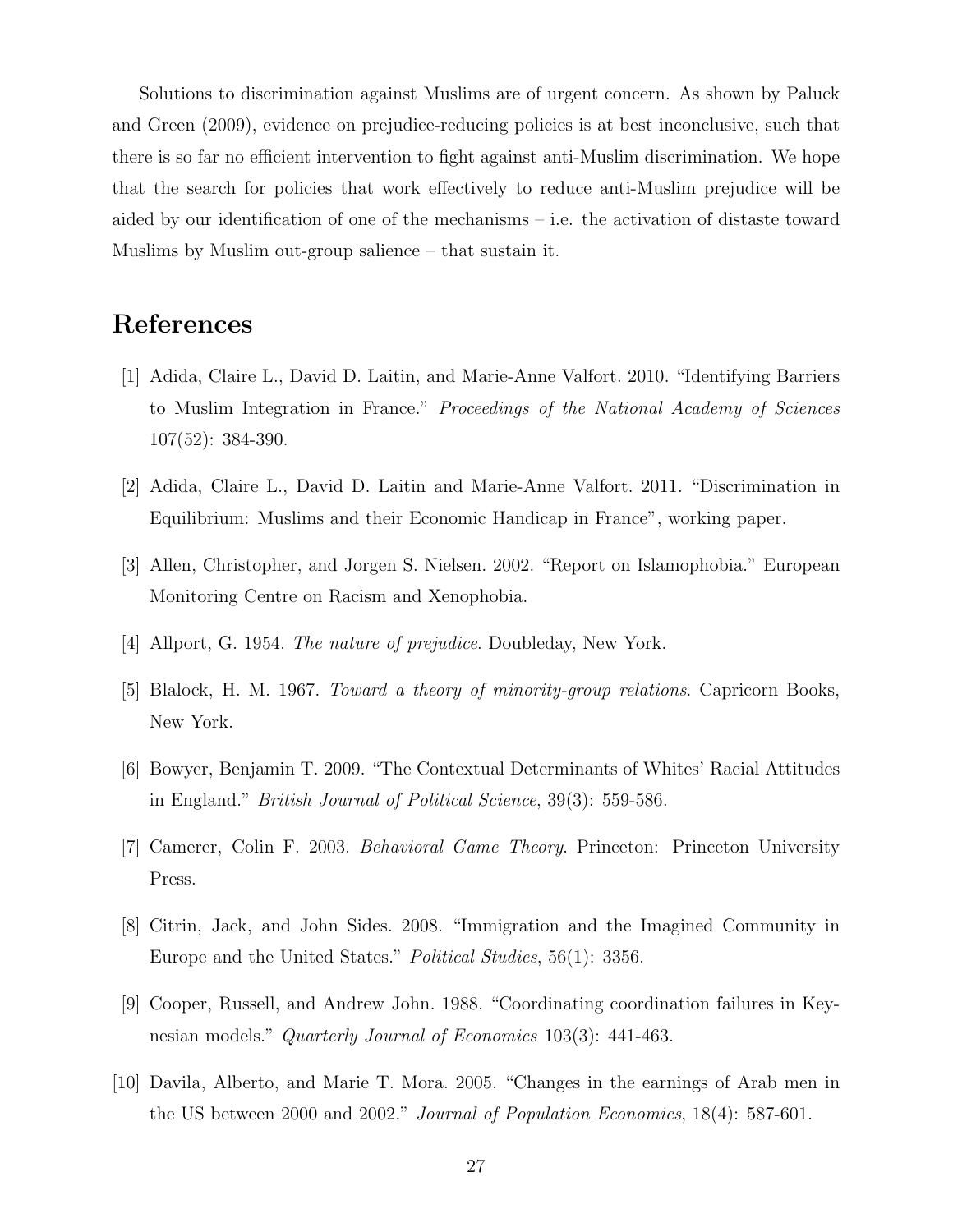Solutions to discrimination against Muslims are of urgent concern. As shown by Paluck and Green (2009), evidence on prejudice-reducing policies is at best inconclusive, such that there is so far no efficient intervention to fight against anti-Muslim discrimination. We hope that the search for policies that work effectively to reduce anti-Muslim prejudice will be aided by our identification of one of the mechanisms – i.e. the activation of distaste toward Muslims by Muslim out-group salience – that sustain it.

# References

[1] Adida, Claire L., David D. Laitin, and Marie-Anne Valfort. 2010. "Identifying Barriers to Muslim Integration in France." *Proceedings of the National Academy of Sciences* 107(52): 384-390.

[2] Adida, Claire L., David D. Laitin and Marie-Anne Valfort. 2011. "Discrimination in Equilibrium: Muslims and their Economic Handicap in France", working paper.

[3] Allen, Christopher, and Jorgen S. Nielsen. 2002. "Report on Islamophobia." European Monitoring Centre on Racism and Xenophobia.

[4] Allport, G. 1954. *The nature of prejudice*. Doubleday, New York.

[5] Blalock, H. M. 1967. *Toward a theory of minority-group relations*. Capricorn Books, New York.

[6] Bowyer, Benjamin T. 2009. "The Contextual Determinants of Whites' Racial Attitudes in England." *British Journal of Political Science*, 39(3): 559-586.

[7] Camerer, Colin F. 2003. *Behavioral Game Theory*. Princeton: Princeton University Press.

[8] Citrin, Jack, and John Sides. 2008. "Immigration and the Imagined Community in Europe and the United States." *Political Studies*, 56(1): 3356.

[9] Cooper, Russell, and Andrew John. 1988. "Coordinating coordination failures in Keynesian models." *Quarterly Journal of Economics* 103(3): 441-463.

[10] Davila, Alberto, and Marie T. Mora. 2005. "Changes in the earnings of Arab men in the US between 2000 and 2002." *Journal of Population Economics*, 18(4): 587-601.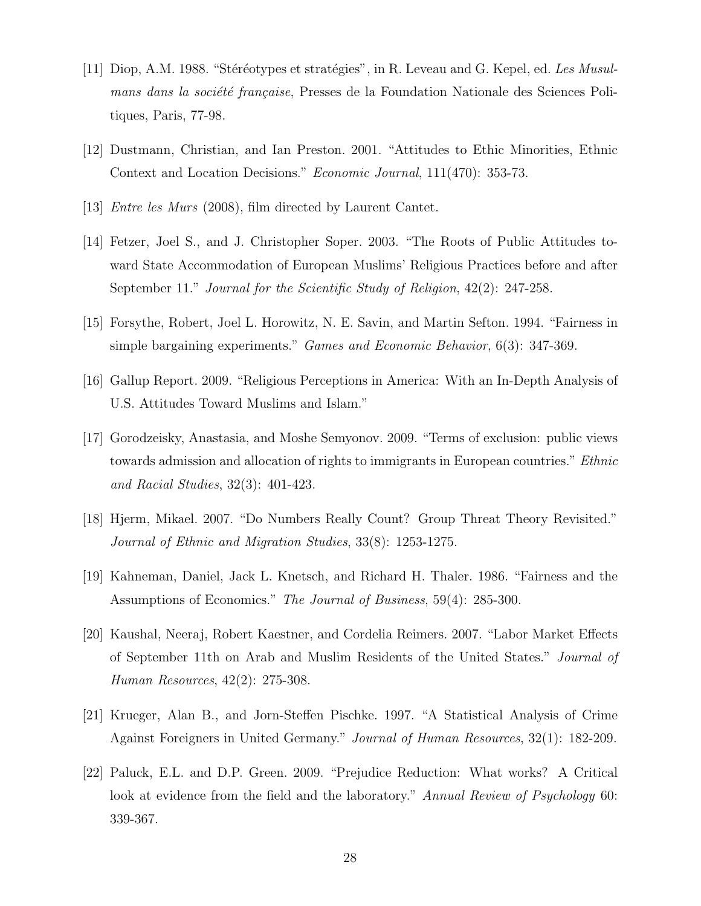[11] Diop, A.M. 1988. "Stéréotypes et stratégies", in R. Leveau and G. Kepel, ed. *Les Musulmans dans la société française*, Presses de la Foundation Nationale des Sciences Politiques, Paris, 77-98.

[12] Dustmann, Christian, and Ian Preston. 2001. "Attitudes to Ethic Minorities, Ethnic Context and Location Decisions." *Economic Journal*, 111(470): 353-73.

[13] *Entre les Murs* (2008), film directed by Laurent Cantet.

[14] Fetzer, Joel S., and J. Christopher Soper. 2003. "The Roots of Public Attitudes toward State Accommodation of European Muslims' Religious Practices before and after September 11." *Journal for the Scientific Study of Religion*, 42(2): 247-258.

[15] Forsythe, Robert, Joel L. Horowitz, N. E. Savin, and Martin Sefton. 1994. "Fairness in simple bargaining experiments." *Games and Economic Behavior*, 6(3): 347-369.

[16] Gallup Report. 2009. "Religious Perceptions in America: With an In-Depth Analysis of U.S. Attitudes Toward Muslims and Islam."

[17] Gorodzeisky, Anastasia, and Moshe Semyonov. 2009. "Terms of exclusion: public views towards admission and allocation of rights to immigrants in European countries." *Ethnic and Racial Studies*, 32(3): 401-423.

[18] Hjerm, Mikael. 2007. "Do Numbers Really Count? Group Threat Theory Revisited." *Journal of Ethnic and Migration Studies*, 33(8): 1253-1275.

[19] Kahneman, Daniel, Jack L. Knetsch, and Richard H. Thaler. 1986. "Fairness and the Assumptions of Economics." *The Journal of Business*, 59(4): 285-300.

[20] Kaushal, Neeraj, Robert Kaestner, and Cordelia Reimers. 2007. "Labor Market Effects of September 11th on Arab and Muslim Residents of the United States." *Journal of Human Resources*, 42(2): 275-308.

[21] Krueger, Alan B., and Jorn-Steffen Pischke. 1997. "A Statistical Analysis of Crime Against Foreigners in United Germany." *Journal of Human Resources*, 32(1): 182-209.

[22] Paluck, E.L. and D.P. Green. 2009. "Prejudice Reduction: What works? A Critical look at evidence from the field and the laboratory." *Annual Review of Psychology* 60: 339-367.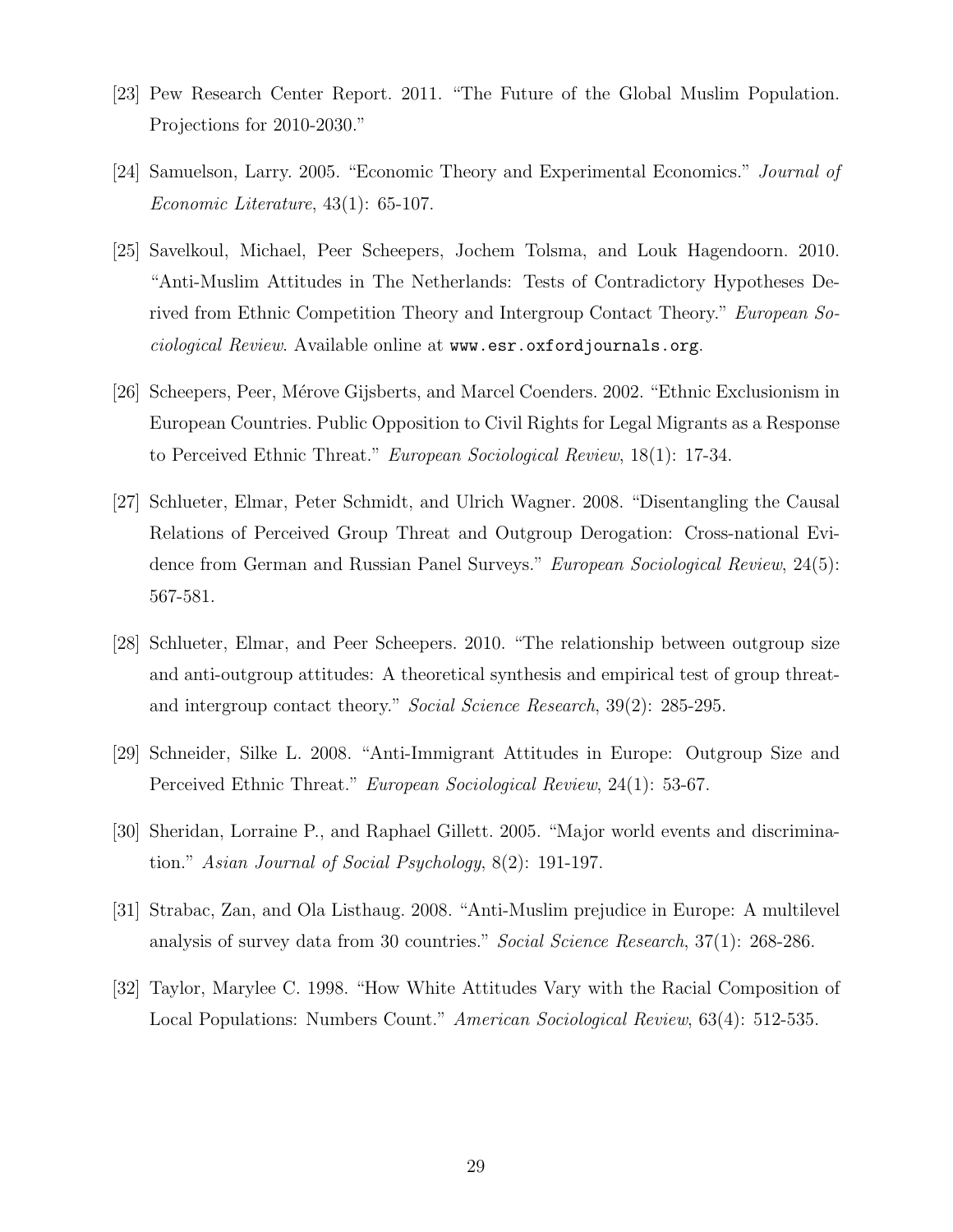[23] Pew Research Center Report. 2011. "The Future of the Global Muslim Population. Projections for 2010-2030."

[24] Samuelson, Larry. 2005. "Economic Theory and Experimental Economics." *Journal of Economic Literature*, 43(1): 65-107.

[25] Savelkoul, Michael, Peer Scheepers, Jochem Tolsma, and Louk Hagendoorn. 2010. "Anti-Muslim Attitudes in The Netherlands: Tests of Contradictory Hypotheses Derived from Ethnic Competition Theory and Intergroup Contact Theory." *European Sociological Review*. Available online at www.esr.oxfordjournals.org.

[26] Scheepers, Peer, Mérove Gijsberts, and Marcel Coenders. 2002. "Ethnic Exclusionism in European Countries. Public Opposition to Civil Rights for Legal Migrants as a Response to Perceived Ethnic Threat." *European Sociological Review*, 18(1): 17-34.

[27] Schlueter, Elmar, Peter Schmidt, and Ulrich Wagner. 2008. "Disentangling the Causal Relations of Perceived Group Threat and Outgroup Derogation: Cross-national Evidence from German and Russian Panel Surveys." *European Sociological Review*, 24(5): 567-581.

[28] Schlueter, Elmar, and Peer Scheepers. 2010. "The relationship between outgroup size and anti-outgroup attitudes: A theoretical synthesis and empirical test of group threat- and intergroup contact theory." *Social Science Research*, 39(2): 285-295.

[29] Schneider, Silke L. 2008. "Anti-Immigrant Attitudes in Europe: Outgroup Size and Perceived Ethnic Threat." *European Sociological Review*, 24(1): 53-67.

[30] Sheridan, Lorraine P., and Raphael Gillett. 2005. "Major world events and discrimination." *Asian Journal of Social Psychology*, 8(2): 191-197.

[31] Strabac, Zan, and Ola Listhaug. 2008. "Anti-Muslim prejudice in Europe: A multilevel analysis of survey data from 30 countries." *Social Science Research*, 37(1): 268-286.

[32] Taylor, Marylee C. 1998. "How White Attitudes Vary with the Racial Composition of Local Populations: Numbers Count." *American Sociological Review*, 63(4): 512-535.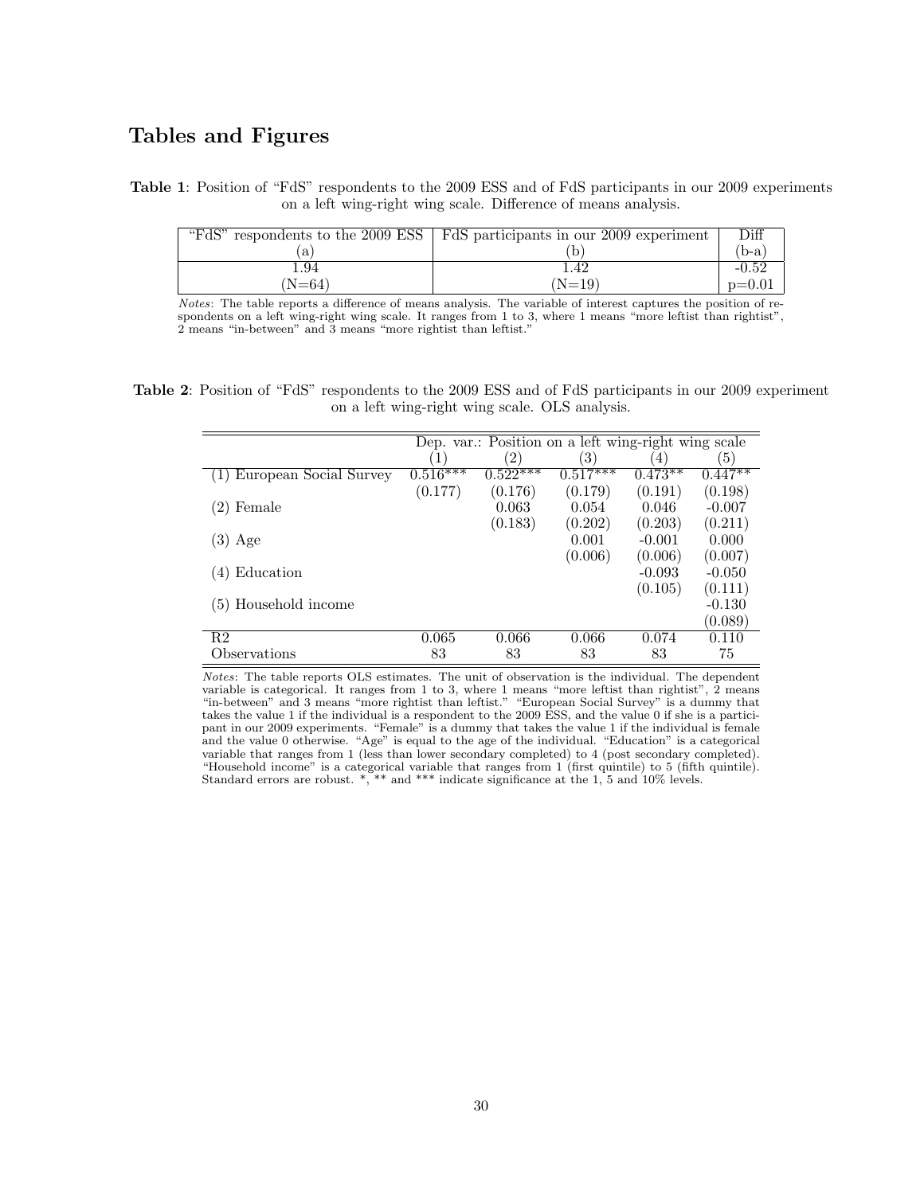## Tables and Figures

**Table 1**: Position of "FdS" respondents to the 2009 ESS and of FdS participants in our 2009 experiments on a left wing-right wing scale. Difference of means analysis.

| "FdS" respondents to the 2009 ESS | FdS participants in our 2009 experiment | Diff |
|---|---|---|
| (a) | (b) | (b-a) |
| 1.94 | 1.42 | -0.52 |
| (N=64) | (N=19) | p=0.01 |

*Notes*: The table reports a difference of means analysis. The variable of interest captures the position of respondents on a left wing-right wing scale. It ranges from 1 to 3, where 1 means "more leftist than rightist", 2 means "in-between" and 3 means "more rightist than leftist."

**Table 2**: Position of "FdS" respondents to the 2009 ESS and of FdS participants in our 2009 experiment on a left wing-right wing scale. OLS analysis.

| | Dep. var.: Position on a left wing-right wing scale | | | | |
|---|---|---|---|---|---|
| | (1) | (2) | (3) | (4) | (5) |
| (1) European Social Survey | 0.516*** | 0.522*** | 0.517*** | 0.473** | 0.447** |
| | (0.177) | (0.176) | (0.179) | (0.191) | (0.198) |
| (2) Female | | 0.063 | 0.054 | 0.046 | -0.007 |
| | | (0.183) | (0.202) | (0.203) | (0.211) |
| (3) Age | | | 0.001 | -0.001 | 0.000 |
| | | | (0.006) | (0.006) | (0.007) |
| (4) Education | | | | -0.093 | -0.050 |
| | | | | (0.105) | (0.111) |
| (5) Household income | | | | | -0.130 |
| | | | | | (0.089) |
| R2 | 0.065 | 0.066 | 0.066 | 0.074 | 0.110 |
| Observations | 83 | 83 | 83 | 83 | 75 |

*Notes*: The table reports OLS estimates. The unit of observation is the individual. The dependent variable is categorical. It ranges from 1 to 3, where 1 means "more leftist than rightist", 2 means "in-between" and 3 means "more rightist than leftist." "European Social Survey" is a dummy that takes the value 1 if the individual is a respondent to the 2009 ESS, and the value 0 if she is a participant in our 2009 experiments. "Female" is a dummy that takes the value 1 if the individual is female and the value 0 otherwise. "Age" is equal to the age of the individual. "Education" is a categorical variable that ranges from 1 (less than lower secondary completed) to 4 (post secondary completed). "Household income" is a categorical variable that ranges from 1 (first quintile) to 5 (fifth quintile). Standard errors are robust. *, ** and *** indicate significance at the 1, 5 and 10% levels.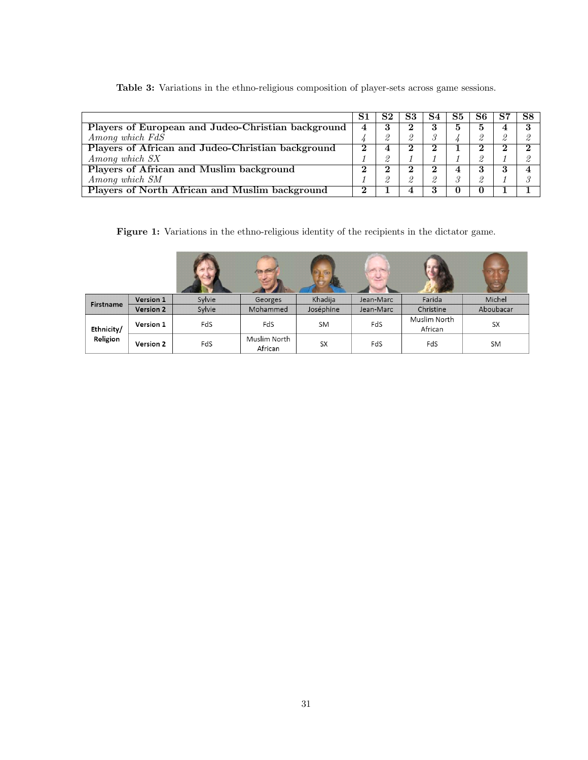**Table 3:** Variations in the ethno-religious composition of player-sets across game sessions.

| | S1 | S2 | S3 | S4 | S5 | S6 | S7 | S8 |
|---|---|---|---|---|---|---|---|---|
| **Players of European and Judeo-Christian background** | **4** | **3** | **2** | **3** | **5** | **5** | **4** | **3** |
| *Among which FdS* | *4* | *2* | *2* | *3* | *4* | *2* | *2* | *2* |
| **Players of African and Judeo-Christian background** | **2** | **4** | **2** | **2** | **1** | **2** | **2** | **2** |
| *Among which SX* | *1* | *2* | *1* | *1* | *1* | *2* | *1* | *2* |
| **Players of African and Muslim background** | **2** | **2** | **2** | **2** | **4** | **3** | **3** | **4** |
| *Among which SM* | *1* | *2* | *2* | *2* | *3* | *2* | *1* | *3* |
| **Players of North African and Muslim background** | **2** | **1** | **4** | **3** | **0** | **0** | **1** | **1** |

**Figure 1:** Variations in the ethno-religious identity of the recipients in the dictator game.

| | | | | | | | |
|---|---|---|---|---|---|---|---|
| **Firstname** | **Version 1** | Sylvie | Georges | Khadija | Jean-Marc | Farida | Michel |
| | **Version 2** | Sylvie | Mohammed | Joséphine | Jean-Marc | Christine | Aboubacar |
| **Ethnicity/ Religion** | **Version 1** | FdS | FdS | SM | FdS | Muslim North African | SX |
| | **Version 2** | FdS | Muslim North African | SX | FdS | FdS | SM |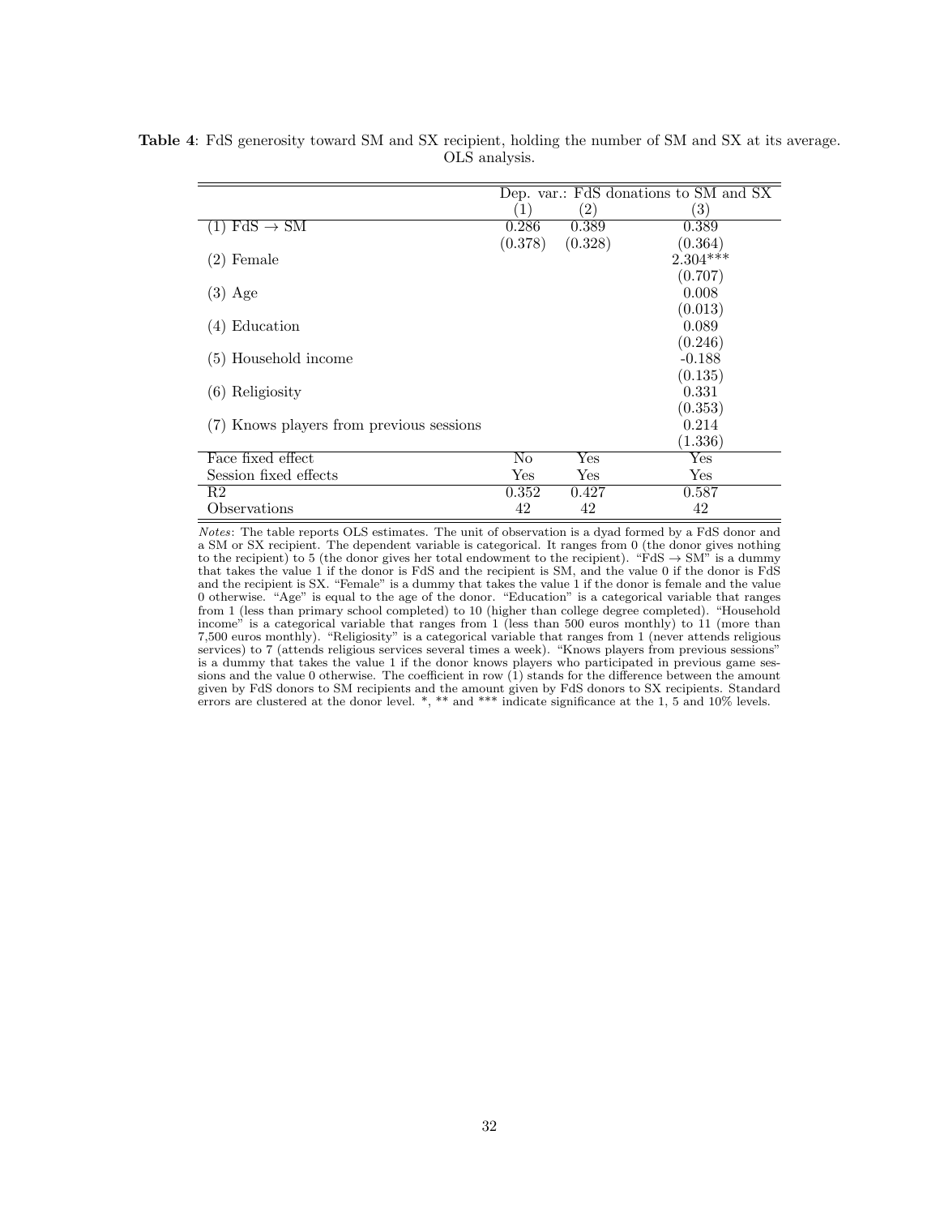**Table 4**: FdS generosity toward SM and SX recipient, holding the number of SM and SX at its average. OLS analysis.

| | Dep. var.: FdS donations to SM and SX | | |
|---|---|---|---|
| | (1) | (2) | (3) |
| (1) FdS → SM | 0.286 | 0.389 | 0.389 |
| | (0.378) | (0.328) | (0.364) |
| (2) Female | | | 2.304*** |
| | | | (0.707) |
| (3) Age | | | 0.008 |
| | | | (0.013) |
| (4) Education | | | 0.089 |
| | | | (0.246) |
| (5) Household income | | | -0.188 |
| | | | (0.135) |
| (6) Religiosity | | | 0.331 |
| | | | (0.353) |
| (7) Knows players from previous sessions | | | 0.214 |
| | | | (1.336) |
| Face fixed effect | No | Yes | Yes |
| Session fixed effects | Yes | Yes | Yes |
| R2 | 0.352 | 0.427 | 0.587 |
| Observations | 42 | 42 | 42 |

*Notes*: The table reports OLS estimates. The unit of observation is a dyad formed by a FdS donor and a SM or SX recipient. The dependent variable is categorical. It ranges from 0 (the donor gives nothing to the recipient) to 5 (the donor gives her total endowment to the recipient). "FdS → SM" is a dummy that takes the value 1 if the donor is FdS and the recipient is SM, and the value 0 if the donor is FdS and the recipient is SX. "Female" is a dummy that takes the value 1 if the donor is female and the value 0 otherwise. "Age" is equal to the age of the donor. "Education" is a categorical variable that ranges from 1 (less than primary school completed) to 10 (higher than college degree completed). "Household income" is a categorical variable that ranges from 1 (less than 500 euros monthly) to 11 (more than 7,500 euros monthly). "Religiosity" is a categorical variable that ranges from 1 (never attends religious services) to 7 (attends religious services several times a week). "Knows players from previous sessions" is a dummy that takes the value 1 if the donor knows players who participated in previous game sessions and the value 0 otherwise. The coefficient in row (1) stands for the difference between the amount given by FdS donors to SM recipients and the amount given by FdS donors to SX recipients. Standard errors are clustered at the donor level. *, ** and *** indicate significance at the 1, 5 and 10% levels.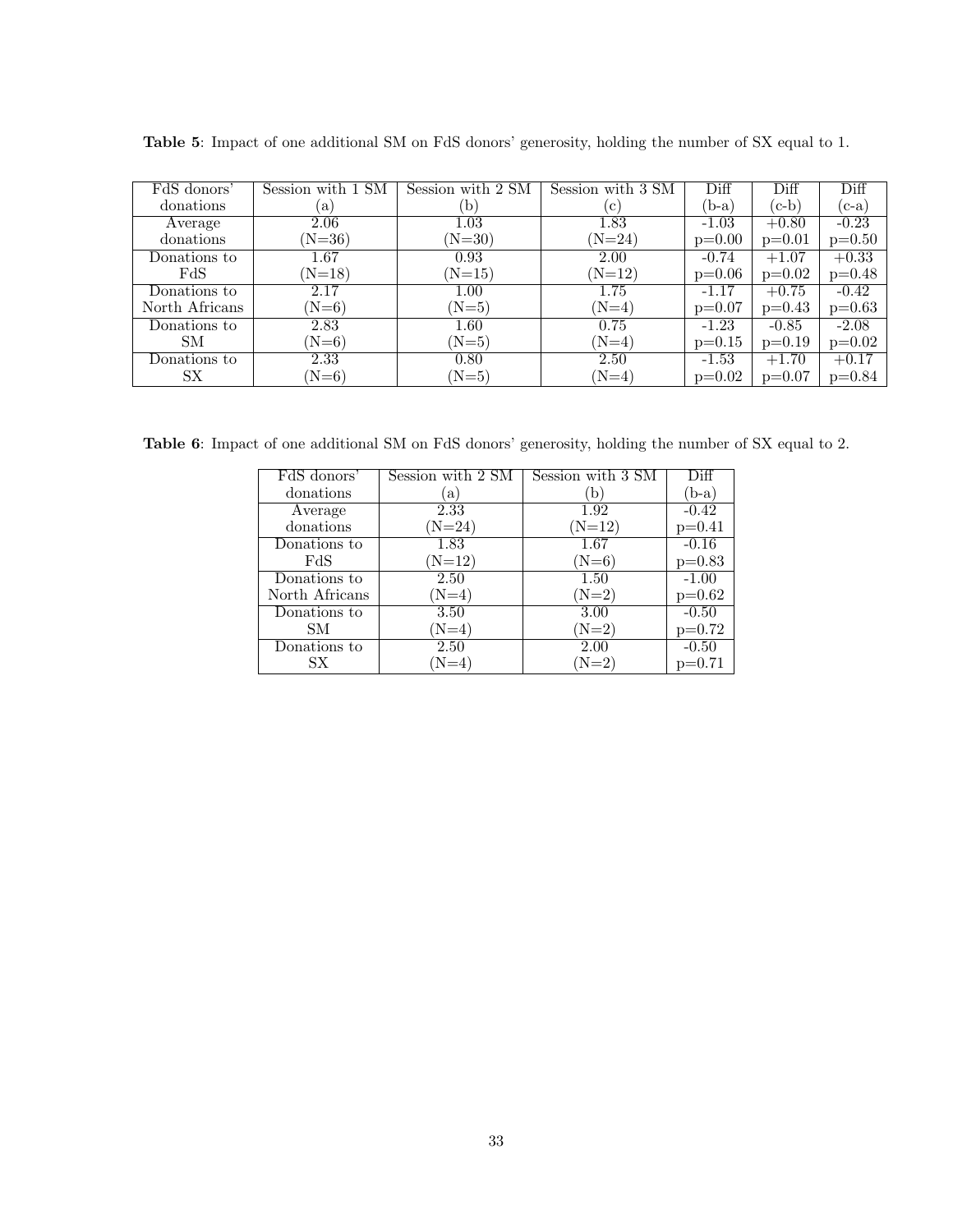**Table 5**: Impact of one additional SM on FdS donors' generosity, holding the number of SX equal to 1.

| FdS donors' donations | Session with 1 SM (a) | Session with 2 SM (b) | Session with 3 SM (c) | Diff (b-a) | Diff (c-b) | Diff (c-a) |
|---|---|---|---|---|---|---|
| Average donations | 2.06 (N=36) | 1.03 (N=30) | 1.83 (N=24) | -1.03 p=0.00 | +0.80 p=0.01 | -0.23 p=0.50 |
| Donations to FdS | 1.67 (N=18) | 0.93 (N=15) | 2.00 (N=12) | -0.74 p=0.06 | +1.07 p=0.02 | +0.33 p=0.48 |
| Donations to North Africans | 2.17 (N=6) | 1.00 (N=5) | 1.75 (N=4) | -1.17 p=0.07 | +0.75 p=0.43 | -0.42 p=0.63 |
| Donations to SM | 2.83 (N=6) | 1.60 (N=5) | 0.75 (N=4) | -1.23 p=0.15 | -0.85 p=0.19 | -2.08 p=0.02 |
| Donations to SX | 2.33 (N=6) | 0.80 (N=5) | 2.50 (N=4) | -1.53 p=0.02 | +1.70 p=0.07 | +0.17 p=0.84 |

**Table 6**: Impact of one additional SM on FdS donors' generosity, holding the number of SX equal to 2.

| FdS donors' donations | Session with 2 SM (a) | Session with 3 SM (b) | Diff (b-a) |
|---|---|---|---|
| Average donations | 2.33 (N=24) | 1.92 (N=12) | -0.42 p=0.41 |
| Donations to FdS | 1.83 (N=12) | 1.67 (N=6) | -0.16 p=0.83 |
| Donations to North Africans | 2.50 (N=4) | 1.50 (N=2) | -1.00 p=0.62 |
| Donations to SM | 3.50 (N=4) | 3.00 (N=2) | -0.50 p=0.72 |
| Donations to SX | 2.50 (N=4) | 2.00 (N=2) | -0.50 p=0.71 |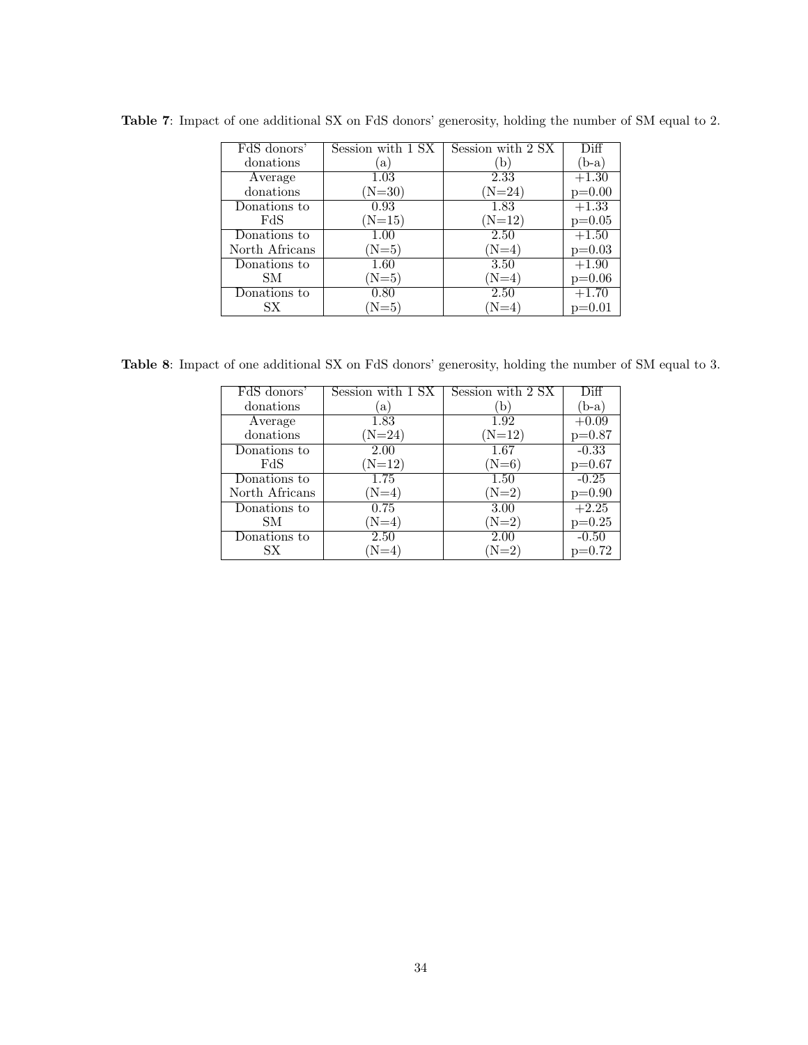**Table 7**: Impact of one additional SX on FdS donors' generosity, holding the number of SM equal to 2.

| FdS donors' donations | Session with 1 SX (a) | Session with 2 SX (b) | Diff (b-a) |
|---|---|---|---|
| Average donations | 1.03 (N=30) | 2.33 (N=24) | +1.30 p=0.00 |
| Donations to FdS | 0.93 (N=15) | 1.83 (N=12) | +1.33 p=0.05 |
| Donations to North Africans | 1.00 (N=5) | 2.50 (N=4) | +1.50 p=0.03 |
| Donations to SM | 1.60 (N=5) | 3.50 (N=4) | +1.90 p=0.06 |
| Donations to SX | 0.80 (N=5) | 2.50 (N=4) | +1.70 p=0.01 |

**Table 8**: Impact of one additional SX on FdS donors' generosity, holding the number of SM equal to 3.

| FdS donors' donations | Session with 1 SX (a) | Session with 2 SX (b) | Diff (b-a) |
|---|---|---|---|
| Average donations | 1.83 (N=24) | 1.92 (N=12) | +0.09 p=0.87 |
| Donations to FdS | 2.00 (N=12) | 1.67 (N=6) | -0.33 p=0.67 |
| Donations to North Africans | 1.75 (N=4) | 1.50 (N=2) | -0.25 p=0.90 |
| Donations to SM | 0.75 (N=4) | 3.00 (N=2) | +2.25 p=0.25 |
| Donations to SX | 2.50 (N=4) | 2.00 (N=2) | -0.50 p=0.72 |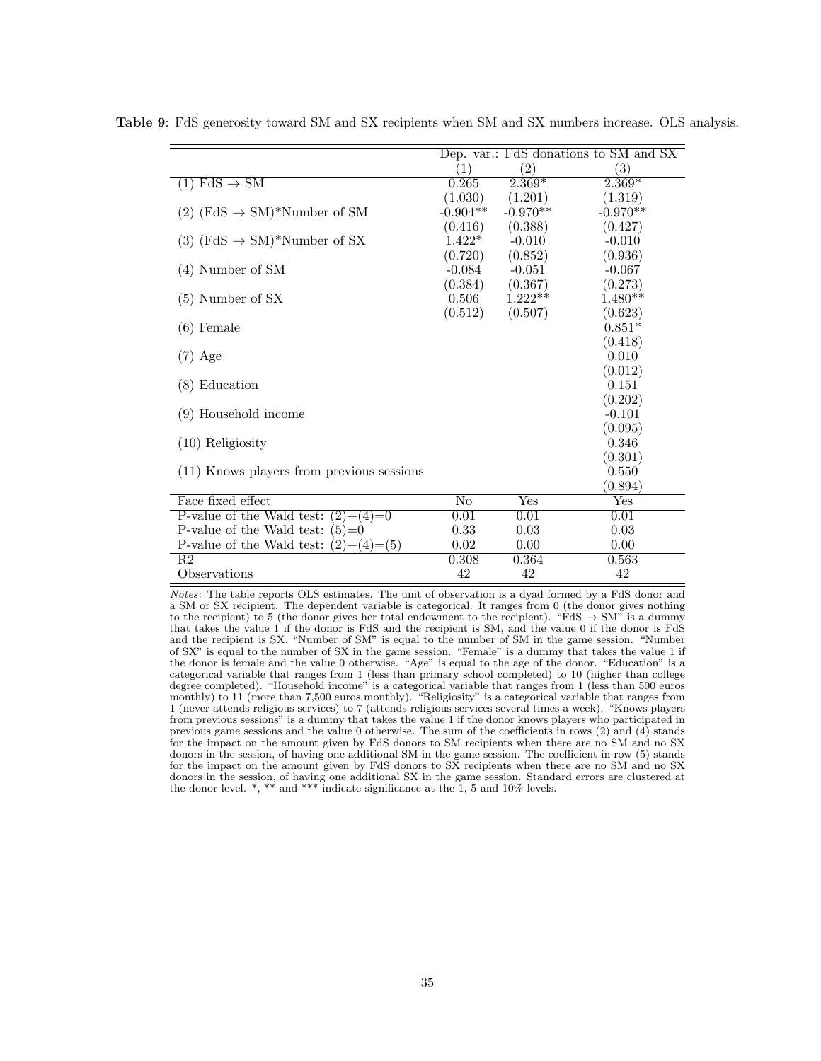**Table 9**: FdS generosity toward SM and SX recipients when SM and SX numbers increase. OLS analysis.

| | Dep. var.: FdS donations to SM and SX | | |
|---|---|---|---|
| | (1) | (2) | (3) |
| (1) FdS → SM | 0.265 | 2.369* | 2.369* |
| | (1.030) | (1.201) | (1.319) |
| (2) (FdS → SM)*Number of SM | -0.904** | -0.970** | -0.970** |
| | (0.416) | (0.388) | (0.427) |
| (3) (FdS → SM)*Number of SX | 1.422* | -0.010 | -0.010 |
| | (0.720) | (0.852) | (0.936) |
| (4) Number of SM | -0.084 | -0.051 | -0.067 |
| | (0.384) | (0.367) | (0.273) |
| (5) Number of SX | 0.506 | 1.222** | 1.480** |
| | (0.512) | (0.507) | (0.623) |
| (6) Female | | | 0.851* |
| | | | (0.418) |
| (7) Age | | | 0.010 |
| | | | (0.012) |
| (8) Education | | | 0.151 |
| | | | (0.202) |
| (9) Household income | | | -0.101 |
| | | | (0.095) |
| (10) Religiosity | | | 0.346 |
| | | | (0.301) |
| (11) Knows players from previous sessions | | | 0.550 |
| | | | (0.894) |
| Face fixed effect | No | Yes | Yes |
| P-value of the Wald test: (2)+(4)=0 | 0.01 | 0.01 | 0.01 |
| P-value of the Wald test: (5)=0 | 0.33 | 0.03 | 0.03 |
| P-value of the Wald test: (2)+(4)=(5) | 0.02 | 0.00 | 0.00 |
| R2 | 0.308 | 0.364 | 0.563 |
| Observations | 42 | 42 | 42 |

*Notes*: The table reports OLS estimates. The unit of observation is a dyad formed by a FdS donor and a SM or SX recipient. The dependent variable is categorical. It ranges from 0 (the donor gives nothing to the recipient) to 5 (the donor gives her total endowment to the recipient). "FdS → SM" is a dummy that takes the value 1 if the donor is FdS and the recipient is SM, and the value 0 if the donor is FdS and the recipient is SX. "Number of SM" is equal to the number of SM in the game session. "Number of SX" is equal to the number of SX in the game session. "Female" is a dummy that takes the value 1 if the donor is female and the value 0 otherwise. "Age" is equal to the age of the donor. "Education" is a categorical variable that ranges from 1 (less than primary school completed) to 10 (higher than college degree completed). "Household income" is a categorical variable that ranges from 1 (less than 500 euros monthly) to 11 (more than 7,500 euros monthly). "Religiosity" is a categorical variable that ranges from 1 (never attends religious services) to 7 (attends religious services several times a week). "Knows players from previous sessions" is a dummy that takes the value 1 if the donor knows players who participated in previous game sessions and the value 0 otherwise. The sum of the coefficients in rows (2) and (4) stands for the impact on the amount given by FdS donors to SM recipients when there are no SM and no SX donors in the session, of having one additional SM in the game session. The coefficient in row (5) stands for the impact on the amount given by FdS donors to SX recipients when there are no SM and no SX donors in the session, of having one additional SX in the game session. Standard errors are clustered at the donor level. *, ** and *** indicate significance at the 1, 5 and 10% levels.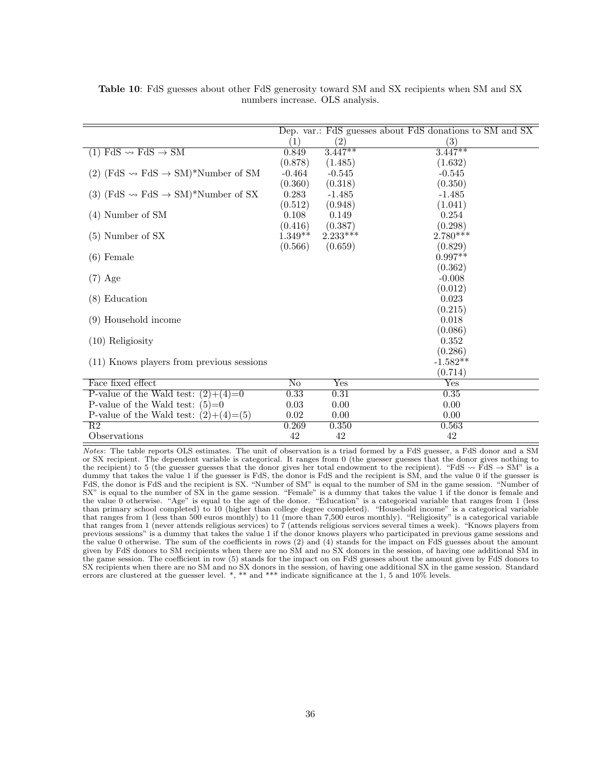**Table 10**: FdS guesses about other FdS generosity toward SM and SX recipients when SM and SX numbers increase. OLS analysis.

| | Dep. var.: FdS guesses about FdS donations to SM and SX | | |
|---|---|---|---|
| | (1) | (2) | (3) |
| (1) FdS $\rightsquigarrow$ FdS $\rightarrow$ SM | 0.849 | 3.447** | 3.447** |
| | (0.878) | (1.485) | (1.632) |
| (2) (FdS $\rightsquigarrow$ FdS $\rightarrow$ SM)*Number of SM | -0.464 | -0.545 | -0.545 |
| | (0.360) | (0.318) | (0.350) |
| (3) (FdS $\rightsquigarrow$ FdS $\rightarrow$ SM)*Number of SX | 0.283 | -1.485 | -1.485 |
| | (0.512) | (0.948) | (1.041) |
| (4) Number of SM | 0.108 | 0.149 | 0.254 |
| | (0.416) | (0.387) | (0.298) |
| (5) Number of SX | 1.349** | 2.233*** | 2.780*** |
| | (0.566) | (0.659) | (0.829) |
| (6) Female | | | 0.997** |
| | | | (0.362) |
| (7) Age | | | -0.008 |
| | | | (0.012) |
| (8) Education | | | 0.023 |
| | | | (0.215) |
| (9) Household income | | | 0.018 |
| | | | (0.086) |
| (10) Religiosity | | | 0.352 |
| | | | (0.286) |
| (11) Knows players from previous sessions | | | -1.582** |
| | | | (0.714) |
| Face fixed effect | No | Yes | Yes |
| P-value of the Wald test: (2)+(4)=0 | 0.33 | 0.31 | 0.35 |
| P-value of the Wald test: (5)=0 | 0.03 | 0.00 | 0.00 |
| P-value of the Wald test: (2)+(4)=(5) | 0.02 | 0.00 | 0.00 |
| R2 | 0.269 | 0.350 | 0.563 |
| Observations | 42 | 42 | 42 |

*Notes*: The table reports OLS estimates. The unit of observation is a triad formed by a FdS guesser, a FdS donor and a SM or SX recipient. The dependent variable is categorical. It ranges from 0 (the guesser guesses that the donor gives nothing to the recipient) to 5 (the guesser guesses that the donor gives her total endowment to the recipient). "FdS $\rightsquigarrow$ FdS $\rightarrow$ SM" is a dummy that takes the value 1 if the guesser is FdS, the donor is FdS and the recipient is SM, and the value 0 if the guesser is FdS, the donor is FdS and the recipient is SX. "Number of SM" is equal to the number of SM in the game session. "Number of SX" is equal to the number of SX in the game session. "Female" is a dummy that takes the value 1 if the donor is female and the value 0 otherwise. "Age" is equal to the age of the donor. "Education" is a categorical variable that ranges from 1 (less than primary school completed) to 10 (higher than college degree completed). "Household income" is a categorical variable that ranges from 1 (less than 500 euros monthly) to 11 (more than 7,500 euros monthly). "Religiosity" is a categorical variable that ranges from 1 (never attends religious services) to 7 (attends religious services several times a week). "Knows players from previous sessions" is a dummy that takes the value 1 if the donor knows players who participated in previous game sessions and the value 0 otherwise. The sum of the coefficients in rows (2) and (4) stands for the impact on FdS guesses about the amount given by FdS donors to SM recipients when there are no SM and no SX donors in the session, of having one additional SM in the game session. The coefficient in row (5) stands for the impact on on FdS guesses about the amount given by FdS donors to SX recipients when there are no SM and no SX donors in the session, of having one additional SX in the game session. Standard errors are clustered at the guesser level. *, ** and *** indicate significance at the 1, 5 and 10% levels.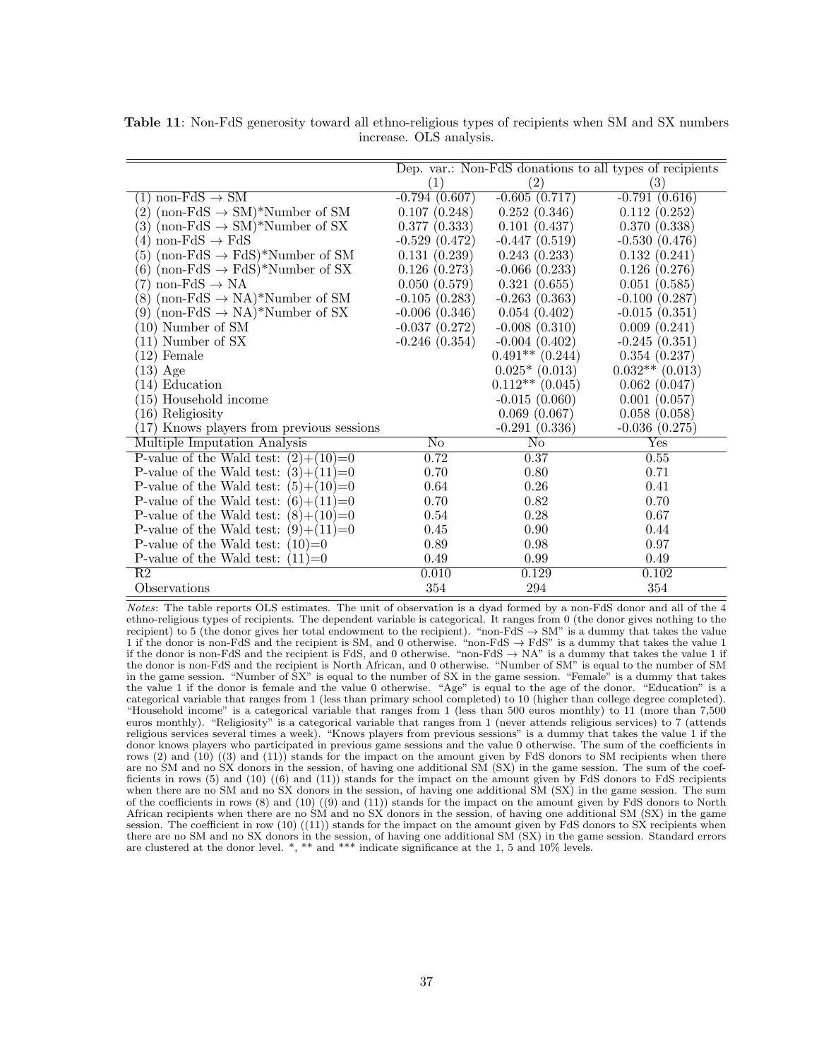**Table 11**: Non-FdS generosity toward all ethno-religious types of recipients when SM and SX numbers increase. OLS analysis.

| | Dep. var.: Non-FdS donations to all types of recipients | | |
|---|---|---|---|
| | (1) | (2) | (3) |
| (1) non-FdS → SM | -0.794 (0.607) | -0.605 (0.717) | -0.791 (0.616) |
| (2) (non-FdS → SM)*Number of SM | 0.107 (0.248) | 0.252 (0.346) | 0.112 (0.252) |
| (3) (non-FdS → SM)*Number of SX | 0.377 (0.333) | 0.101 (0.437) | 0.370 (0.338) |
| (4) non-FdS → FdS | -0.529 (0.472) | -0.447 (0.519) | -0.530 (0.476) |
| (5) (non-FdS → FdS)*Number of SM | 0.131 (0.239) | 0.243 (0.233) | 0.132 (0.241) |
| (6) (non-FdS → FdS)*Number of SX | 0.126 (0.273) | -0.066 (0.233) | 0.126 (0.276) |
| (7) non-FdS → NA | 0.050 (0.579) | 0.321 (0.655) | 0.051 (0.585) |
| (8) (non-FdS → NA)*Number of SM | -0.105 (0.283) | -0.263 (0.363) | -0.100 (0.287) |
| (9) (non-FdS → NA)*Number of SX | -0.006 (0.346) | 0.054 (0.402) | -0.015 (0.351) |
| (10) Number of SM | -0.037 (0.272) | -0.008 (0.310) | 0.009 (0.241) |
| (11) Number of SX | -0.246 (0.354) | -0.004 (0.402) | -0.245 (0.351) |
| (12) Female | | 0.491** (0.244) | 0.354 (0.237) |
| (13) Age | | 0.025* (0.013) | 0.032** (0.013) |
| (14) Education | | 0.112** (0.045) | 0.062 (0.047) |
| (15) Household income | | -0.015 (0.060) | 0.001 (0.057) |
| (16) Religiosity | | 0.069 (0.067) | 0.058 (0.058) |
| (17) Knows players from previous sessions | | -0.291 (0.336) | -0.036 (0.275) |
| Multiple Imputation Analysis | No | No | Yes |
| P-value of the Wald test: (2)+(10)=0 | 0.72 | 0.37 | 0.55 |
| P-value of the Wald test: (3)+(11)=0 | 0.70 | 0.80 | 0.71 |
| P-value of the Wald test: (5)+(10)=0 | 0.64 | 0.26 | 0.41 |
| P-value of the Wald test: (6)+(11)=0 | 0.70 | 0.82 | 0.70 |
| P-value of the Wald test: (8)+(10)=0 | 0.54 | 0.28 | 0.67 |
| P-value of the Wald test: (9)+(11)=0 | 0.45 | 0.90 | 0.44 |
| P-value of the Wald test: (10)=0 | 0.89 | 0.98 | 0.97 |
| P-value of the Wald test: (11)=0 | 0.49 | 0.99 | 0.49 |
| R2 | 0.010 | 0.129 | 0.102 |
| Observations | 354 | 294 | 354 |

*Notes*: The table reports OLS estimates. The unit of observation is a dyad formed by a non-FdS donor and all of the 4 ethno-religious types of recipients. The dependent variable is categorical. It ranges from 0 (the donor gives nothing to the recipient) to 5 (the donor gives her total endowment to the recipient). "non-FdS → SM" is a dummy that takes the value 1 if the donor is non-FdS and the recipient is SM, and 0 otherwise. "non-FdS → FdS" is a dummy that takes the value 1 if the donor is non-FdS and the recipient is FdS, and 0 otherwise. "non-FdS → NA" is a dummy that takes the value 1 if the donor is non-FdS and the recipient is North African, and 0 otherwise. "Number of SM" is equal to the number of SM in the game session. "Number of SX" is equal to the number of SX in the game session. "Female" is a dummy that takes the value 1 if the donor is female and the value 0 otherwise. "Age" is equal to the age of the donor. "Education" is a categorical variable that ranges from 1 (less than primary school completed) to 10 (higher than college degree completed). "Household income" is a categorical variable that ranges from 1 (less than 500 euros monthly) to 11 (more than 7,500 euros monthly). "Religiosity" is a categorical variable that ranges from 1 (never attends religious services) to 7 (attends religious services several times a week). "Knows players from previous sessions" is a dummy that takes the value 1 if the donor knows players who participated in previous game sessions and the value 0 otherwise. The sum of the coefficients in rows (2) and (10) ((3) and (11)) stands for the impact on the amount given by FdS donors to SM recipients when there are no SM and no SX donors in the session, of having one additional SM (SX) in the game session. The sum of the coefficients in rows (5) and (10) ((6) and (11)) stands for the impact on the amount given by FdS donors to FdS recipients when there are no SM and no SX donors in the session, of having one additional SM (SX) in the game session. The sum of the coefficients in rows (8) and (10) ((9) and (11)) stands for the impact on the amount given by FdS donors to North African recipients when there are no SM and no SX donors in the session, of having one additional SM (SX) in the game session. The coefficient in row (10) ((11)) stands for the impact on the amount given by FdS donors to SX recipients when there are no SM and no SX donors in the session, of having one additional SM (SX) in the game session. Standard errors are clustered at the donor level. *, ** and *** indicate significance at the 1, 5 and 10% levels.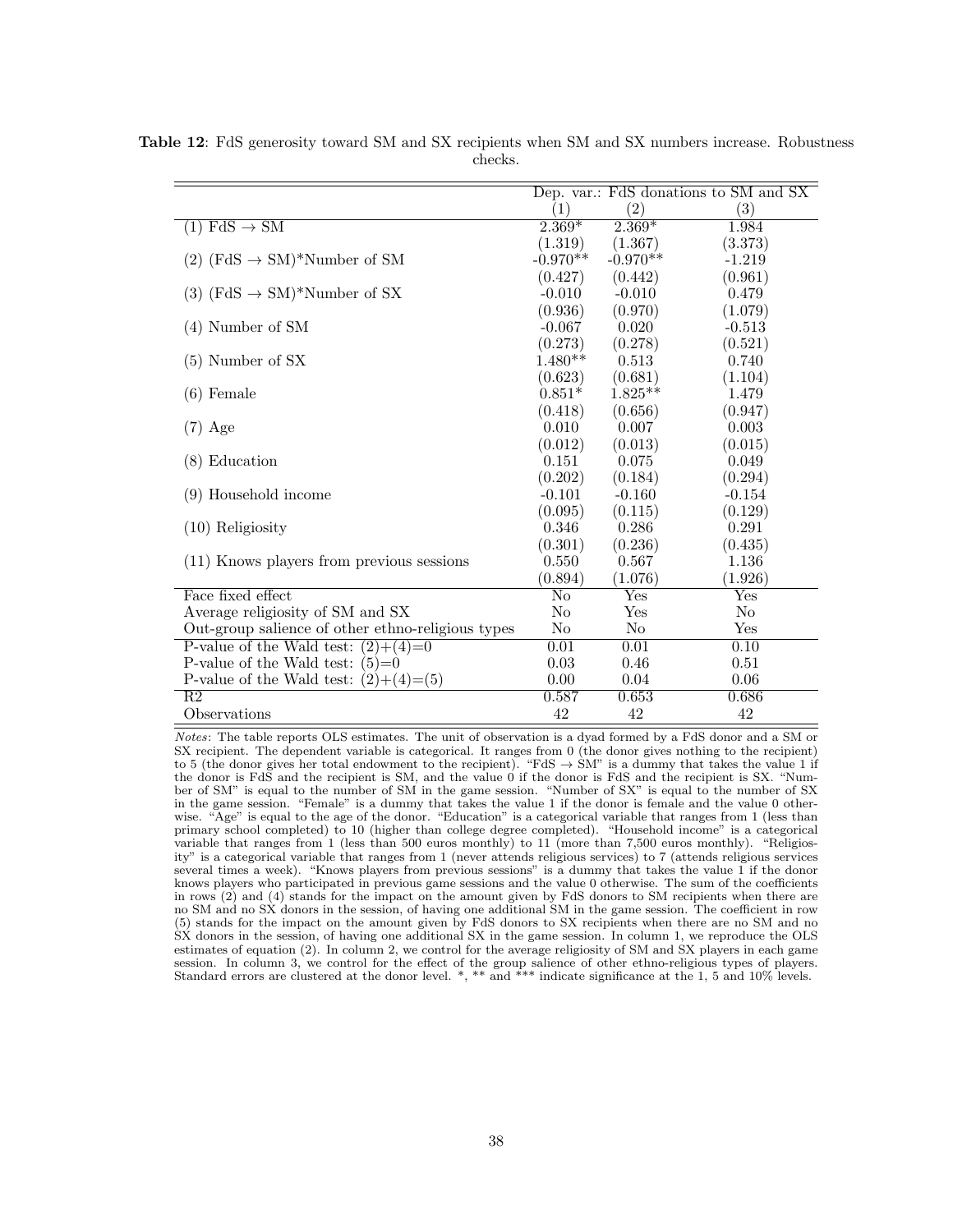**Table 12**: FdS generosity toward SM and SX recipients when SM and SX numbers increase. Robustness checks.

| | Dep. var.: FdS donations to SM and SX | | |
|---|---|---|---|
| | (1) | (2) | (3) |
| (1) FdS → SM | 2.369* | 2.369* | 1.984 |
| | (1.319) | (1.367) | (3.373) |
| (2) (FdS → SM)*Number of SM | -0.970** | -0.970** | -1.219 |
| | (0.427) | (0.442) | (0.961) |
| (3) (FdS → SM)*Number of SX | -0.010 | -0.010 | 0.479 |
| | (0.936) | (0.970) | (1.079) |
| (4) Number of SM | -0.067 | 0.020 | -0.513 |
| | (0.273) | (0.278) | (0.521) |
| (5) Number of SX | 1.480** | 0.513 | 0.740 |
| | (0.623) | (0.681) | (1.104) |
| (6) Female | 0.851* | 1.825** | 1.479 |
| | (0.418) | (0.656) | (0.947) |
| (7) Age | 0.010 | 0.007 | 0.003 |
| | (0.012) | (0.013) | (0.015) |
| (8) Education | 0.151 | 0.075 | 0.049 |
| | (0.202) | (0.184) | (0.294) |
| (9) Household income | -0.101 | -0.160 | -0.154 |
| | (0.095) | (0.115) | (0.129) |
| (10) Religiosity | 0.346 | 0.286 | 0.291 |
| | (0.301) | (0.236) | (0.435) |
| (11) Knows players from previous sessions | 0.550 | 0.567 | 1.136 |
| | (0.894) | (1.076) | (1.926) |
| Face fixed effect | No | Yes | Yes |
| Average religiosity of SM and SX | No | Yes | No |
| Out-group salience of other ethno-religious types | No | No | Yes |
| P-value of the Wald test: (2)+(4)=0 | 0.01 | 0.01 | 0.10 |
| P-value of the Wald test: (5)=0 | 0.03 | 0.46 | 0.51 |
| P-value of the Wald test: (2)+(4)=(5) | 0.00 | 0.04 | 0.06 |
| R2 | 0.587 | 0.653 | 0.686 |
| Observations | 42 | 42 | 42 |

*Notes*: The table reports OLS estimates. The unit of observation is a dyad formed by a FdS donor and a SM or SX recipient. The dependent variable is categorical. It ranges from 0 (the donor gives nothing to the recipient) to 5 (the donor gives her total endowment to the recipient). "FdS → SM" is a dummy that takes the value 1 if the donor is FdS and the recipient is SM, and the value 0 if the donor is FdS and the recipient is SX. "Number of SM" is equal to the number of SM in the game session. "Number of SX" is equal to the number of SX in the game session. "Female" is a dummy that takes the value 1 if the donor is female and the value 0 otherwise. "Age" is equal to the age of the donor. "Education" is a categorical variable that ranges from 1 (less than primary school completed) to 10 (higher than college degree completed). "Household income" is a categorical variable that ranges from 1 (less than 500 euros monthly) to 11 (more than 7,500 euros monthly). "Religiosity" is a categorical variable that ranges from 1 (never attends religious services) to 7 (attends religious services several times a week). "Knows players from previous sessions" is a dummy that takes the value 1 if the donor knows players who participated in previous game sessions and the value 0 otherwise. The sum of the coefficients in rows (2) and (4) stands for the impact on the amount given by FdS donors to SM recipients when there are no SM and no SX donors in the session, of having one additional SM in the game session. The coefficient in row (5) stands for the impact on the amount given by FdS donors to SX recipients when there are no SM and no SX donors in the session, of having one additional SX in the game session. In column 1, we reproduce the OLS estimates of equation (2). In column 2, we control for the average religiosity of SM and SX players in each game session. In column 3, we control for the effect of the group salience of other ethno-religious types of players. Standard errors are clustered at the donor level. *, ** and *** indicate significance at the 1, 5 and 10% levels.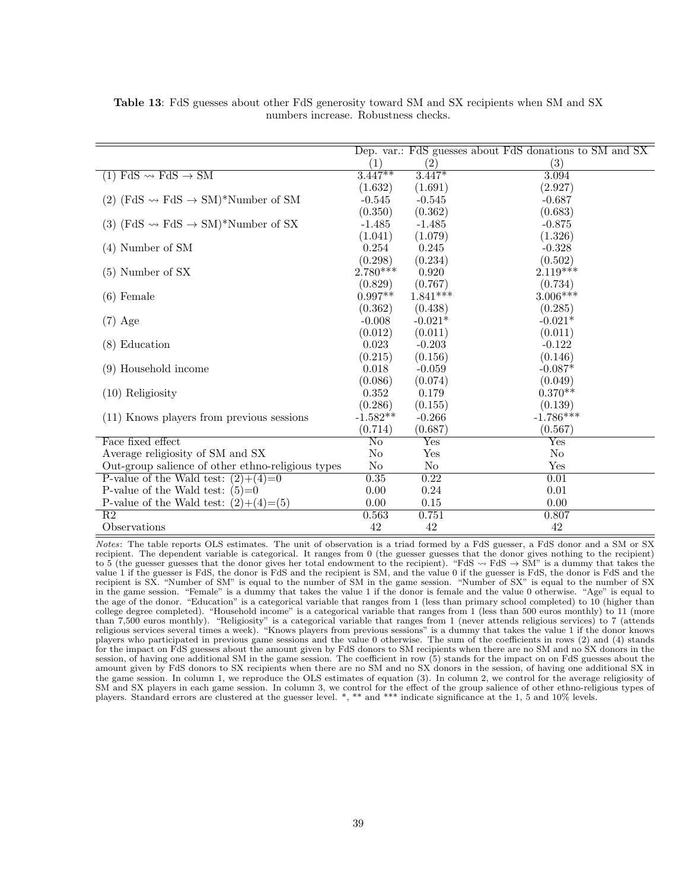**Table 13**: FdS guesses about other FdS generosity toward SM and SX recipients when SM and SX numbers increase. Robustness checks.

| | Dep. var.: FdS guesses about FdS donations to SM and SX | | |
|---|---|---|---|
| | (1) | (2) | (3) |
| (1) FdS $\rightsquigarrow$ FdS $\rightarrow$ SM | 3.447** | 3.447* | 3.094 |
| | (1.632) | (1.691) | (2.927) |
| (2) (FdS $\rightsquigarrow$ FdS $\rightarrow$ SM)*Number of SM | -0.545 | -0.545 | -0.687 |
| | (0.350) | (0.362) | (0.683) |
| (3) (FdS $\rightsquigarrow$ FdS $\rightarrow$ SM)*Number of SX | -1.485 | -1.485 | -0.875 |
| | (1.041) | (1.079) | (1.326) |
| (4) Number of SM | 0.254 | 0.245 | -0.328 |
| | (0.298) | (0.234) | (0.502) |
| (5) Number of SX | 2.780*** | 0.920 | 2.119*** |
| | (0.829) | (0.767) | (0.734) |
| (6) Female | 0.997** | 1.841*** | 3.006*** |
| | (0.362) | (0.438) | (0.285) |
| (7) Age | -0.008 | -0.021* | -0.021* |
| | (0.012) | (0.011) | (0.011) |
| (8) Education | 0.023 | -0.203 | -0.122 |
| | (0.215) | (0.156) | (0.146) |
| (9) Household income | 0.018 | -0.059 | -0.087* |
| | (0.086) | (0.074) | (0.049) |
| (10) Religiosity | 0.352 | 0.179 | 0.370** |
| | (0.286) | (0.155) | (0.139) |
| (11) Knows players from previous sessions | -1.582** | -0.266 | -1.786*** |
| | (0.714) | (0.687) | (0.567) |
| Face fixed effect | No | Yes | Yes |
| Average religiosity of SM and SX | No | Yes | No |
| Out-group salience of other ethno-religious types | No | No | Yes |
| P-value of the Wald test: (2)+(4)=0 | 0.35 | 0.22 | 0.01 |
| P-value of the Wald test: (5)=0 | 0.00 | 0.24 | 0.01 |
| P-value of the Wald test: (2)+(4)=(5) | 0.00 | 0.15 | 0.00 |
| R2 | 0.563 | 0.751 | 0.807 |
| Observations | 42 | 42 | 42 |

*Notes*: The table reports OLS estimates. The unit of observation is a triad formed by a FdS guesser, a FdS donor and a SM or SX recipient. The dependent variable is categorical. It ranges from 0 (the guesser guesses that the donor gives nothing to the recipient) to 5 (the guesser guesses that the donor gives her total endowment to the recipient). "FdS $\rightsquigarrow$ FdS $\rightarrow$ SM" is a dummy that takes the value 1 if the guesser is FdS, the donor is FdS and the recipient is SM, and the value 0 if the guesser is FdS, the donor is FdS and the recipient is SX. "Number of SM" is equal to the number of SM in the game session. "Number of SX" is equal to the number of SX in the game session. "Female" is a dummy that takes the value 1 if the donor is female and the value 0 otherwise. "Age" is equal to the age of the donor. "Education" is a categorical variable that ranges from 1 (less than primary school completed) to 10 (higher than college degree completed). "Household income" is a categorical variable that ranges from 1 (less than 500 euros monthly) to 11 (more than 7,500 euros monthly). "Religiosity" is a categorical variable that ranges from 1 (never attends religious services) to 7 (attends religious services several times a week). "Knows players from previous sessions" is a dummy that takes the value 1 if the donor knows players who participated in previous game sessions and the value 0 otherwise. The sum of the coefficients in rows (2) and (4) stands for the impact on FdS guesses about the amount given by FdS donors to SM recipients when there are no SM and no SX donors in the session, of having one additional SM in the game session. The coefficient in row (5) stands for the impact on on FdS guesses about the amount given by FdS donors to SX recipients when there are no SM and no SX donors in the session, of having one additional SX in the game session. In column 1, we reproduce the OLS estimates of equation (3). In column 2, we control for the average religiosity of SM and SX players in each game session. In column 3, we control for the effect of the group salience of other ethno-religious types of players. Standard errors are clustered at the guesser level. *, ** and *** indicate significance at the 1, 5 and 10% levels.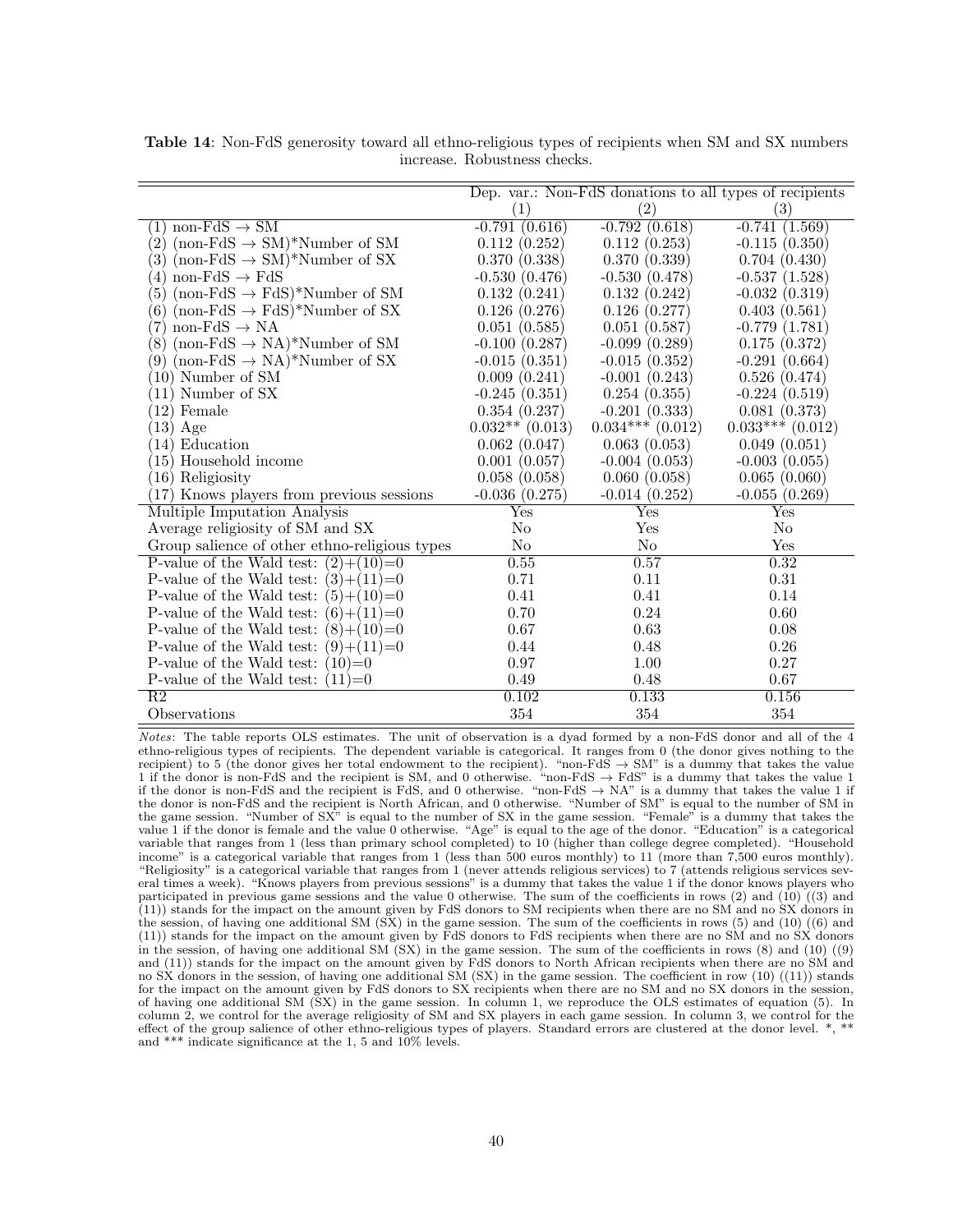**Table 14**: Non-FdS generosity toward all ethno-religious types of recipients when SM and SX numbers increase. Robustness checks.

| | Dep. var.: Non-FdS donations to all types of recipients | | |
|---|---|---|---|
| | (1) | (2) | (3) |
| (1) non-FdS → SM | -0.791 (0.616) | -0.792 (0.618) | -0.741 (1.569) |
| (2) (non-FdS → SM)*Number of SM | 0.112 (0.252) | 0.112 (0.253) | -0.115 (0.350) |
| (3) (non-FdS → SM)*Number of SX | 0.370 (0.338) | 0.370 (0.339) | 0.704 (0.430) |
| (4) non-FdS → FdS | -0.530 (0.476) | -0.530 (0.478) | -0.537 (1.528) |
| (5) (non-FdS → FdS)*Number of SM | 0.132 (0.241) | 0.132 (0.242) | -0.032 (0.319) |
| (6) (non-FdS → FdS)*Number of SX | 0.126 (0.276) | 0.126 (0.277) | 0.403 (0.561) |
| (7) non-FdS → NA | 0.051 (0.585) | 0.051 (0.587) | -0.779 (1.781) |
| (8) (non-FdS → NA)*Number of SM | -0.100 (0.287) | -0.099 (0.289) | 0.175 (0.372) |
| (9) (non-FdS → NA)*Number of SX | -0.015 (0.351) | -0.015 (0.352) | -0.291 (0.664) |
| (10) Number of SM | 0.009 (0.241) | -0.001 (0.243) | 0.526 (0.474) |
| (11) Number of SX | -0.245 (0.351) | 0.254 (0.355) | -0.224 (0.519) |
| (12) Female | 0.354 (0.237) | -0.201 (0.333) | 0.081 (0.373) |
| (13) Age | 0.032** (0.013) | 0.034*** (0.012) | 0.033*** (0.012) |
| (14) Education | 0.062 (0.047) | 0.063 (0.053) | 0.049 (0.051) |
| (15) Household income | 0.001 (0.057) | -0.004 (0.053) | -0.003 (0.055) |
| (16) Religiosity | 0.058 (0.058) | 0.060 (0.058) | 0.065 (0.060) |
| (17) Knows players from previous sessions | -0.036 (0.275) | -0.014 (0.252) | -0.055 (0.269) |
| Multiple Imputation Analysis | Yes | Yes | Yes |
| Average religiosity of SM and SX | No | Yes | No |
| Group salience of other ethno-religious types | No | No | Yes |
| P-value of the Wald test: (2)+(10)=0 | 0.55 | 0.57 | 0.32 |
| P-value of the Wald test: (3)+(11)=0 | 0.71 | 0.11 | 0.31 |
| P-value of the Wald test: (5)+(10)=0 | 0.41 | 0.41 | 0.14 |
| P-value of the Wald test: (6)+(11)=0 | 0.70 | 0.24 | 0.60 |
| P-value of the Wald test: (8)+(10)=0 | 0.67 | 0.63 | 0.08 |
| P-value of the Wald test: (9)+(11)=0 | 0.44 | 0.48 | 0.26 |
| P-value of the Wald test: (10)=0 | 0.97 | 1.00 | 0.27 |
| P-value of the Wald test: (11)=0 | 0.49 | 0.48 | 0.67 |
| R2 | 0.102 | 0.133 | 0.156 |
| Observations | 354 | 354 | 354 |

*Notes*: The table reports OLS estimates. The unit of observation is a dyad formed by a non-FdS donor and all of the 4 ethno-religious types of recipients. The dependent variable is categorical. It ranges from 0 (the donor gives nothing to the recipient) to 5 (the donor gives her total endowment to the recipient). "non-FdS → SM" is a dummy that takes the value 1 if the donor is non-FdS and the recipient is SM, and 0 otherwise. "non-FdS → FdS" is a dummy that takes the value 1 if the donor is non-FdS and the recipient is FdS, and 0 otherwise. "non-FdS → NA" is a dummy that takes the value 1 if the donor is non-FdS and the recipient is North African, and 0 otherwise. "Number of SM" is equal to the number of SM in the game session. "Number of SX" is equal to the number of SX in the game session. "Female" is a dummy that takes the value 1 if the donor is female and the value 0 otherwise. "Age" is equal to the age of the donor. "Education" is a categorical variable that ranges from 1 (less than primary school completed) to 10 (higher than college degree completed). "Household income" is a categorical variable that ranges from 1 (less than 500 euros monthly) to 11 (more than 7,500 euros monthly). "Religiosity" is a categorical variable that ranges from 1 (never attends religious services) to 7 (attends religious services several times a week). "Knows players from previous sessions" is a dummy that takes the value 1 if the donor knows players who participated in previous game sessions and the value 0 otherwise. The sum of the coefficients in rows (2) and (10) ((3) and (11)) stands for the impact on the amount given by FdS donors to SM recipients when there are no SM and no SX donors in the session, of having one additional SM (SX) in the game session. The sum of the coefficients in rows (5) and (10) ((6) and (11)) stands for the impact on the amount given by FdS donors to FdS recipients when there are no SM and no SX donors in the session, of having one additional SM (SX) in the game session. The sum of the coefficients in rows (8) and (10) ((9) and (11)) stands for the impact on the amount given by FdS donors to North African recipients when there are no SM and no SX donors in the session, of having one additional SM (SX) in the game session. The coefficient in row (10) ((11)) stands for the impact on the amount given by FdS donors to SX recipients when there are no SM and no SX donors in the session, of having one additional SM (SX) in the game session. In column 1, we reproduce the OLS estimates of equation (5). In column 2, we control for the average religiosity of SM and SX players in each game session. In column 3, we control for the effect of the group salience of other ethno-religious types of players. Standard errors are clustered at the donor level. *, ** and *** indicate significance at the 1, 5 and 10% levels.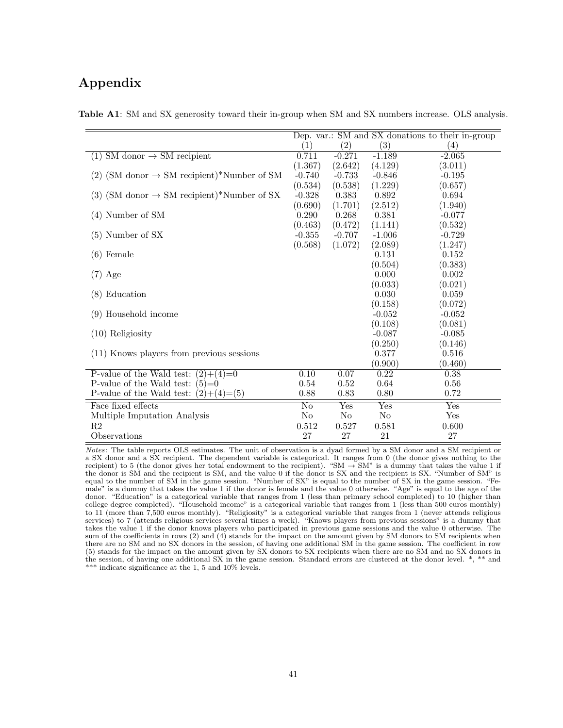# Appendix

**Table A1**: SM and SX generosity toward their in-group when SM and SX numbers increase. OLS analysis.

| | Dep. var.: SM and SX donations to their in-group | | | |
|---|---|---|---|---|
| | (1) | (2) | (3) | (4) |
| (1) SM donor → SM recipient | 0.711 | -0.271 | -1.189 | -2.065 |
| | (1.367) | (2.642) | (4.129) | (3.011) |
| (2) (SM donor → SM recipient)*Number of SM | -0.740 | -0.733 | -0.846 | -0.195 |
| | (0.534) | (0.538) | (1.229) | (0.657) |
| (3) (SM donor → SM recipient)*Number of SX | -0.328 | 0.383 | 0.892 | 0.694 |
| | (0.690) | (1.701) | (2.512) | (1.940) |
| (4) Number of SM | 0.290 | 0.268 | 0.381 | -0.077 |
| | (0.463) | (0.472) | (1.141) | (0.532) |
| (5) Number of SX | -0.355 | -0.707 | -1.006 | -0.729 |
| | (0.568) | (1.072) | (2.089) | (1.247) |
| (6) Female | | | 0.131 | 0.152 |
| | | | (0.504) | (0.383) |
| (7) Age | | | 0.000 | 0.002 |
| | | | (0.033) | (0.021) |
| (8) Education | | | 0.030 | 0.059 |
| | | | (0.158) | (0.072) |
| (9) Household income | | | -0.052 | -0.052 |
| | | | (0.108) | (0.081) |
| (10) Religiosity | | | -0.087 | -0.085 |
| | | | (0.250) | (0.146) |
| (11) Knows players from previous sessions | | | 0.377 | 0.516 |
| | | | (0.900) | (0.460) |
| P-value of the Wald test: (2)+(4)=0 | 0.10 | 0.07 | 0.22 | 0.38 |
| P-value of the Wald test: (5)=0 | 0.54 | 0.52 | 0.64 | 0.56 |
| P-value of the Wald test: (2)+(4)=(5) | 0.88 | 0.83 | 0.80 | 0.72 |
| Face fixed effects | No | Yes | Yes | Yes |
| Multiple Imputation Analysis | No | No | No | Yes |
| R2 | 0.512 | 0.527 | 0.581 | 0.600 |
| Observations | 27 | 27 | 21 | 27 |

*Notes*: The table reports OLS estimates. The unit of observation is a dyad formed by a SM donor and a SM recipient or a SX donor and a SX recipient. The dependent variable is categorical. It ranges from 0 (the donor gives nothing to the recipient) to 5 (the donor gives her total endowment to the recipient). "SM → SM" is a dummy that takes the value 1 if the donor is SM and the recipient is SM, and the value 0 if the donor is SX and the recipient is SX. "Number of SM" is equal to the number of SM in the game session. "Number of SX" is equal to the number of SX in the game session. "Female" is a dummy that takes the value 1 if the donor is female and the value 0 otherwise. "Age" is equal to the age of the donor. "Education" is a categorical variable that ranges from 1 (less than primary school completed) to 10 (higher than college degree completed). "Household income" is a categorical variable that ranges from 1 (less than 500 euros monthly) to 11 (more than 7,500 euros monthly). "Religiosity" is a categorical variable that ranges from 1 (never attends religious services) to 7 (attends religious services several times a week). "Knows players from previous sessions" is a dummy that takes the value 1 if the donor knows players who participated in previous game sessions and the value 0 otherwise. The sum of the coefficients in rows (2) and (4) stands for the impact on the amount given by SM donors to SM recipients when there are no SM and no SX donors in the session, of having one additional SM in the game session. The coefficient in row (5) stands for the impact on the amount given by SX donors to SX recipients when there are no SM and no SX donors in the session, of having one additional SX in the game session. Standard errors are clustered at the donor level. *, ** and *** indicate significance at the 1, 5 and 10% levels.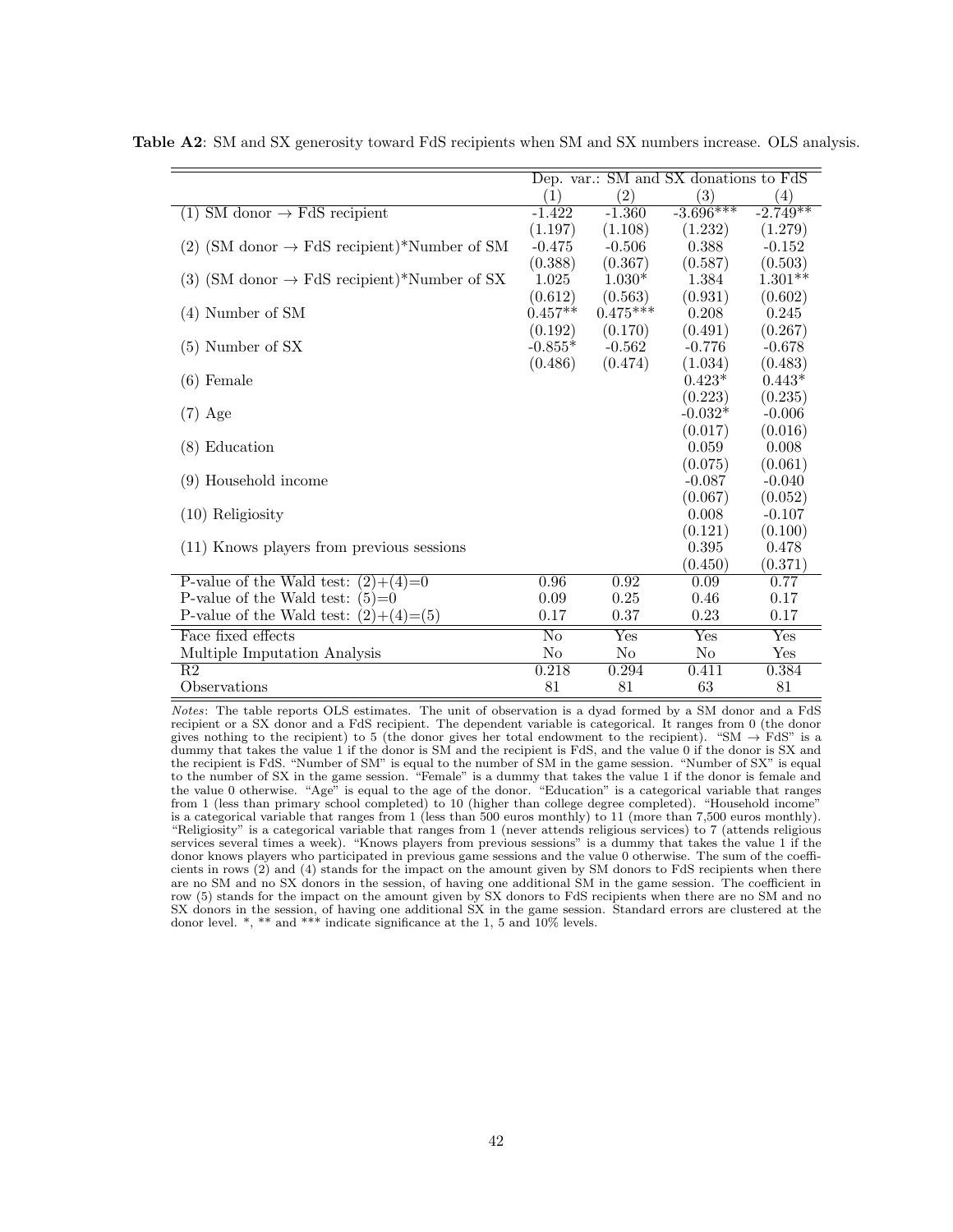**Table A2**: SM and SX generosity toward FdS recipients when SM and SX numbers increase. OLS analysis.

| | Dep. var.: SM and SX donations to FdS | | | |
|---|---|---|---|---|
| | (1) | (2) | (3) | (4) |
| (1) SM donor → FdS recipient | -1.422 | -1.360 | -3.696*** | -2.749** |
| | (1.197) | (1.108) | (1.232) | (1.279) |
| (2) (SM donor → FdS recipient)*Number of SM | -0.475 | -0.506 | 0.388 | -0.152 |
| | (0.388) | (0.367) | (0.587) | (0.503) |
| (3) (SM donor → FdS recipient)*Number of SX | 1.025 | 1.030* | 1.384 | 1.301** |
| | (0.612) | (0.563) | (0.931) | (0.602) |
| (4) Number of SM | 0.457** | 0.475*** | 0.208 | 0.245 |
| | (0.192) | (0.170) | (0.491) | (0.267) |
| (5) Number of SX | -0.855* | -0.562 | -0.776 | -0.678 |
| | (0.486) | (0.474) | (1.034) | (0.483) |
| (6) Female | | | 0.423* | 0.443* |
| | | | (0.223) | (0.235) |
| (7) Age | | | -0.032* | -0.006 |
| | | | (0.017) | (0.016) |
| (8) Education | | | 0.059 | 0.008 |
| | | | (0.075) | (0.061) |
| (9) Household income | | | -0.087 | -0.040 |
| | | | (0.067) | (0.052) |
| (10) Religiosity | | | 0.008 | -0.107 |
| | | | (0.121) | (0.100) |
| (11) Knows players from previous sessions | | | 0.395 | 0.478 |
| | | | (0.450) | (0.371) |
| P-value of the Wald test: (2)+(4)=0 | 0.96 | 0.92 | 0.09 | 0.77 |
| P-value of the Wald test: (5)=0 | 0.09 | 0.25 | 0.46 | 0.17 |
| P-value of the Wald test: (2)+(4)=(5) | 0.17 | 0.37 | 0.23 | 0.17 |
| Face fixed effects | No | Yes | Yes | Yes |
| Multiple Imputation Analysis | No | No | No | Yes |
| R2 | 0.218 | 0.294 | 0.411 | 0.384 |
| Observations | 81 | 81 | 63 | 81 |

*Notes*: The table reports OLS estimates. The unit of observation is a dyad formed by a SM donor and a FdS recipient or a SX donor and a FdS recipient. The dependent variable is categorical. It ranges from 0 (the donor gives nothing to the recipient) to 5 (the donor gives her total endowment to the recipient). "SM → FdS" is a dummy that takes the value 1 if the donor is SM and the recipient is FdS, and the value 0 if the donor is SX and the recipient is FdS. "Number of SM" is equal to the number of SM in the game session. "Number of SX" is equal to the number of SX in the game session. "Female" is a dummy that takes the value 1 if the donor is female and the value 0 otherwise. "Age" is equal to the age of the donor. "Education" is a categorical variable that ranges from 1 (less than primary school completed) to 10 (higher than college degree completed). "Household income" is a categorical variable that ranges from 1 (less than 500 euros monthly) to 11 (more than 7,500 euros monthly). "Religiosity" is a categorical variable that ranges from 1 (never attends religious services) to 7 (attends religious services several times a week). "Knows players from previous sessions" is a dummy that takes the value 1 if the donor knows players who participated in previous game sessions and the value 0 otherwise. The sum of the coefficients in rows (2) and (4) stands for the impact on the amount given by SM donors to FdS recipients when there are no SM and no SX donors in the session, of having one additional SM in the game session. The coefficient in row (5) stands for the impact on the amount given by SX donors to FdS recipients when there are no SM and no SX donors in the session, of having one additional SX in the game session. Standard errors are clustered at the donor level. *, ** and *** indicate significance at the 1, 5 and 10% levels.